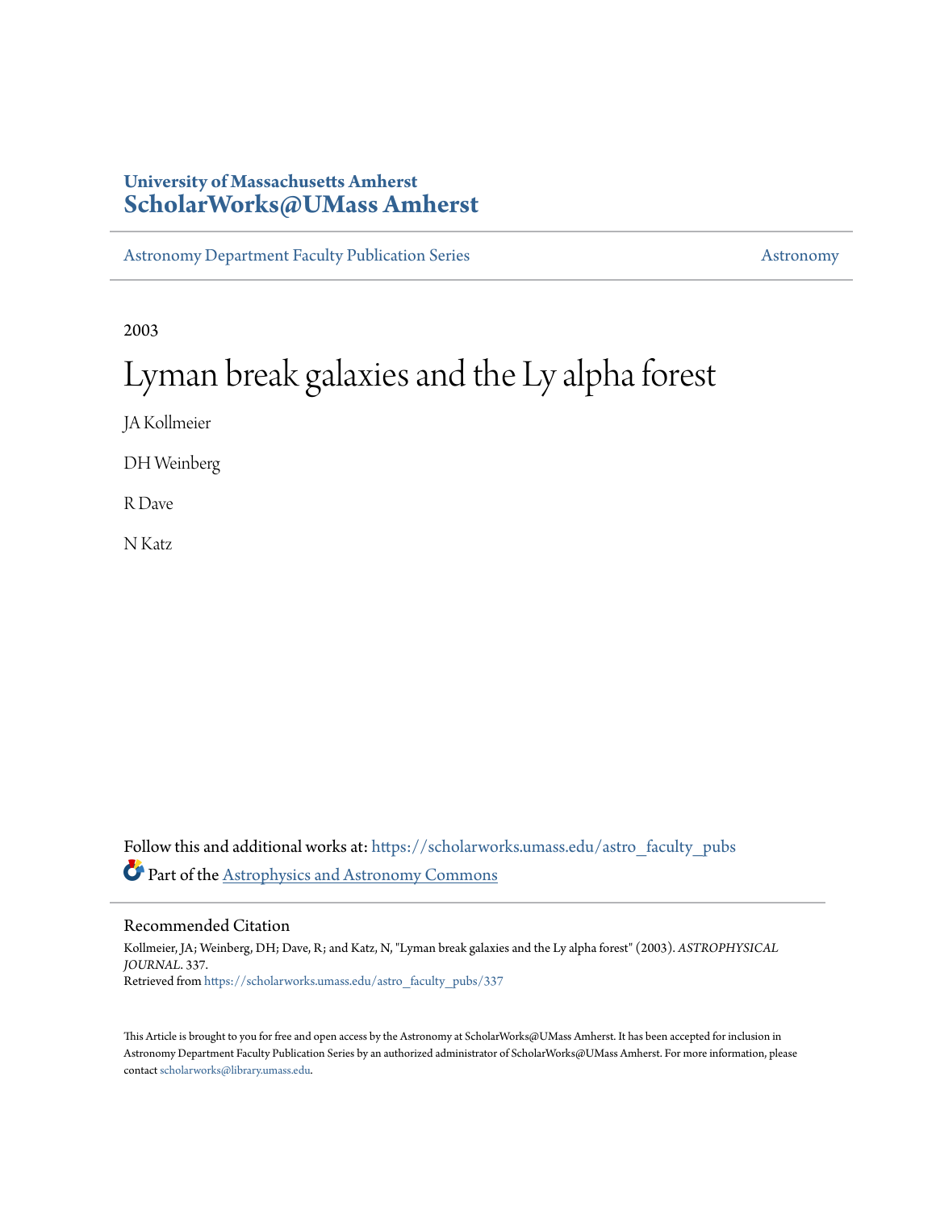University of Massachusetts Amherst
**ScholarWorks@UMass Amherst**

Astronomy Department Faculty Publication Series | Astronomy

2003

# Lyman break galaxies and the Ly alpha forest

JA Kollmeier

DH Weinberg

R Dave

N Katz

Follow this and additional works at: https://scholarworks.umass.edu/astro_faculty_pubs

Part of the Astrophysics and Astronomy Commons

## Recommended Citation

Kollmeier, JA; Weinberg, DH; Dave, R; and Katz, N, "Lyman break galaxies and the Ly alpha forest" (2003). *ASTROPHYSICAL JOURNAL*. 337.
Retrieved from https://scholarworks.umass.edu/astro_faculty_pubs/337

This Article is brought to you for free and open access by the Astronomy at ScholarWorks@UMass Amherst. It has been accepted for inclusion in Astronomy Department Faculty Publication Series by an authorized administrator of ScholarWorks@UMass Amherst. For more information, please contact scholarworks@library.umass.edu.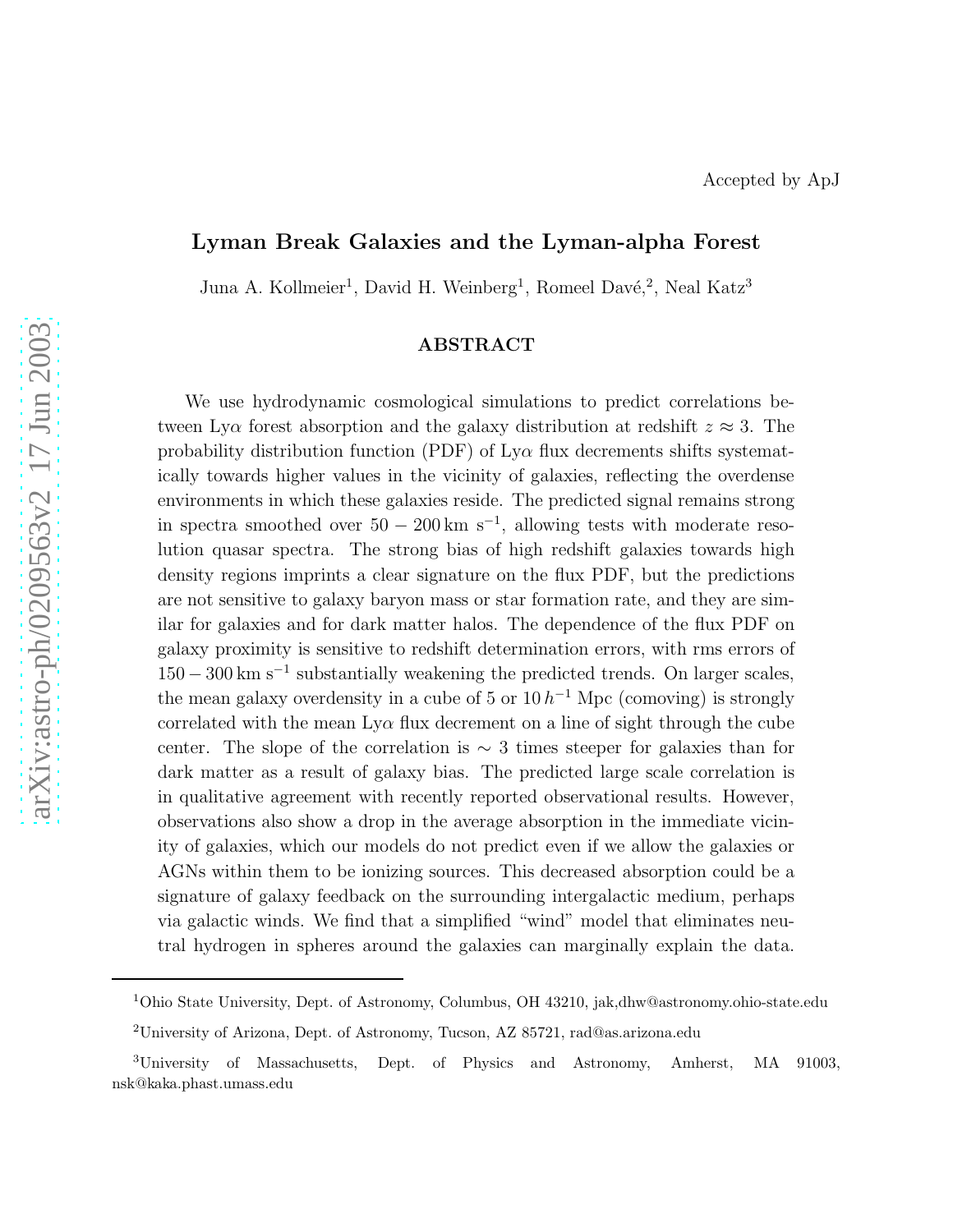Accepted by ApJ

# Lyman Break Galaxies and the Lyman-alpha Forest

Juna A. Kollmeier[1], David H. Weinberg[1], Romeel Davé,[2], Neal Katz[3]

## ABSTRACT

We use hydrodynamic cosmological simulations to predict correlations between Ly$\alpha$ forest absorption and the galaxy distribution at redshift $z \approx 3$. The probability distribution function (PDF) of Ly$\alpha$ flux decrements shifts systematically towards higher values in the vicinity of galaxies, reflecting the overdense environments in which these galaxies reside. The predicted signal remains strong in spectra smoothed over $50 - 200\,\mathrm{km\ s^{-1}}$, allowing tests with moderate resolution quasar spectra. The strong bias of high redshift galaxies towards high density regions imprints a clear signature on the flux PDF, but the predictions are not sensitive to galaxy baryon mass or star formation rate, and they are similar for galaxies and for dark matter halos. The dependence of the flux PDF on galaxy proximity is sensitive to redshift determination errors, with rms errors of $150 - 300\,\mathrm{km\ s^{-1}}$ substantially weakening the predicted trends. On larger scales, the mean galaxy overdensity in a cube of 5 or $10\,h^{-1}$ Mpc (comoving) is strongly correlated with the mean Ly$\alpha$ flux decrement on a line of sight through the cube center. The slope of the correlation is $\sim 3$ times steeper for galaxies than for dark matter as a result of galaxy bias. The predicted large scale correlation is in qualitative agreement with recently reported observational results. However, observations also show a drop in the average absorption in the immediate vicinity of galaxies, which our models do not predict even if we allow the galaxies or AGNs within them to be ionizing sources. This decreased absorption could be a signature of galaxy feedback on the surrounding intergalactic medium, perhaps via galactic winds. We find that a simplified "wind" model that eliminates neutral hydrogen in spheres around the galaxies can marginally explain the data.

[1]Ohio State University, Dept. of Astronomy, Columbus, OH 43210, jak,dhw@astronomy.ohio-state.edu

[2]University of Arizona, Dept. of Astronomy, Tucson, AZ 85721, rad@as.arizona.edu

[3]University of Massachusetts, Dept. of Physics and Astronomy, Amherst, MA 91003, nsk@kaka.phast.umass.edu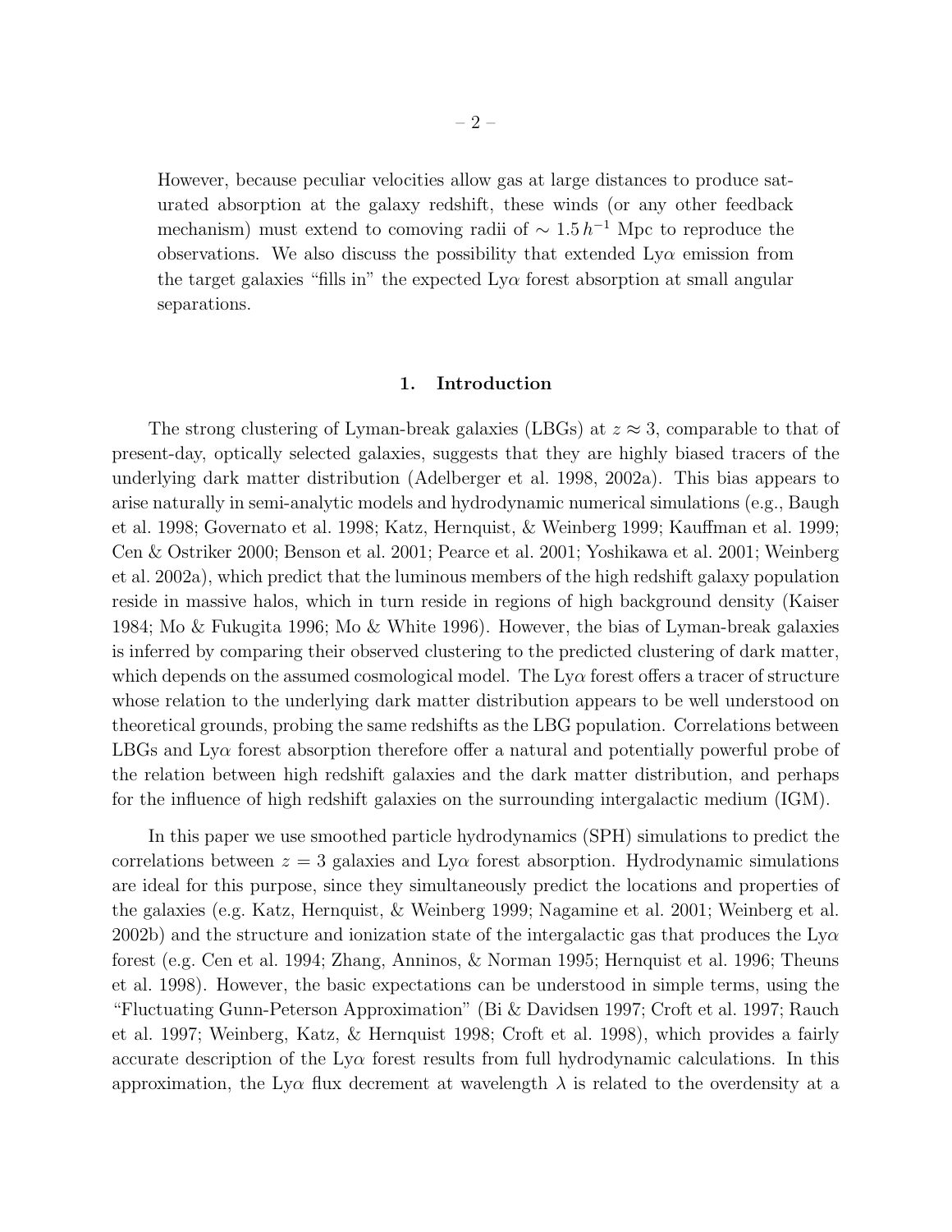However, because peculiar velocities allow gas at large distances to produce saturated absorption at the galaxy redshift, these winds (or any other feedback mechanism) must extend to comoving radii of $\sim 1.5\,h^{-1}$ Mpc to reproduce the observations. We also discuss the possibility that extended Ly$\alpha$ emission from the target galaxies "fills in" the expected Ly$\alpha$ forest absorption at small angular separations.

## 1. Introduction

The strong clustering of Lyman-break galaxies (LBGs) at $z \approx 3$, comparable to that of present-day, optically selected galaxies, suggests that they are highly biased tracers of the underlying dark matter distribution (Adelberger et al. 1998, 2002a). This bias appears to arise naturally in semi-analytic models and hydrodynamic numerical simulations (e.g., Baugh et al. 1998; Governato et al. 1998; Katz, Hernquist, & Weinberg 1999; Kauffman et al. 1999; Cen & Ostriker 2000; Benson et al. 2001; Pearce et al. 2001; Yoshikawa et al. 2001; Weinberg et al. 2002a), which predict that the luminous members of the high redshift galaxy population reside in massive halos, which in turn reside in regions of high background density (Kaiser 1984; Mo & Fukugita 1996; Mo & White 1996). However, the bias of Lyman-break galaxies is inferred by comparing their observed clustering to the predicted clustering of dark matter, which depends on the assumed cosmological model. The Ly$\alpha$ forest offers a tracer of structure whose relation to the underlying dark matter distribution appears to be well understood on theoretical grounds, probing the same redshifts as the LBG population. Correlations between LBGs and Ly$\alpha$ forest absorption therefore offer a natural and potentially powerful probe of the relation between high redshift galaxies and the dark matter distribution, and perhaps for the influence of high redshift galaxies on the surrounding intergalactic medium (IGM).

In this paper we use smoothed particle hydrodynamics (SPH) simulations to predict the correlations between $z = 3$ galaxies and Ly$\alpha$ forest absorption. Hydrodynamic simulations are ideal for this purpose, since they simultaneously predict the locations and properties of the galaxies (e.g. Katz, Hernquist, & Weinberg 1999; Nagamine et al. 2001; Weinberg et al. 2002b) and the structure and ionization state of the intergalactic gas that produces the Ly$\alpha$ forest (e.g. Cen et al. 1994; Zhang, Anninos, & Norman 1995; Hernquist et al. 1996; Theuns et al. 1998). However, the basic expectations can be understood in simple terms, using the "Fluctuating Gunn-Peterson Approximation" (Bi & Davidsen 1997; Croft et al. 1997; Rauch et al. 1997; Weinberg, Katz, & Hernquist 1998; Croft et al. 1998), which provides a fairly accurate description of the Ly$\alpha$ forest results from full hydrodynamic calculations. In this approximation, the Ly$\alpha$ flux decrement at wavelength $\lambda$ is related to the overdensity at a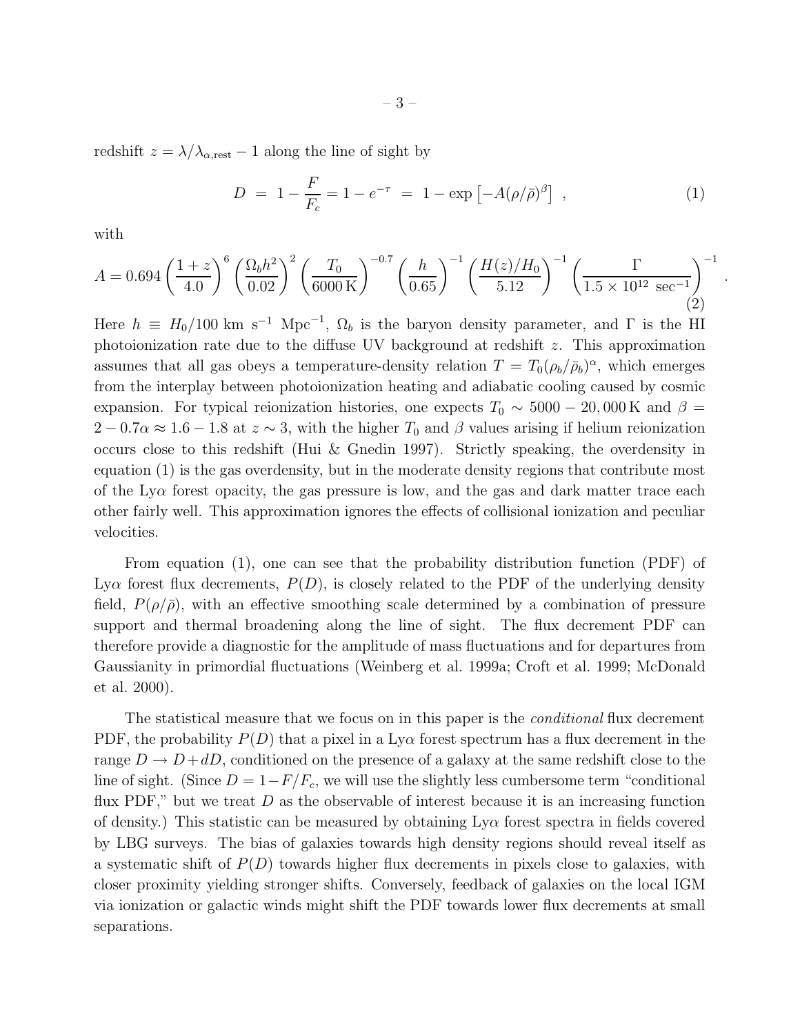redshift $z = \lambda/\lambda_{\alpha,\rm rest} - 1$ along the line of sight by

$$D \; = \; 1 - \frac{F}{F_c} = 1 - e^{-\tau} \; = \; 1 - \exp\left[-A(\rho/\bar{\rho})^{\beta}\right] \;, \tag{1}$$

with

$$A = 0.694 \left(\frac{1+z}{4.0}\right)^{6} \left(\frac{\Omega_b h^2}{0.02}\right)^{2} \left(\frac{T_0}{6000\,\rm K}\right)^{-0.7} \left(\frac{h}{0.65}\right)^{-1} \left(\frac{H(z)/H_0}{5.12}\right)^{-1} \left(\frac{\Gamma}{1.5\times 10^{12}\ \rm sec^{-1}}\right)^{-1} . \tag{2}$$

Here $h \equiv H_0/100$ km s$^{-1}$ Mpc$^{-1}$, $\Omega_b$ is the baryon density parameter, and $\Gamma$ is the HI photoionization rate due to the diffuse UV background at redshift $z$. This approximation assumes that all gas obeys a temperature-density relation $T = T_0(\rho_b/\bar{\rho}_b)^{\alpha}$, which emerges from the interplay between photoionization heating and adiabatic cooling caused by cosmic expansion. For typical reionization histories, one expects $T_0 \sim 5000 - 20{,}000\,$K and $\beta = 2 - 0.7\alpha \approx 1.6 - 1.8$ at $z \sim 3$, with the higher $T_0$ and $\beta$ values arising if helium reionization occurs close to this redshift (Hui & Gnedin 1997). Strictly speaking, the overdensity in equation (1) is the gas overdensity, but in the moderate density regions that contribute most of the Ly$\alpha$ forest opacity, the gas pressure is low, and the gas and dark matter trace each other fairly well. This approximation ignores the effects of collisional ionization and peculiar velocities.

From equation (1), one can see that the probability distribution function (PDF) of Ly$\alpha$ forest flux decrements, $P(D)$, is closely related to the PDF of the underlying density field, $P(\rho/\bar{\rho})$, with an effective smoothing scale determined by a combination of pressure support and thermal broadening along the line of sight. The flux decrement PDF can therefore provide a diagnostic for the amplitude of mass fluctuations and for departures from Gaussianity in primordial fluctuations (Weinberg et al. 1999a; Croft et al. 1999; McDonald et al. 2000).

The statistical measure that we focus on in this paper is the *conditional* flux decrement PDF, the probability $P(D)$ that a pixel in a Ly$\alpha$ forest spectrum has a flux decrement in the range $D \rightarrow D + dD$, conditioned on the presence of a galaxy at the same redshift close to the line of sight. (Since $D = 1 - F/F_c$, we will use the slightly less cumbersome term "conditional flux PDF," but we treat $D$ as the observable of interest because it is an increasing function of density.) This statistic can be measured by obtaining Ly$\alpha$ forest spectra in fields covered by LBG surveys. The bias of galaxies towards high density regions should reveal itself as a systematic shift of $P(D)$ towards higher flux decrements in pixels close to galaxies, with closer proximity yielding stronger shifts. Conversely, feedback of galaxies on the local IGM via ionization or galactic winds might shift the PDF towards lower flux decrements at small separations.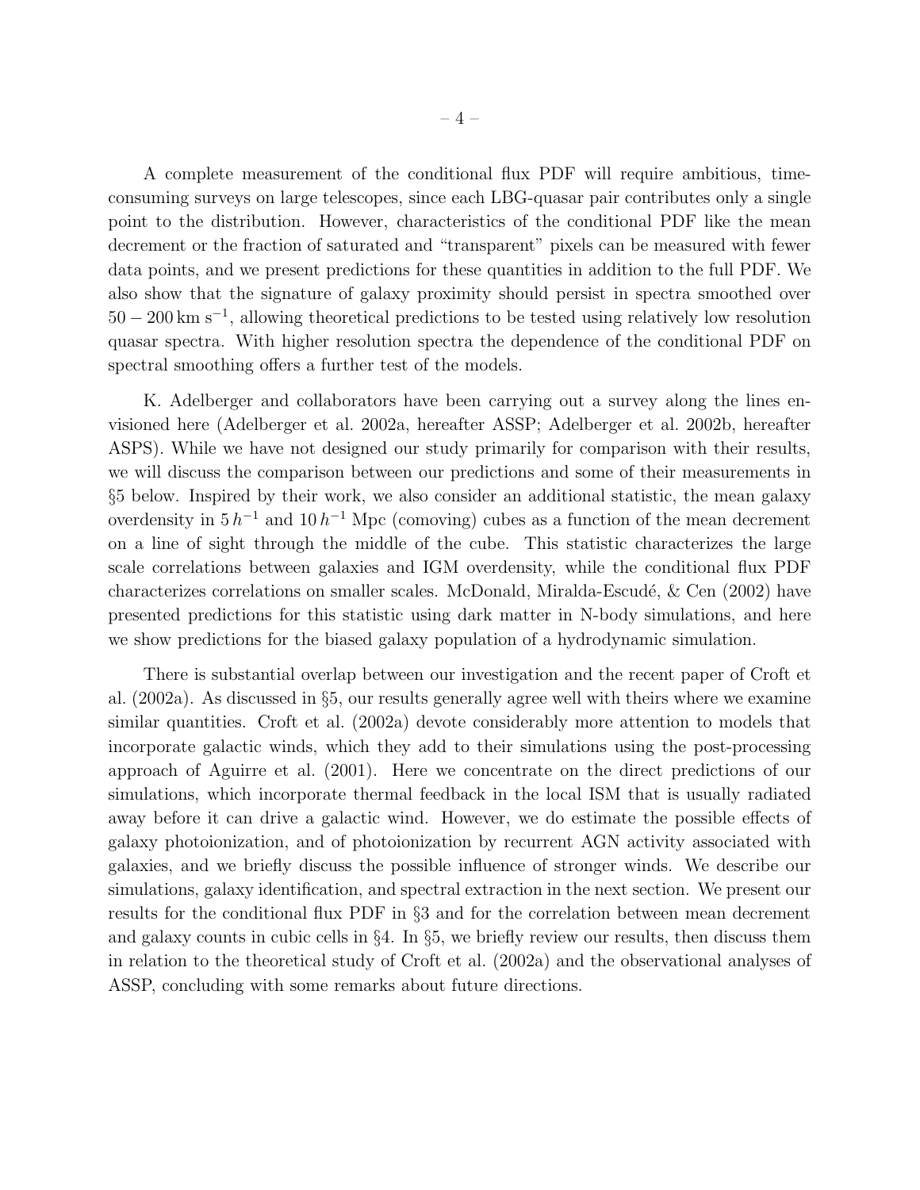A complete measurement of the conditional flux PDF will require ambitious, time-consuming surveys on large telescopes, since each LBG-quasar pair contributes only a single point to the distribution. However, characteristics of the conditional PDF like the mean decrement or the fraction of saturated and "transparent" pixels can be measured with fewer data points, and we present predictions for these quantities in addition to the full PDF. We also show that the signature of galaxy proximity should persist in spectra smoothed over $50 - 200\,\mathrm{km\ s}^{-1}$, allowing theoretical predictions to be tested using relatively low resolution quasar spectra. With higher resolution spectra the dependence of the conditional PDF on spectral smoothing offers a further test of the models.

K. Adelberger and collaborators have been carrying out a survey along the lines envisioned here (Adelberger et al. 2002a, hereafter ASSP; Adelberger et al. 2002b, hereafter ASPS). While we have not designed our study primarily for comparison with their results, we will discuss the comparison between our predictions and some of their measurements in §5 below. Inspired by their work, we also consider an additional statistic, the mean galaxy overdensity in $5\,h^{-1}$ and $10\,h^{-1}$ Mpc (comoving) cubes as a function of the mean decrement on a line of sight through the middle of the cube. This statistic characterizes the large scale correlations between galaxies and IGM overdensity, while the conditional flux PDF characterizes correlations on smaller scales. McDonald, Miralda-Escudé, & Cen (2002) have presented predictions for this statistic using dark matter in N-body simulations, and here we show predictions for the biased galaxy population of a hydrodynamic simulation.

There is substantial overlap between our investigation and the recent paper of Croft et al. (2002a). As discussed in §5, our results generally agree well with theirs where we examine similar quantities. Croft et al. (2002a) devote considerably more attention to models that incorporate galactic winds, which they add to their simulations using the post-processing approach of Aguirre et al. (2001). Here we concentrate on the direct predictions of our simulations, which incorporate thermal feedback in the local ISM that is usually radiated away before it can drive a galactic wind. However, we do estimate the possible effects of galaxy photoionization, and of photoionization by recurrent AGN activity associated with galaxies, and we briefly discuss the possible influence of stronger winds. We describe our simulations, galaxy identification, and spectral extraction in the next section. We present our results for the conditional flux PDF in §3 and for the correlation between mean decrement and galaxy counts in cubic cells in §4. In §5, we briefly review our results, then discuss them in relation to the theoretical study of Croft et al. (2002a) and the observational analyses of ASSP, concluding with some remarks about future directions.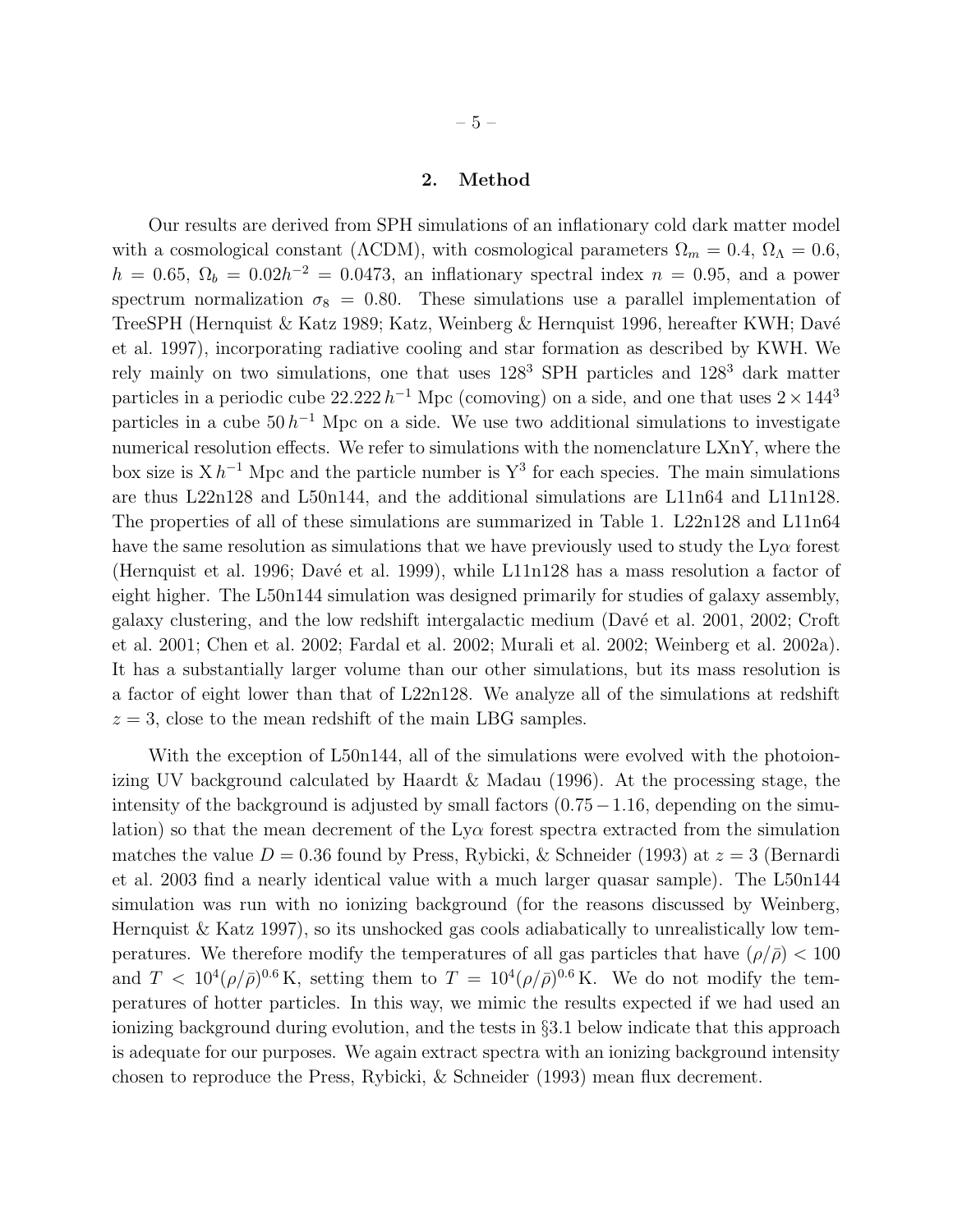## 2. Method

Our results are derived from SPH simulations of an inflationary cold dark matter model with a cosmological constant ($\Lambda$CDM), with cosmological parameters $\Omega_m = 0.4$, $\Omega_\Lambda = 0.6$, $h = 0.65$, $\Omega_b = 0.02h^{-2} = 0.0473$, an inflationary spectral index $n = 0.95$, and a power spectrum normalization $\sigma_8 = 0.80$. These simulations use a parallel implementation of TreeSPH (Hernquist & Katz 1989; Katz, Weinberg & Hernquist 1996, hereafter KWH; Davé et al. 1997), incorporating radiative cooling and star formation as described by KWH. We rely mainly on two simulations, one that uses $128^3$ SPH particles and $128^3$ dark matter particles in a periodic cube $22.222\,h^{-1}$ Mpc (comoving) on a side, and one that uses $2 \times 144^3$ particles in a cube $50\,h^{-1}$ Mpc on a side. We use two additional simulations to investigate numerical resolution effects. We refer to simulations with the nomenclature LXnY, where the box size is $\mathrm{X}\,h^{-1}$ Mpc and the particle number is $\mathrm{Y}^3$ for each species. The main simulations are thus L22n128 and L50n144, and the additional simulations are L11n64 and L11n128. The properties of all of these simulations are summarized in Table 1. L22n128 and L11n64 have the same resolution as simulations that we have previously used to study the Ly$\alpha$ forest (Hernquist et al. 1996; Davé et al. 1999), while L11n128 has a mass resolution a factor of eight higher. The L50n144 simulation was designed primarily for studies of galaxy assembly, galaxy clustering, and the low redshift intergalactic medium (Davé et al. 2001, 2002; Croft et al. 2001; Chen et al. 2002; Fardal et al. 2002; Murali et al. 2002; Weinberg et al. 2002a). It has a substantially larger volume than our other simulations, but its mass resolution is a factor of eight lower than that of L22n128. We analyze all of the simulations at redshift $z = 3$, close to the mean redshift of the main LBG samples.

With the exception of L50n144, all of the simulations were evolved with the photoionizing UV background calculated by Haardt & Madau (1996). At the processing stage, the intensity of the background is adjusted by small factors ($0.75 - 1.16$, depending on the simulation) so that the mean decrement of the Ly$\alpha$ forest spectra extracted from the simulation matches the value $D = 0.36$ found by Press, Rybicki, & Schneider (1993) at $z = 3$ (Bernardi et al. 2003 find a nearly identical value with a much larger quasar sample). The L50n144 simulation was run with no ionizing background (for the reasons discussed by Weinberg, Hernquist & Katz 1997), so its unshocked gas cools adiabatically to unrealistically low temperatures. We therefore modify the temperatures of all gas particles that have $(\rho/\bar{\rho}) < 100$ and $T < 10^4(\rho/\bar{\rho})^{0.6}\,\mathrm{K}$, setting them to $T = 10^4(\rho/\bar{\rho})^{0.6}\,\mathrm{K}$. We do not modify the temperatures of hotter particles. In this way, we mimic the results expected if we had used an ionizing background during evolution, and the tests in §3.1 below indicate that this approach is adequate for our purposes. We again extract spectra with an ionizing background intensity chosen to reproduce the Press, Rybicki, & Schneider (1993) mean flux decrement.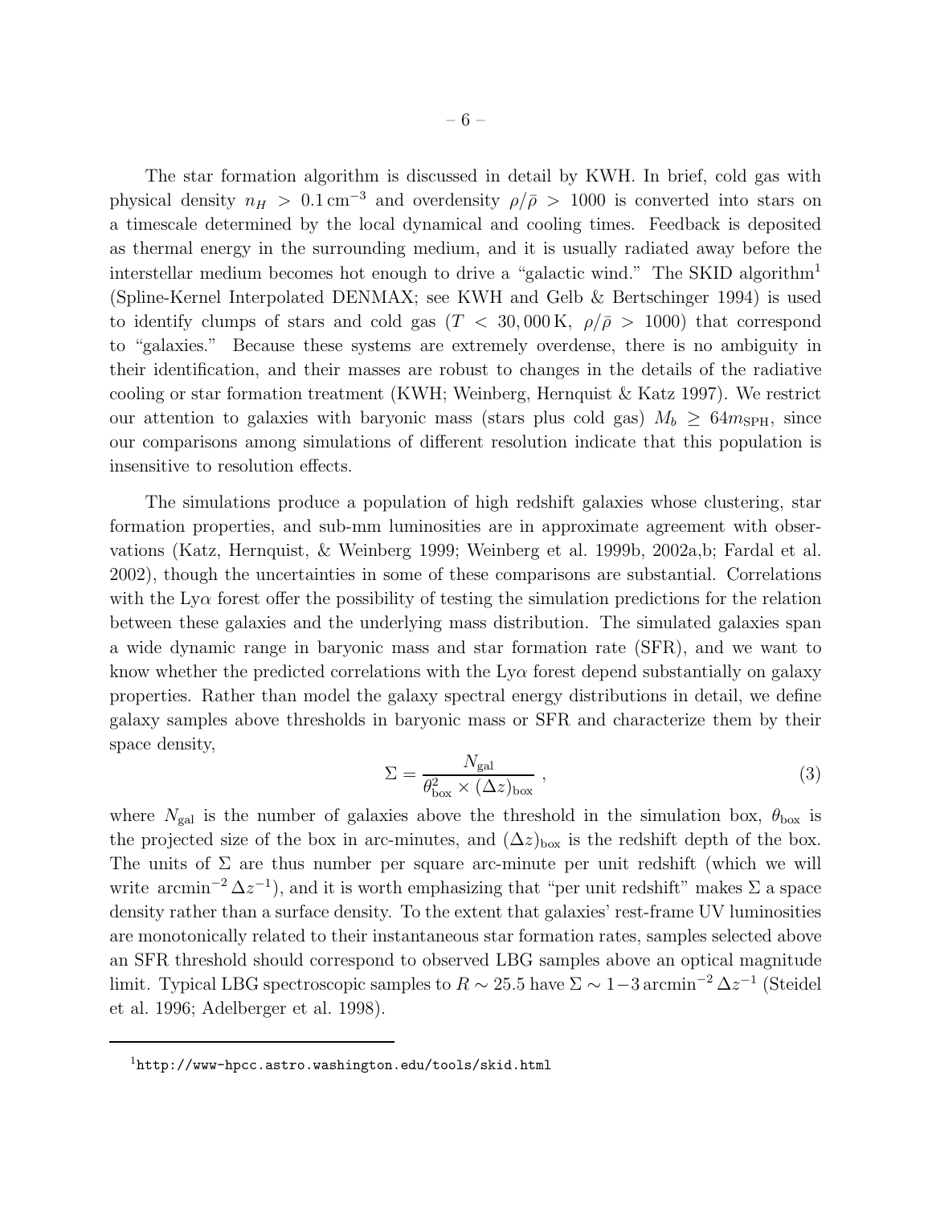The star formation algorithm is discussed in detail by KWH. In brief, cold gas with physical density $n_H > 0.1\,\mathrm{cm}^{-3}$ and overdensity $\rho/\bar{\rho} > 1000$ is converted into stars on a timescale determined by the local dynamical and cooling times. Feedback is deposited as thermal energy in the surrounding medium, and it is usually radiated away before the interstellar medium becomes hot enough to drive a "galactic wind." The SKID algorithm[1] (Spline-Kernel Interpolated DENMAX; see KWH and Gelb & Bertschinger 1994) is used to identify clumps of stars and cold gas ($T < 30,000\,\mathrm{K}$, $\rho/\bar{\rho} > 1000$) that correspond to "galaxies." Because these systems are extremely overdense, there is no ambiguity in their identification, and their masses are robust to changes in the details of the radiative cooling or star formation treatment (KWH; Weinberg, Hernquist & Katz 1997). We restrict our attention to galaxies with baryonic mass (stars plus cold gas) $M_b \geq 64 m_{\mathrm{SPH}}$, since our comparisons among simulations of different resolution indicate that this population is insensitive to resolution effects.

The simulations produce a population of high redshift galaxies whose clustering, star formation properties, and sub-mm luminosities are in approximate agreement with observations (Katz, Hernquist, & Weinberg 1999; Weinberg et al. 1999b, 2002a,b; Fardal et al. 2002), though the uncertainties in some of these comparisons are substantial. Correlations with the Ly$\alpha$ forest offer the possibility of testing the simulation predictions for the relation between these galaxies and the underlying mass distribution. The simulated galaxies span a wide dynamic range in baryonic mass and star formation rate (SFR), and we want to know whether the predicted correlations with the Ly$\alpha$ forest depend substantially on galaxy properties. Rather than model the galaxy spectral energy distributions in detail, we define galaxy samples above thresholds in baryonic mass or SFR and characterize them by their space density,

$$\Sigma = \frac{N_{\mathrm{gal}}}{\theta_{\mathrm{box}}^2 \times (\Delta z)_{\mathrm{box}}} \,, \tag{3}$$

where $N_{\mathrm{gal}}$ is the number of galaxies above the threshold in the simulation box, $\theta_{\mathrm{box}}$ is the projected size of the box in arc-minutes, and $(\Delta z)_{\mathrm{box}}$ is the redshift depth of the box. The units of $\Sigma$ are thus number per square arc-minute per unit redshift (which we will write $\mathrm{arcmin}^{-2}\,\Delta z^{-1}$), and it is worth emphasizing that "per unit redshift" makes $\Sigma$ a space density rather than a surface density. To the extent that galaxies' rest-frame UV luminosities are monotonically related to their instantaneous star formation rates, samples selected above an SFR threshold should correspond to observed LBG samples above an optical magnitude limit. Typical LBG spectroscopic samples to $R \sim 25.5$ have $\Sigma \sim 1-3\,\mathrm{arcmin}^{-2}\,\Delta z^{-1}$ (Steidel et al. 1996; Adelberger et al. 1998).

---

[1] http://www-hpcc.astro.washington.edu/tools/skid.html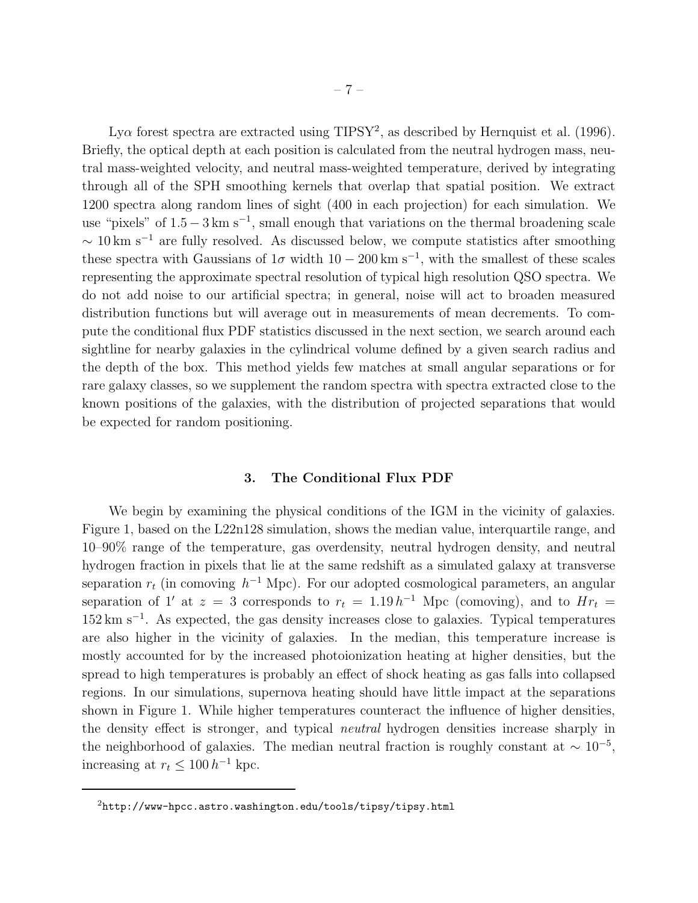Ly$\alpha$ forest spectra are extracted using TIPSY[2], as described by Hernquist et al. (1996). Briefly, the optical depth at each position is calculated from the neutral hydrogen mass, neutral mass-weighted velocity, and neutral mass-weighted temperature, derived by integrating through all of the SPH smoothing kernels that overlap that spatial position. We extract 1200 spectra along random lines of sight (400 in each projection) for each simulation. We use "pixels" of $1.5 - 3\,\mathrm{km\ s^{-1}}$, small enough that variations on the thermal broadening scale $\sim 10\,\mathrm{km\ s^{-1}}$ are fully resolved. As discussed below, we compute statistics after smoothing these spectra with Gaussians of $1\sigma$ width $10 - 200\,\mathrm{km\ s^{-1}}$, with the smallest of these scales representing the approximate spectral resolution of typical high resolution QSO spectra. We do not add noise to our artificial spectra; in general, noise will act to broaden measured distribution functions but will average out in measurements of mean decrements. To compute the conditional flux PDF statistics discussed in the next section, we search around each sightline for nearby galaxies in the cylindrical volume defined by a given search radius and the depth of the box. This method yields few matches at small angular separations or for rare galaxy classes, so we supplement the random spectra with spectra extracted close to the known positions of the galaxies, with the distribution of projected separations that would be expected for random positioning.

## 3. The Conditional Flux PDF

We begin by examining the physical conditions of the IGM in the vicinity of galaxies. Figure 1, based on the L22n128 simulation, shows the median value, interquartile range, and 10–90% range of the temperature, gas overdensity, neutral hydrogen density, and neutral hydrogen fraction in pixels that lie at the same redshift as a simulated galaxy at transverse separation $r_t$ (in comoving $h^{-1}$ Mpc). For our adopted cosmological parameters, an angular separation of $1'$ at $z = 3$ corresponds to $r_t = 1.19\,h^{-1}$ Mpc (comoving), and to $Hr_t = 152\,\mathrm{km\ s^{-1}}$. As expected, the gas density increases close to galaxies. Typical temperatures are also higher in the vicinity of galaxies. In the median, this temperature increase is mostly accounted for by the increased photoionization heating at higher densities, but the spread to high temperatures is probably an effect of shock heating as gas falls into collapsed regions. In our simulations, supernova heating should have little impact at the separations shown in Figure 1. While higher temperatures counteract the influence of higher densities, the density effect is stronger, and typical *neutral* hydrogen densities increase sharply in the neighborhood of galaxies. The median neutral fraction is roughly constant at $\sim 10^{-5}$, increasing at $r_t \leq 100\,h^{-1}$ kpc.

[2] http://www-hpcc.astro.washington.edu/tools/tipsy/tipsy.html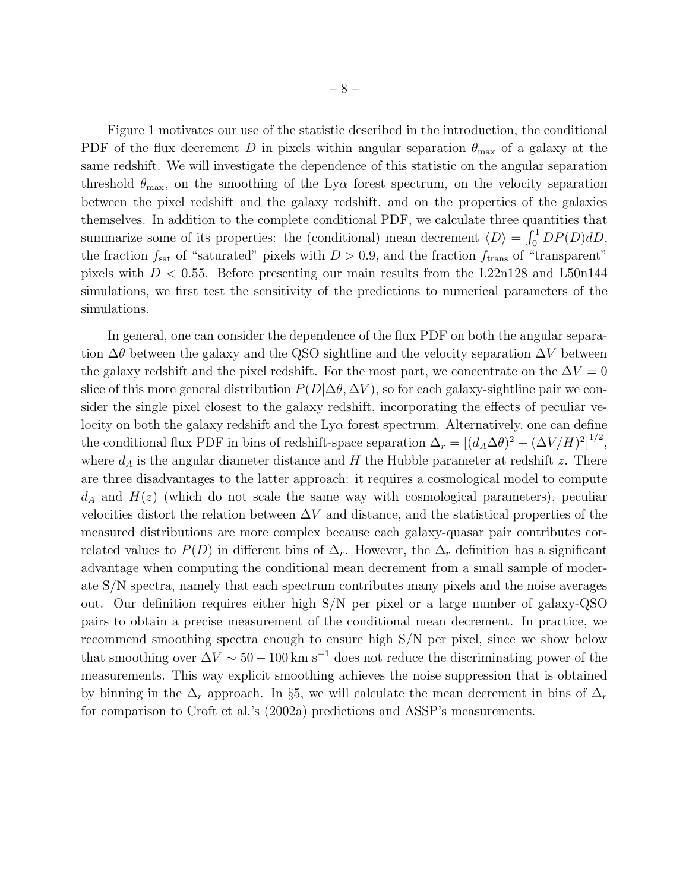Figure 1 motivates our use of the statistic described in the introduction, the conditional PDF of the flux decrement $D$ in pixels within angular separation $\theta_{\rm max}$ of a galaxy at the same redshift. We will investigate the dependence of this statistic on the angular separation threshold $\theta_{\rm max}$, on the smoothing of the Ly$\alpha$ forest spectrum, on the velocity separation between the pixel redshift and the galaxy redshift, and on the properties of the galaxies themselves. In addition to the complete conditional PDF, we calculate three quantities that summarize some of its properties: the (conditional) mean decrement $\langle D \rangle = \int_0^1 DP(D)dD$, the fraction $f_{\rm sat}$ of "saturated" pixels with $D > 0.9$, and the fraction $f_{\rm trans}$ of "transparent" pixels with $D < 0.55$. Before presenting our main results from the L22n128 and L50n144 simulations, we first test the sensitivity of the predictions to numerical parameters of the simulations.

In general, one can consider the dependence of the flux PDF on both the angular separation $\Delta\theta$ between the galaxy and the QSO sightline and the velocity separation $\Delta V$ between the galaxy redshift and the pixel redshift. For the most part, we concentrate on the $\Delta V = 0$ slice of this more general distribution $P(D|\Delta\theta, \Delta V)$, so for each galaxy-sightline pair we consider the single pixel closest to the galaxy redshift, incorporating the effects of peculiar velocity on both the galaxy redshift and the Ly$\alpha$ forest spectrum. Alternatively, one can define the conditional flux PDF in bins of redshift-space separation $\Delta_r = [(d_A \Delta\theta)^2 + (\Delta V/H)^2]^{1/2}$, where $d_A$ is the angular diameter distance and $H$ the Hubble parameter at redshift $z$. There are three disadvantages to the latter approach: it requires a cosmological model to compute $d_A$ and $H(z)$ (which do not scale the same way with cosmological parameters), peculiar velocities distort the relation between $\Delta V$ and distance, and the statistical properties of the measured distributions are more complex because each galaxy-quasar pair contributes correlated values to $P(D)$ in different bins of $\Delta_r$. However, the $\Delta_r$ definition has a significant advantage when computing the conditional mean decrement from a small sample of moderate S/N spectra, namely that each spectrum contributes many pixels and the noise averages out. Our definition requires either high S/N per pixel or a large number of galaxy-QSO pairs to obtain a precise measurement of the conditional mean decrement. In practice, we recommend smoothing spectra enough to ensure high S/N per pixel, since we show below that smoothing over $\Delta V \sim 50 - 100\,{\rm km\,s^{-1}}$ does not reduce the discriminating power of the measurements. This way explicit smoothing achieves the noise suppression that is obtained by binning in the $\Delta_r$ approach. In §5, we will calculate the mean decrement in bins of $\Delta_r$ for comparison to Croft et al.'s (2002a) predictions and ASSP's measurements.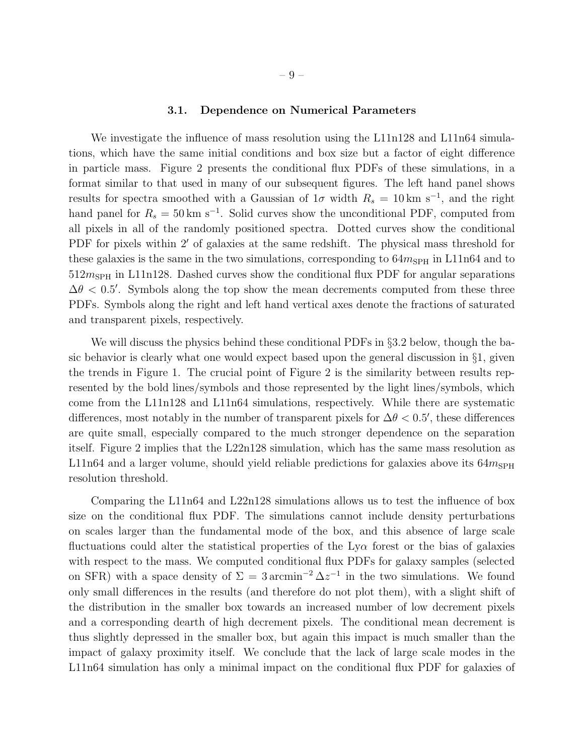### 3.1. Dependence on Numerical Parameters

We investigate the influence of mass resolution using the L11n128 and L11n64 simulations, which have the same initial conditions and box size but a factor of eight difference in particle mass. Figure 2 presents the conditional flux PDFs of these simulations, in a format similar to that used in many of our subsequent figures. The left hand panel shows results for spectra smoothed with a Gaussian of $1\sigma$ width $R_s = 10\,\text{km s}^{-1}$, and the right hand panel for $R_s = 50\,\text{km s}^{-1}$. Solid curves show the unconditional PDF, computed from all pixels in all of the randomly positioned spectra. Dotted curves show the conditional PDF for pixels within $2'$ of galaxies at the same redshift. The physical mass threshold for these galaxies is the same in the two simulations, corresponding to $64m_{\rm SPH}$ in L11n64 and to $512m_{\rm SPH}$ in L11n128. Dashed curves show the conditional flux PDF for angular separations $\Delta\theta < 0.5'$. Symbols along the top show the mean decrements computed from these three PDFs. Symbols along the right and left hand vertical axes denote the fractions of saturated and transparent pixels, respectively.

We will discuss the physics behind these conditional PDFs in §3.2 below, though the basic behavior is clearly what one would expect based upon the general discussion in §1, given the trends in Figure 1. The crucial point of Figure 2 is the similarity between results represented by the bold lines/symbols and those represented by the light lines/symbols, which come from the L11n128 and L11n64 simulations, respectively. While there are systematic differences, most notably in the number of transparent pixels for $\Delta\theta < 0.5'$, these differences are quite small, especially compared to the much stronger dependence on the separation itself. Figure 2 implies that the L22n128 simulation, which has the same mass resolution as L11n64 and a larger volume, should yield reliable predictions for galaxies above its $64m_{\rm SPH}$ resolution threshold.

Comparing the L11n64 and L22n128 simulations allows us to test the influence of box size on the conditional flux PDF. The simulations cannot include density perturbations on scales larger than the fundamental mode of the box, and this absence of large scale fluctuations could alter the statistical properties of the Ly$\alpha$ forest or the bias of galaxies with respect to the mass. We computed conditional flux PDFs for galaxy samples (selected on SFR) with a space density of $\Sigma = 3\,\text{arcmin}^{-2}\,\Delta z^{-1}$ in the two simulations. We found only small differences in the results (and therefore do not plot them), with a slight shift of the distribution in the smaller box towards an increased number of low decrement pixels and a corresponding dearth of high decrement pixels. The conditional mean decrement is thus slightly depressed in the smaller box, but again this impact is much smaller than the impact of galaxy proximity itself. We conclude that the lack of large scale modes in the L11n64 simulation has only a minimal impact on the conditional flux PDF for galaxies of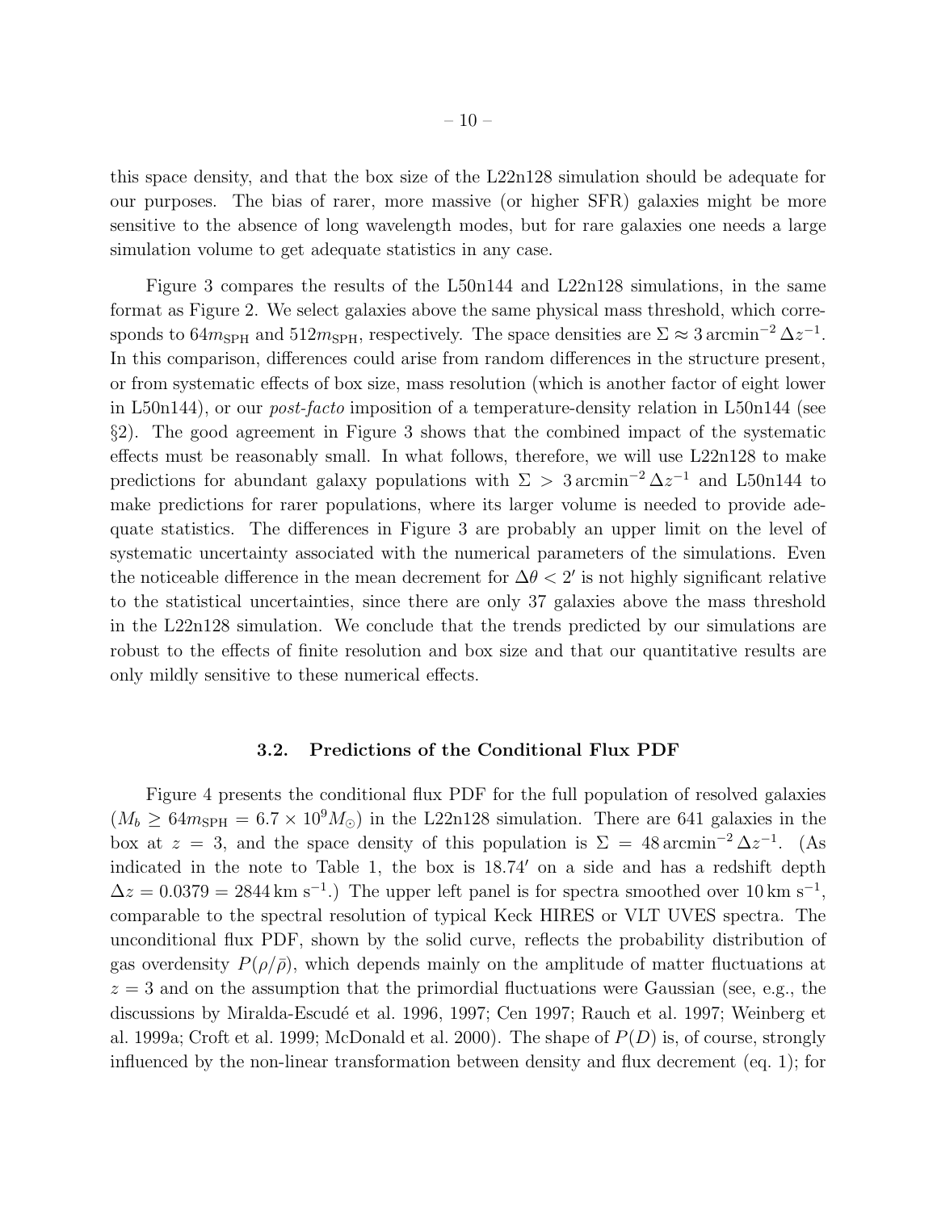this space density, and that the box size of the L22n128 simulation should be adequate for our purposes. The bias of rarer, more massive (or higher SFR) galaxies might be more sensitive to the absence of long wavelength modes, but for rare galaxies one needs a large simulation volume to get adequate statistics in any case.

Figure 3 compares the results of the L50n144 and L22n128 simulations, in the same format as Figure 2. We select galaxies above the same physical mass threshold, which corresponds to $64m_{\rm SPH}$ and $512m_{\rm SPH}$, respectively. The space densities are $\Sigma \approx 3\,{\rm arcmin}^{-2}\,\Delta z^{-1}$. In this comparison, differences could arise from random differences in the structure present, or from systematic effects of box size, mass resolution (which is another factor of eight lower in L50n144), or our *post-facto* imposition of a temperature-density relation in L50n144 (see §2). The good agreement in Figure 3 shows that the combined impact of the systematic effects must be reasonably small. In what follows, therefore, we will use L22n128 to make predictions for abundant galaxy populations with $\Sigma > 3\,{\rm arcmin}^{-2}\,\Delta z^{-1}$ and L50n144 to make predictions for rarer populations, where its larger volume is needed to provide adequate statistics. The differences in Figure 3 are probably an upper limit on the level of systematic uncertainty associated with the numerical parameters of the simulations. Even the noticeable difference in the mean decrement for $\Delta\theta < 2'$ is not highly significant relative to the statistical uncertainties, since there are only 37 galaxies above the mass threshold in the L22n128 simulation. We conclude that the trends predicted by our simulations are robust to the effects of finite resolution and box size and that our quantitative results are only mildly sensitive to these numerical effects.

### 3.2. Predictions of the Conditional Flux PDF

Figure 4 presents the conditional flux PDF for the full population of resolved galaxies ($M_b \geq 64m_{\rm SPH} = 6.7 \times 10^9 M_\odot$) in the L22n128 simulation. There are 641 galaxies in the box at $z = 3$, and the space density of this population is $\Sigma = 48\,{\rm arcmin}^{-2}\,\Delta z^{-1}$. (As indicated in the note to Table 1, the box is $18.74'$ on a side and has a redshift depth $\Delta z = 0.0379 = 2844\,{\rm km\,s}^{-1}$.) The upper left panel is for spectra smoothed over $10\,{\rm km\,s}^{-1}$, comparable to the spectral resolution of typical Keck HIRES or VLT UVES spectra. The unconditional flux PDF, shown by the solid curve, reflects the probability distribution of gas overdensity $P(\rho/\bar{\rho})$, which depends mainly on the amplitude of matter fluctuations at $z = 3$ and on the assumption that the primordial fluctuations were Gaussian (see, e.g., the discussions by Miralda-Escudé et al. 1996, 1997; Cen 1997; Rauch et al. 1997; Weinberg et al. 1999a; Croft et al. 1999; McDonald et al. 2000). The shape of $P(D)$ is, of course, strongly influenced by the non-linear transformation between density and flux decrement (eq. 1); for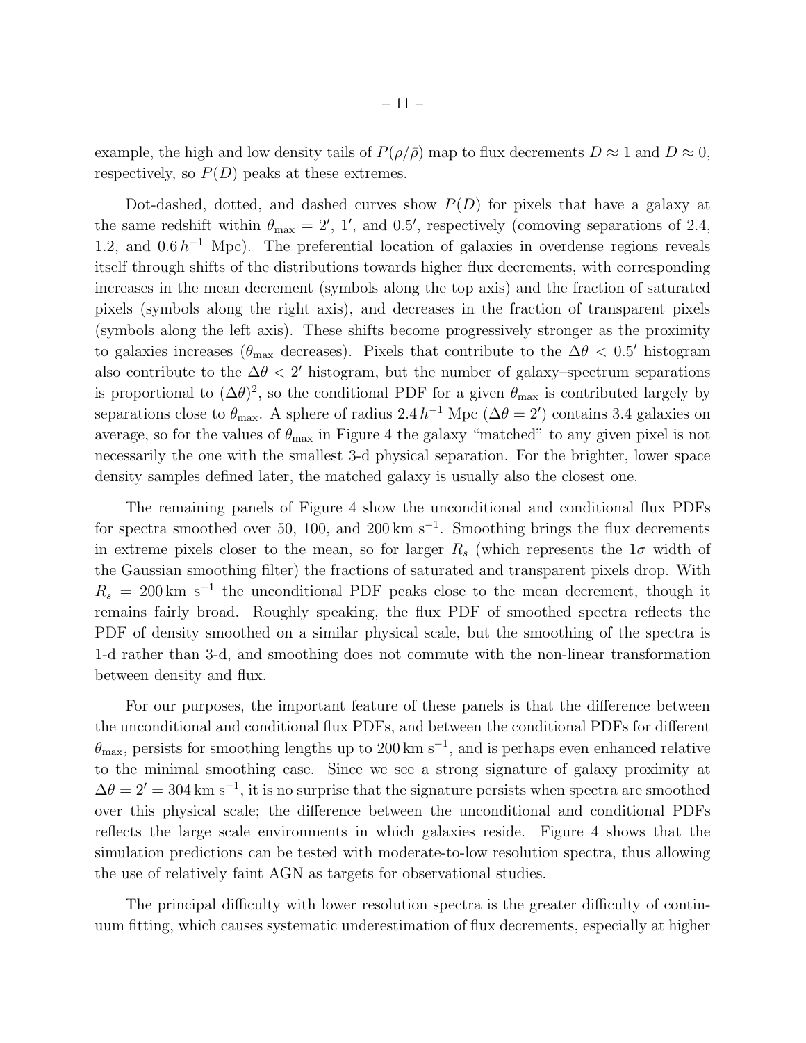example, the high and low density tails of $P(\rho/\bar{\rho})$ map to flux decrements $D \approx 1$ and $D \approx 0$, respectively, so $P(D)$ peaks at these extremes.

Dot-dashed, dotted, and dashed curves show $P(D)$ for pixels that have a galaxy at the same redshift within $\theta_{\rm max} = 2'$, $1'$, and $0.5'$, respectively (comoving separations of 2.4, 1.2, and $0.6\,h^{-1}$ Mpc). The preferential location of galaxies in overdense regions reveals itself through shifts of the distributions towards higher flux decrements, with corresponding increases in the mean decrement (symbols along the top axis) and the fraction of saturated pixels (symbols along the right axis), and decreases in the fraction of transparent pixels (symbols along the left axis). These shifts become progressively stronger as the proximity to galaxies increases ($\theta_{\rm max}$ decreases). Pixels that contribute to the $\Delta\theta < 0.5'$ histogram also contribute to the $\Delta\theta < 2'$ histogram, but the number of galaxy–spectrum separations is proportional to $(\Delta\theta)^2$, so the conditional PDF for a given $\theta_{\rm max}$ is contributed largely by separations close to $\theta_{\rm max}$. A sphere of radius $2.4\,h^{-1}$ Mpc ($\Delta\theta = 2'$) contains 3.4 galaxies on average, so for the values of $\theta_{\rm max}$ in Figure 4 the galaxy "matched" to any given pixel is not necessarily the one with the smallest 3-d physical separation. For the brighter, lower space density samples defined later, the matched galaxy is usually also the closest one.

The remaining panels of Figure 4 show the unconditional and conditional flux PDFs for spectra smoothed over 50, 100, and $200\,{\rm km\ s^{-1}}$. Smoothing brings the flux decrements in extreme pixels closer to the mean, so for larger $R_s$ (which represents the $1\sigma$ width of the Gaussian smoothing filter) the fractions of saturated and transparent pixels drop. With $R_s = 200\,{\rm km\ s^{-1}}$ the unconditional PDF peaks close to the mean decrement, though it remains fairly broad. Roughly speaking, the flux PDF of smoothed spectra reflects the PDF of density smoothed on a similar physical scale, but the smoothing of the spectra is 1-d rather than 3-d, and smoothing does not commute with the non-linear transformation between density and flux.

For our purposes, the important feature of these panels is that the difference between the unconditional and conditional flux PDFs, and between the conditional PDFs for different $\theta_{\rm max}$, persists for smoothing lengths up to $200\,{\rm km\ s^{-1}}$, and is perhaps even enhanced relative to the minimal smoothing case. Since we see a strong signature of galaxy proximity at $\Delta\theta = 2' = 304\,{\rm km\ s^{-1}}$, it is no surprise that the signature persists when spectra are smoothed over this physical scale; the difference between the unconditional and conditional PDFs reflects the large scale environments in which galaxies reside. Figure 4 shows that the simulation predictions can be tested with moderate-to-low resolution spectra, thus allowing the use of relatively faint AGN as targets for observational studies.

The principal difficulty with lower resolution spectra is the greater difficulty of continuum fitting, which causes systematic underestimation of flux decrements, especially at higher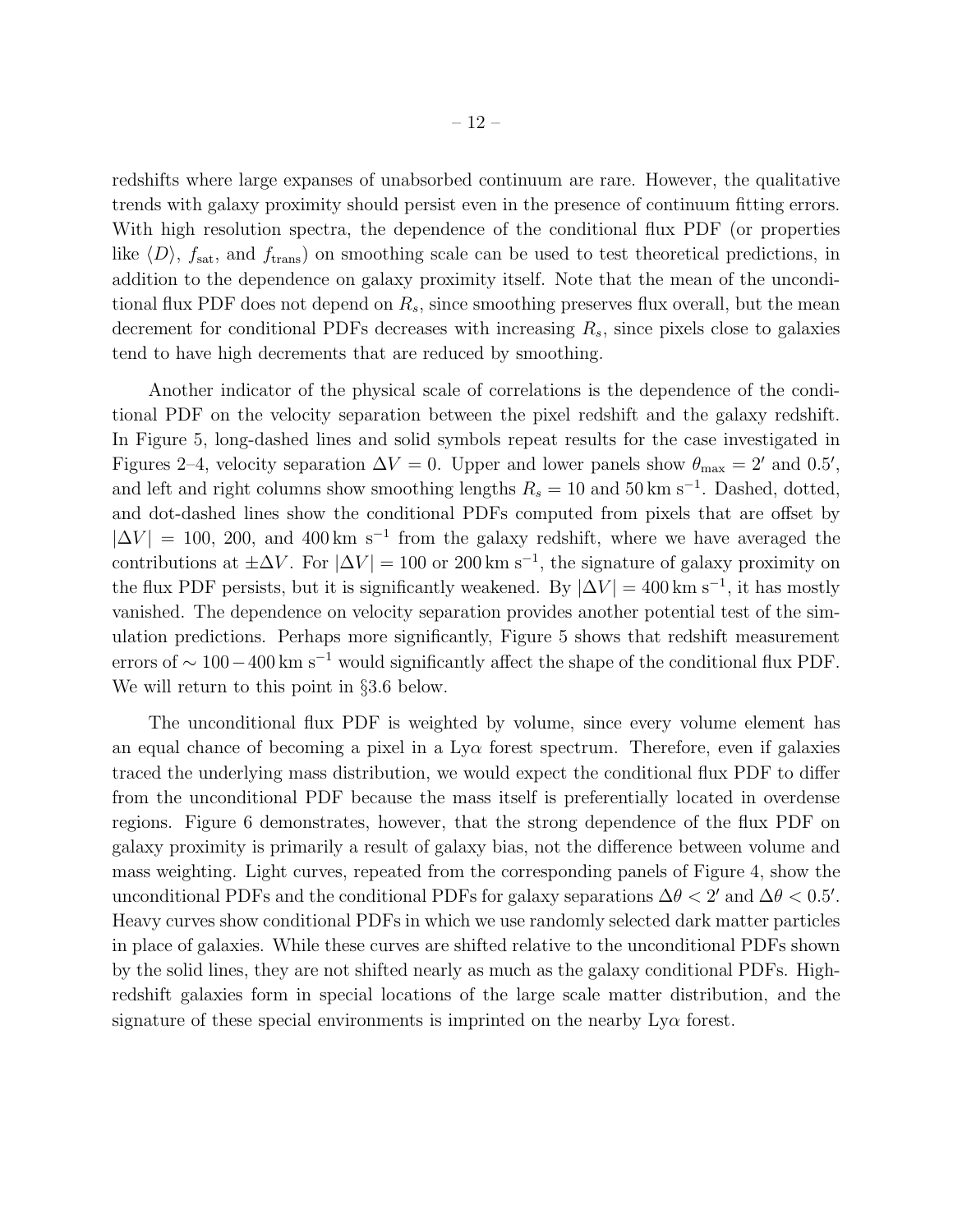redshifts where large expanses of unabsorbed continuum are rare. However, the qualitative trends with galaxy proximity should persist even in the presence of continuum fitting errors. With high resolution spectra, the dependence of the conditional flux PDF (or properties like $\langle D \rangle$, $f_{\rm sat}$, and $f_{\rm trans}$) on smoothing scale can be used to test theoretical predictions, in addition to the dependence on galaxy proximity itself. Note that the mean of the unconditional flux PDF does not depend on $R_s$, since smoothing preserves flux overall, but the mean decrement for conditional PDFs decreases with increasing $R_s$, since pixels close to galaxies tend to have high decrements that are reduced by smoothing.

Another indicator of the physical scale of correlations is the dependence of the conditional PDF on the velocity separation between the pixel redshift and the galaxy redshift. In Figure 5, long-dashed lines and solid symbols repeat results for the case investigated in Figures 2–4, velocity separation $\Delta V = 0$. Upper and lower panels show $\theta_{\rm max} = 2'$ and $0.5'$, and left and right columns show smoothing lengths $R_s = 10$ and $50\,{\rm km\ s^{-1}}$. Dashed, dotted, and dot-dashed lines show the conditional PDFs computed from pixels that are offset by $|\Delta V| = 100$, 200, and $400\,{\rm km\ s^{-1}}$ from the galaxy redshift, where we have averaged the contributions at $\pm\Delta V$. For $|\Delta V| = 100$ or $200\,{\rm km\ s^{-1}}$, the signature of galaxy proximity on the flux PDF persists, but it is significantly weakened. By $|\Delta V| = 400\,{\rm km\ s^{-1}}$, it has mostly vanished. The dependence on velocity separation provides another potential test of the simulation predictions. Perhaps more significantly, Figure 5 shows that redshift measurement errors of $\sim 100 - 400\,{\rm km\ s^{-1}}$ would significantly affect the shape of the conditional flux PDF. We will return to this point in §3.6 below.

The unconditional flux PDF is weighted by volume, since every volume element has an equal chance of becoming a pixel in a Ly$\alpha$ forest spectrum. Therefore, even if galaxies traced the underlying mass distribution, we would expect the conditional flux PDF to differ from the unconditional PDF because the mass itself is preferentially located in overdense regions. Figure 6 demonstrates, however, that the strong dependence of the flux PDF on galaxy proximity is primarily a result of galaxy bias, not the difference between volume and mass weighting. Light curves, repeated from the corresponding panels of Figure 4, show the unconditional PDFs and the conditional PDFs for galaxy separations $\Delta\theta < 2'$ and $\Delta\theta < 0.5'$. Heavy curves show conditional PDFs in which we use randomly selected dark matter particles in place of galaxies. While these curves are shifted relative to the unconditional PDFs shown by the solid lines, they are not shifted nearly as much as the galaxy conditional PDFs. High-redshift galaxies form in special locations of the large scale matter distribution, and the signature of these special environments is imprinted on the nearby Ly$\alpha$ forest.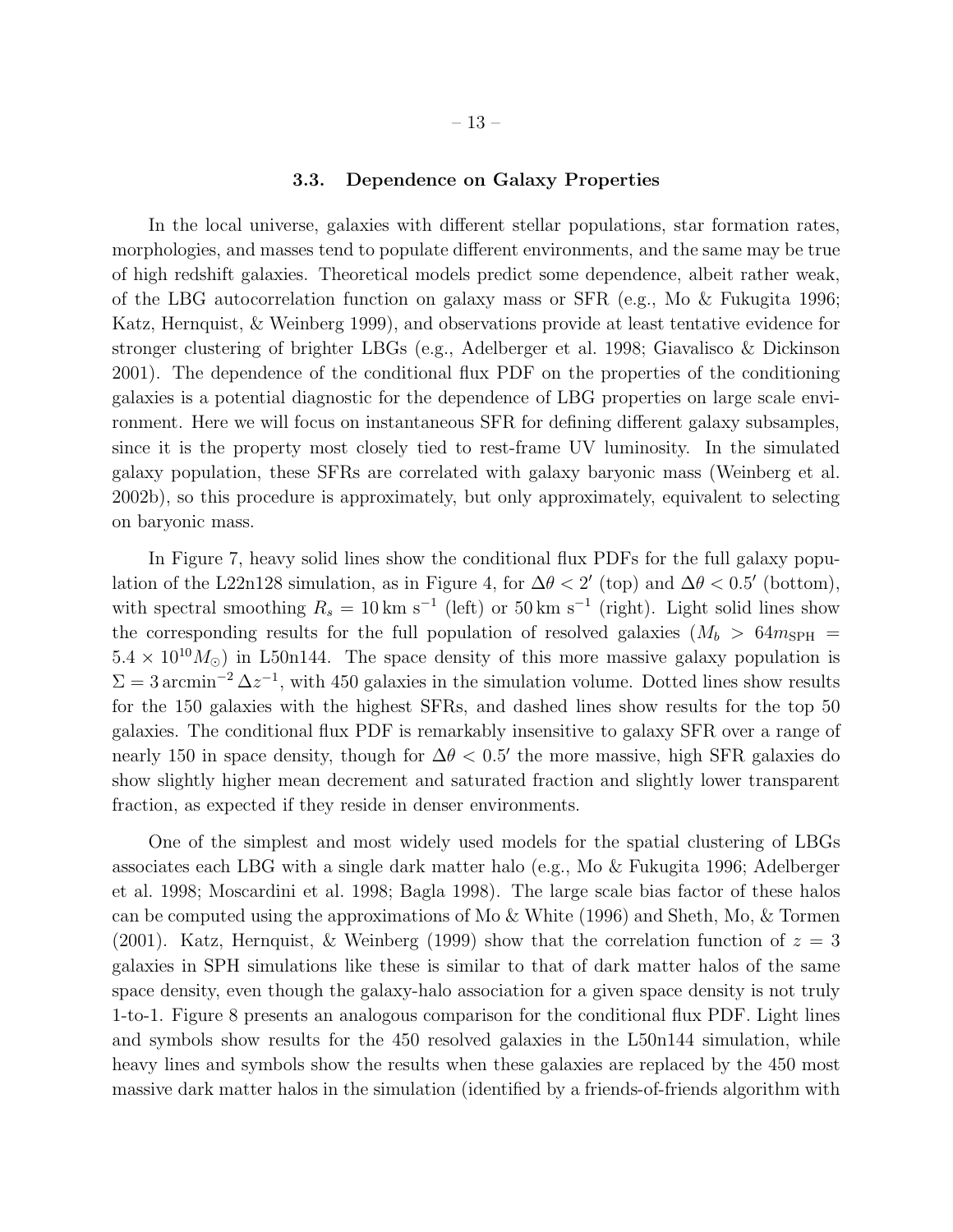### 3.3. Dependence on Galaxy Properties

In the local universe, galaxies with different stellar populations, star formation rates, morphologies, and masses tend to populate different environments, and the same may be true of high redshift galaxies. Theoretical models predict some dependence, albeit rather weak, of the LBG autocorrelation function on galaxy mass or SFR (e.g., Mo & Fukugita 1996; Katz, Hernquist, & Weinberg 1999), and observations provide at least tentative evidence for stronger clustering of brighter LBGs (e.g., Adelberger et al. 1998; Giavalisco & Dickinson 2001). The dependence of the conditional flux PDF on the properties of the conditioning galaxies is a potential diagnostic for the dependence of LBG properties on large scale environment. Here we will focus on instantaneous SFR for defining different galaxy subsamples, since it is the property most closely tied to rest-frame UV luminosity. In the simulated galaxy population, these SFRs are correlated with galaxy baryonic mass (Weinberg et al. 2002b), so this procedure is approximately, but only approximately, equivalent to selecting on baryonic mass.

In Figure 7, heavy solid lines show the conditional flux PDFs for the full galaxy population of the L22n128 simulation, as in Figure 4, for $\Delta\theta < 2'$ (top) and $\Delta\theta < 0.5'$ (bottom), with spectral smoothing $R_s = 10\,\mathrm{km\ s^{-1}}$ (left) or $50\,\mathrm{km\ s^{-1}}$ (right). Light solid lines show the corresponding results for the full population of resolved galaxies ($M_b > 64 m_{\rm SPH} = 5.4 \times 10^{10} M_\odot$) in L50n144. The space density of this more massive galaxy population is $\Sigma = 3\,\mathrm{arcmin}^{-2}\,\Delta z^{-1}$, with 450 galaxies in the simulation volume. Dotted lines show results for the 150 galaxies with the highest SFRs, and dashed lines show results for the top 50 galaxies. The conditional flux PDF is remarkably insensitive to galaxy SFR over a range of nearly 150 in space density, though for $\Delta\theta < 0.5'$ the more massive, high SFR galaxies do show slightly higher mean decrement and saturated fraction and slightly lower transparent fraction, as expected if they reside in denser environments.

One of the simplest and most widely used models for the spatial clustering of LBGs associates each LBG with a single dark matter halo (e.g., Mo & Fukugita 1996; Adelberger et al. 1998; Moscardini et al. 1998; Bagla 1998). The large scale bias factor of these halos can be computed using the approximations of Mo & White (1996) and Sheth, Mo, & Tormen (2001). Katz, Hernquist, & Weinberg (1999) show that the correlation function of $z = 3$ galaxies in SPH simulations like these is similar to that of dark matter halos of the same space density, even though the galaxy-halo association for a given space density is not truly 1-to-1. Figure 8 presents an analogous comparison for the conditional flux PDF. Light lines and symbols show results for the 450 resolved galaxies in the L50n144 simulation, while heavy lines and symbols show the results when these galaxies are replaced by the 450 most massive dark matter halos in the simulation (identified by a friends-of-friends algorithm with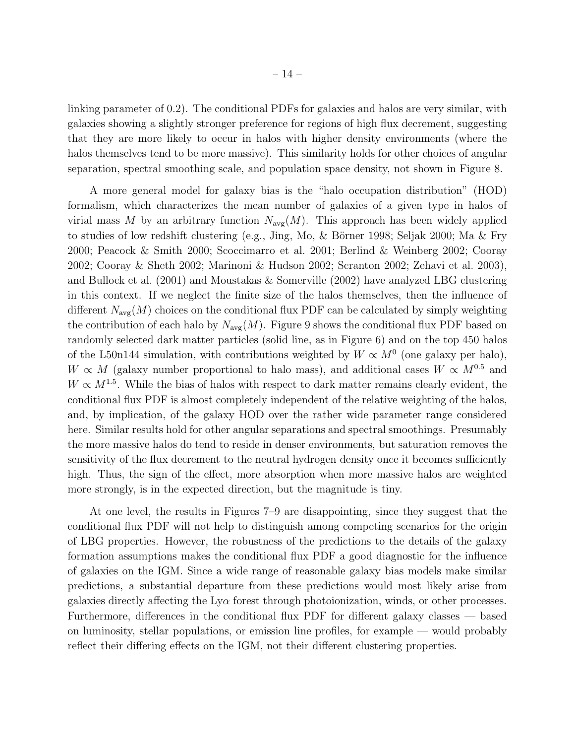linking parameter of 0.2). The conditional PDFs for galaxies and halos are very similar, with galaxies showing a slightly stronger preference for regions of high flux decrement, suggesting that they are more likely to occur in halos with higher density environments (where the halos themselves tend to be more massive). This similarity holds for other choices of angular separation, spectral smoothing scale, and population space density, not shown in Figure 8.

A more general model for galaxy bias is the "halo occupation distribution" (HOD) formalism, which characterizes the mean number of galaxies of a given type in halos of virial mass $M$ by an arbitrary function $N_{\rm avg}(M)$. This approach has been widely applied to studies of low redshift clustering (e.g., Jing, Mo, & Börner 1998; Seljak 2000; Ma & Fry 2000; Peacock & Smith 2000; Scoccimarro et al. 2001; Berlind & Weinberg 2002; Cooray 2002; Cooray & Sheth 2002; Marinoni & Hudson 2002; Scranton 2002; Zehavi et al. 2003), and Bullock et al. (2001) and Moustakas & Somerville (2002) have analyzed LBG clustering in this context. If we neglect the finite size of the halos themselves, then the influence of different $N_{\rm avg}(M)$ choices on the conditional flux PDF can be calculated by simply weighting the contribution of each halo by $N_{\rm avg}(M)$. Figure 9 shows the conditional flux PDF based on randomly selected dark matter particles (solid line, as in Figure 6) and on the top 450 halos of the L50n144 simulation, with contributions weighted by $W \propto M^0$ (one galaxy per halo), $W \propto M$ (galaxy number proportional to halo mass), and additional cases $W \propto M^{0.5}$ and $W \propto M^{1.5}$. While the bias of halos with respect to dark matter remains clearly evident, the conditional flux PDF is almost completely independent of the relative weighting of the halos, and, by implication, of the galaxy HOD over the rather wide parameter range considered here. Similar results hold for other angular separations and spectral smoothings. Presumably the more massive halos do tend to reside in denser environments, but saturation removes the sensitivity of the flux decrement to the neutral hydrogen density once it becomes sufficiently high. Thus, the sign of the effect, more absorption when more massive halos are weighted more strongly, is in the expected direction, but the magnitude is tiny.

At one level, the results in Figures 7–9 are disappointing, since they suggest that the conditional flux PDF will not help to distinguish among competing scenarios for the origin of LBG properties. However, the robustness of the predictions to the details of the galaxy formation assumptions makes the conditional flux PDF a good diagnostic for the influence of galaxies on the IGM. Since a wide range of reasonable galaxy bias models make similar predictions, a substantial departure from these predictions would most likely arise from galaxies directly affecting the Ly$\alpha$ forest through photoionization, winds, or other processes. Furthermore, differences in the conditional flux PDF for different galaxy classes — based on luminosity, stellar populations, or emission line profiles, for example — would probably reflect their differing effects on the IGM, not their different clustering properties.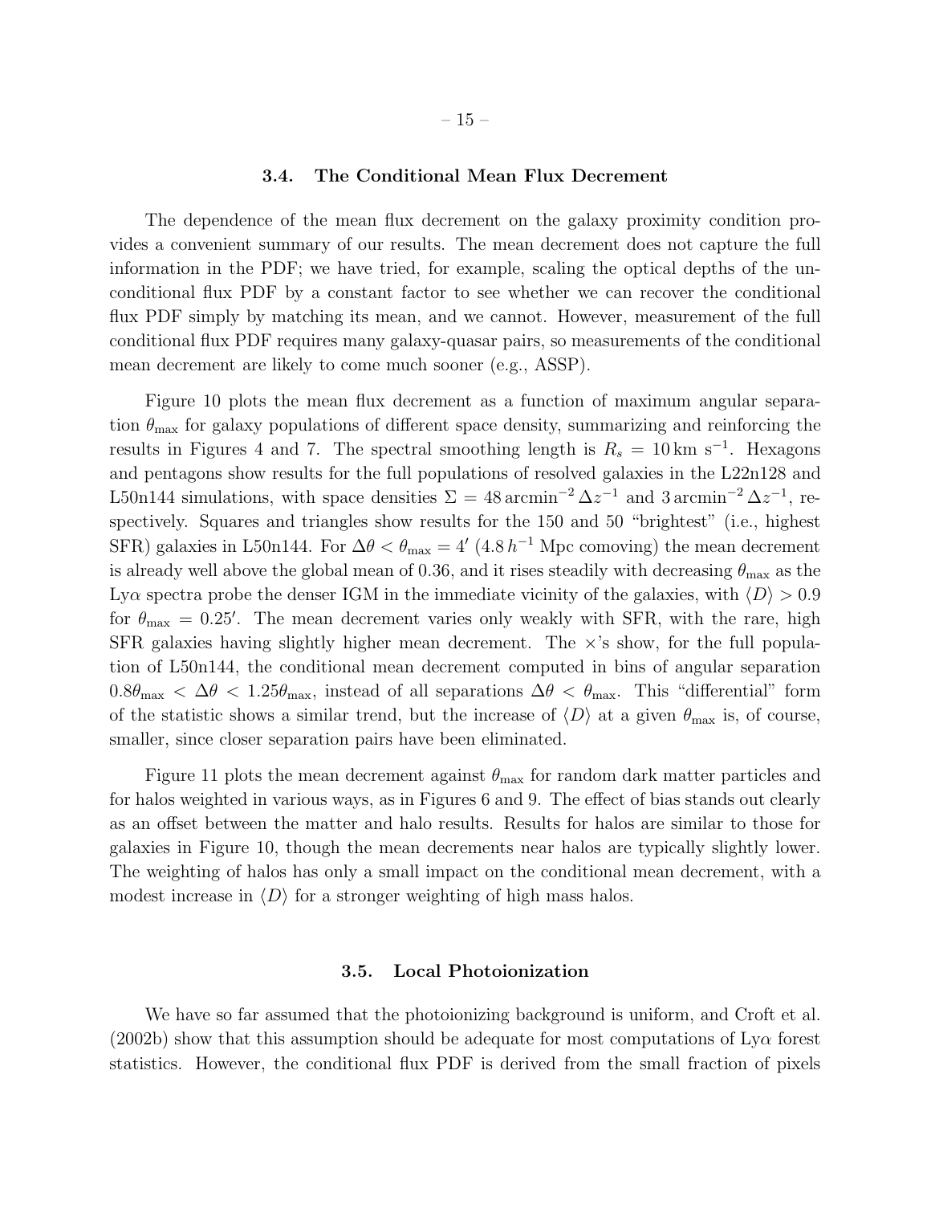### 3.4. The Conditional Mean Flux Decrement

The dependence of the mean flux decrement on the galaxy proximity condition provides a convenient summary of our results. The mean decrement does not capture the full information in the PDF; we have tried, for example, scaling the optical depths of the unconditional flux PDF by a constant factor to see whether we can recover the conditional flux PDF simply by matching its mean, and we cannot. However, measurement of the full conditional flux PDF requires many galaxy-quasar pairs, so measurements of the conditional mean decrement are likely to come much sooner (e.g., ASSP).

Figure 10 plots the mean flux decrement as a function of maximum angular separation $\theta_{\rm max}$ for galaxy populations of different space density, summarizing and reinforcing the results in Figures 4 and 7. The spectral smoothing length is $R_s = 10\,{\rm km\ s}^{-1}$. Hexagons and pentagons show results for the full populations of resolved galaxies in the L22n128 and L50n144 simulations, with space densities $\Sigma = 48\,{\rm arcmin}^{-2}\,\Delta z^{-1}$ and $3\,{\rm arcmin}^{-2}\,\Delta z^{-1}$, respectively. Squares and triangles show results for the 150 and 50 "brightest" (i.e., highest SFR) galaxies in L50n144. For $\Delta\theta < \theta_{\rm max} = 4'$ ($4.8\,h^{-1}$ Mpc comoving) the mean decrement is already well above the global mean of 0.36, and it rises steadily with decreasing $\theta_{\rm max}$ as the Ly$\alpha$ spectra probe the denser IGM in the immediate vicinity of the galaxies, with $\langle D \rangle > 0.9$ for $\theta_{\rm max} = 0.25'$. The mean decrement varies only weakly with SFR, with the rare, high SFR galaxies having slightly higher mean decrement. The $\times$'s show, for the full population of L50n144, the conditional mean decrement computed in bins of angular separation $0.8\theta_{\rm max} < \Delta\theta < 1.25\theta_{\rm max}$, instead of all separations $\Delta\theta < \theta_{\rm max}$. This "differential" form of the statistic shows a similar trend, but the increase of $\langle D \rangle$ at a given $\theta_{\rm max}$ is, of course, smaller, since closer separation pairs have been eliminated.

Figure 11 plots the mean decrement against $\theta_{\rm max}$ for random dark matter particles and for halos weighted in various ways, as in Figures 6 and 9. The effect of bias stands out clearly as an offset between the matter and halo results. Results for halos are similar to those for galaxies in Figure 10, though the mean decrements near halos are typically slightly lower. The weighting of halos has only a small impact on the conditional mean decrement, with a modest increase in $\langle D \rangle$ for a stronger weighting of high mass halos.

### 3.5. Local Photoionization

We have so far assumed that the photoionizing background is uniform, and Croft et al. (2002b) show that this assumption should be adequate for most computations of Ly$\alpha$ forest statistics. However, the conditional flux PDF is derived from the small fraction of pixels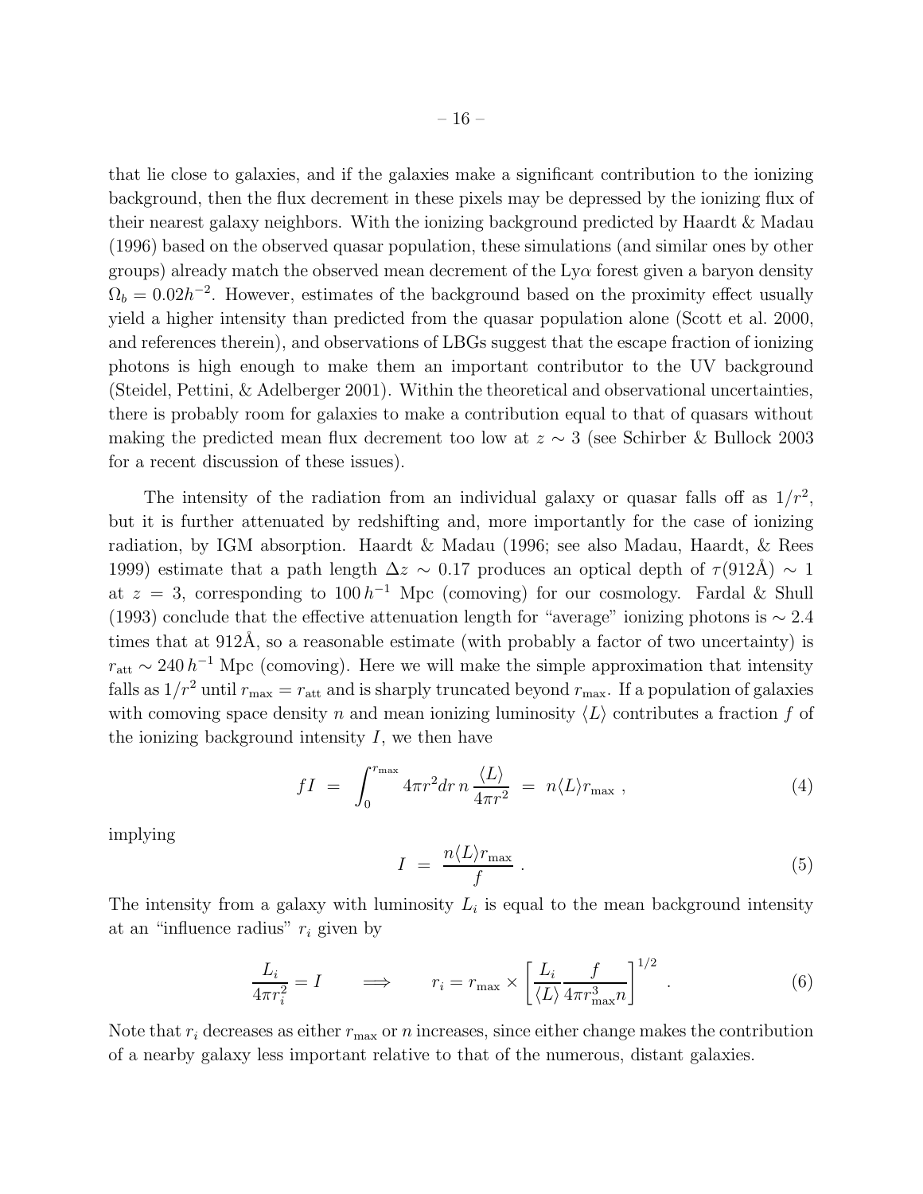that lie close to galaxies, and if the galaxies make a significant contribution to the ionizing background, then the flux decrement in these pixels may be depressed by the ionizing flux of their nearest galaxy neighbors. With the ionizing background predicted by Haardt & Madau (1996) based on the observed quasar population, these simulations (and similar ones by other groups) already match the observed mean decrement of the Ly$\alpha$ forest given a baryon density $\Omega_b = 0.02h^{-2}$. However, estimates of the background based on the proximity effect usually yield a higher intensity than predicted from the quasar population alone (Scott et al. 2000, and references therein), and observations of LBGs suggest that the escape fraction of ionizing photons is high enough to make them an important contributor to the UV background (Steidel, Pettini, & Adelberger 2001). Within the theoretical and observational uncertainties, there is probably room for galaxies to make a contribution equal to that of quasars without making the predicted mean flux decrement too low at $z \sim 3$ (see Schirber & Bullock 2003 for a recent discussion of these issues).

The intensity of the radiation from an individual galaxy or quasar falls off as $1/r^2$, but it is further attenuated by redshifting and, more importantly for the case of ionizing radiation, by IGM absorption. Haardt & Madau (1996; see also Madau, Haardt, & Rees 1999) estimate that a path length $\Delta z \sim 0.17$ produces an optical depth of $\tau(912\text{Å}) \sim 1$ at $z = 3$, corresponding to $100\,h^{-1}$ Mpc (comoving) for our cosmology. Fardal & Shull (1993) conclude that the effective attenuation length for "average" ionizing photons is $\sim 2.4$ times that at 912Å, so a reasonable estimate (with probably a factor of two uncertainty) is $r_{\rm att} \sim 240\,h^{-1}$ Mpc (comoving). Here we will make the simple approximation that intensity falls as $1/r^2$ until $r_{\rm max} = r_{\rm att}$ and is sharply truncated beyond $r_{\rm max}$. If a population of galaxies with comoving space density $n$ and mean ionizing luminosity $\langle L \rangle$ contributes a fraction $f$ of the ionizing background intensity $I$, we then have

$$fI \;=\; \int_0^{r_{\rm max}} 4\pi r^2 dr\, n\, \frac{\langle L \rangle}{4\pi r^2} \;=\; n \langle L \rangle r_{\rm max} \;, \tag{4}$$

implying

$$I \;=\; \frac{n\langle L \rangle r_{\rm max}}{f} \;. \tag{5}$$

The intensity from a galaxy with luminosity $L_i$ is equal to the mean background intensity at an "influence radius" $r_i$ given by

$$\frac{L_i}{4\pi r_i^2} = I \qquad \Longrightarrow \qquad r_i = r_{\rm max} \times \left[ \frac{L_i}{\langle L \rangle} \frac{f}{4\pi r_{\rm max}^3 n} \right]^{1/2} \;. \tag{6}$$

Note that $r_i$ decreases as either $r_{\rm max}$ or $n$ increases, since either change makes the contribution of a nearby galaxy less important relative to that of the numerous, distant galaxies.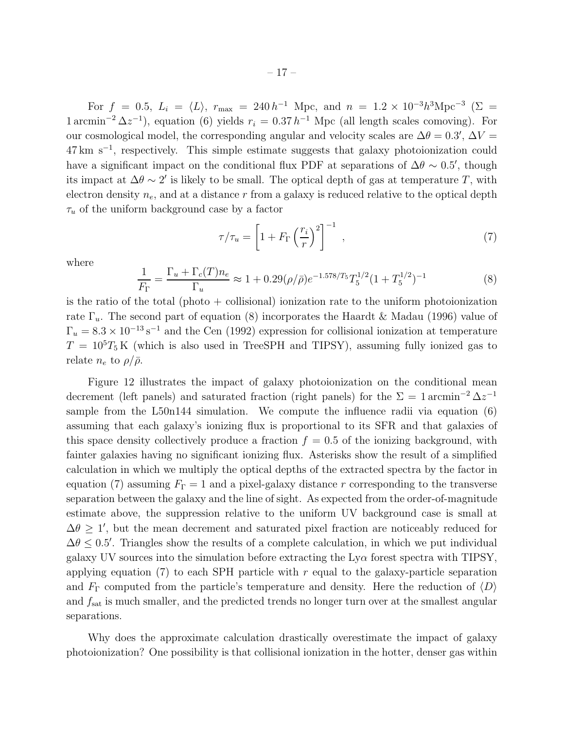For $f = 0.5$, $L_i = \langle L \rangle$, $r_{\max} = 240\,h^{-1}$ Mpc, and $n = 1.2 \times 10^{-3} h^3 \mathrm{Mpc}^{-3}$ ($\Sigma = 1\,\mathrm{arcmin}^{-2}\,\Delta z^{-1}$), equation (6) yields $r_i = 0.37\,h^{-1}$ Mpc (all length scales comoving). For our cosmological model, the corresponding angular and velocity scales are $\Delta\theta = 0.3'$, $\Delta V = 47\,\mathrm{km\ s^{-1}}$, respectively. This simple estimate suggests that galaxy photoionization could have a significant impact on the conditional flux PDF at separations of $\Delta\theta \sim 0.5'$, though its impact at $\Delta\theta \sim 2'$ is likely to be small. The optical depth of gas at temperature $T$, with electron density $n_e$, and at a distance $r$ from a galaxy is reduced relative to the optical depth $\tau_u$ of the uniform background case by a factor

$$\tau/\tau_u = \left[1 + F_\Gamma \left(\frac{r_i}{r}\right)^2\right]^{-1} \quad , \tag{7}$$

where

$$\frac{1}{F_\Gamma} = \frac{\Gamma_u + \Gamma_c(T) n_e}{\Gamma_u} \approx 1 + 0.29(\rho/\bar{\rho}) e^{-1.578/T_5} T_5^{1/2} (1 + T_5^{1/2})^{-1} \tag{8}$$

is the ratio of the total (photo + collisional) ionization rate to the uniform photoionization rate $\Gamma_u$. The second part of equation (8) incorporates the Haardt & Madau (1996) value of $\Gamma_u = 8.3 \times 10^{-13}\,\mathrm{s}^{-1}$ and the Cen (1992) expression for collisional ionization at temperature $T = 10^5 T_5\,\mathrm{K}$ (which is also used in TreeSPH and TIPSY), assuming fully ionized gas to relate $n_e$ to $\rho/\bar{\rho}$.

Figure 12 illustrates the impact of galaxy photoionization on the conditional mean decrement (left panels) and saturated fraction (right panels) for the $\Sigma = 1\,\mathrm{arcmin}^{-2}\,\Delta z^{-1}$ sample from the L50n144 simulation. We compute the influence radii via equation (6) assuming that each galaxy's ionizing flux is proportional to its SFR and that galaxies of this space density collectively produce a fraction $f = 0.5$ of the ionizing background, with fainter galaxies having no significant ionizing flux. Asterisks show the result of a simplified calculation in which we multiply the optical depths of the extracted spectra by the factor in equation (7) assuming $F_\Gamma = 1$ and a pixel-galaxy distance $r$ corresponding to the transverse separation between the galaxy and the line of sight. As expected from the order-of-magnitude estimate above, the suppression relative to the uniform UV background case is small at $\Delta\theta \geq 1'$, but the mean decrement and saturated pixel fraction are noticeably reduced for $\Delta\theta \leq 0.5'$. Triangles show the results of a complete calculation, in which we put individual galaxy UV sources into the simulation before extracting the Ly$\alpha$ forest spectra with TIPSY, applying equation (7) to each SPH particle with $r$ equal to the galaxy-particle separation and $F_\Gamma$ computed from the particle's temperature and density. Here the reduction of $\langle D \rangle$ and $f_{\mathrm{sat}}$ is much smaller, and the predicted trends no longer turn over at the smallest angular separations.

Why does the approximate calculation drastically overestimate the impact of galaxy photoionization? One possibility is that collisional ionization in the hotter, denser gas within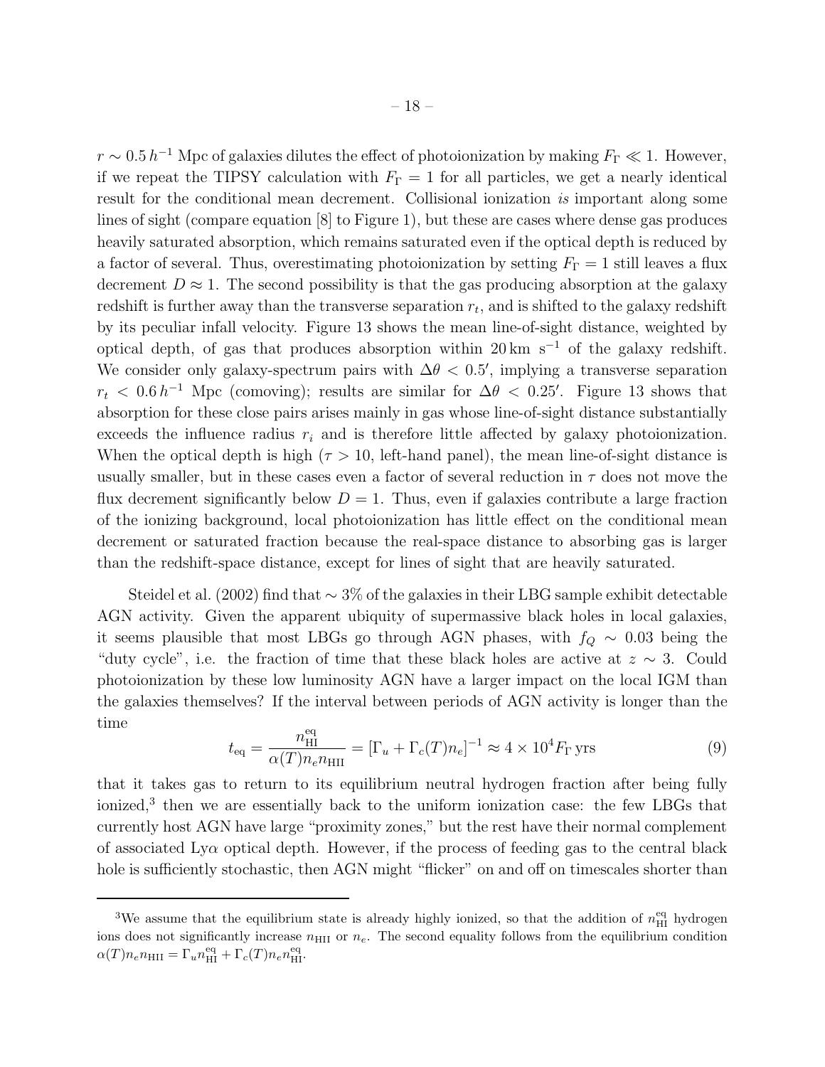$r \sim 0.5\,h^{-1}$ Mpc of galaxies dilutes the effect of photoionization by making $F_\Gamma \ll 1$. However, if we repeat the TIPSY calculation with $F_\Gamma = 1$ for all particles, we get a nearly identical result for the conditional mean decrement. Collisional ionization *is* important along some lines of sight (compare equation [8] to Figure 1), but these are cases where dense gas produces heavily saturated absorption, which remains saturated even if the optical depth is reduced by a factor of several. Thus, overestimating photoionization by setting $F_\Gamma = 1$ still leaves a flux decrement $D \approx 1$. The second possibility is that the gas producing absorption at the galaxy redshift is further away than the transverse separation $r_t$, and is shifted to the galaxy redshift by its peculiar infall velocity. Figure 13 shows the mean line-of-sight distance, weighted by optical depth, of gas that produces absorption within $20\,\mathrm{km\ s^{-1}}$ of the galaxy redshift. We consider only galaxy-spectrum pairs with $\Delta\theta < 0.5'$, implying a transverse separation $r_t < 0.6\,h^{-1}$ Mpc (comoving); results are similar for $\Delta\theta < 0.25'$. Figure 13 shows that absorption for these close pairs arises mainly in gas whose line-of-sight distance substantially exceeds the influence radius $r_i$ and is therefore little affected by galaxy photoionization. When the optical depth is high ($\tau > 10$, left-hand panel), the mean line-of-sight distance is usually smaller, but in these cases even a factor of several reduction in $\tau$ does not move the flux decrement significantly below $D = 1$. Thus, even if galaxies contribute a large fraction of the ionizing background, local photoionization has little effect on the conditional mean decrement or saturated fraction because the real-space distance to absorbing gas is larger than the redshift-space distance, except for lines of sight that are heavily saturated.

Steidel et al. (2002) find that $\sim 3\%$ of the galaxies in their LBG sample exhibit detectable AGN activity. Given the apparent ubiquity of supermassive black holes in local galaxies, it seems plausible that most LBGs go through AGN phases, with $f_Q \sim 0.03$ being the "duty cycle", i.e. the fraction of time that these black holes are active at $z \sim 3$. Could photoionization by these low luminosity AGN have a larger impact on the local IGM than the galaxies themselves? If the interval between periods of AGN activity is longer than the time

$$t_{\rm eq} = \frac{n_{\rm HI}^{\rm eq}}{\alpha(T) n_e n_{\rm HII}} = \left[\Gamma_u + \Gamma_c(T) n_e\right]^{-1} \approx 4 \times 10^4 F_\Gamma\,\mathrm{yrs} \tag{9}$$

that it takes gas to return to its equilibrium neutral hydrogen fraction after being fully ionized,[3] then we are essentially back to the uniform ionization case: the few LBGs that currently host AGN have large "proximity zones," but the rest have their normal complement of associated Ly$\alpha$ optical depth. However, if the process of feeding gas to the central black hole is sufficiently stochastic, then AGN might "flicker" on and off on timescales shorter than

---

[3]We assume that the equilibrium state is already highly ionized, so that the addition of $n_{\rm HI}^{\rm eq}$ hydrogen ions does not significantly increase $n_{\rm HII}$ or $n_e$. The second equality follows from the equilibrium condition $\alpha(T) n_e n_{\rm HII} = \Gamma_u n_{\rm HI}^{\rm eq} + \Gamma_c(T) n_e n_{\rm HI}^{\rm eq}$.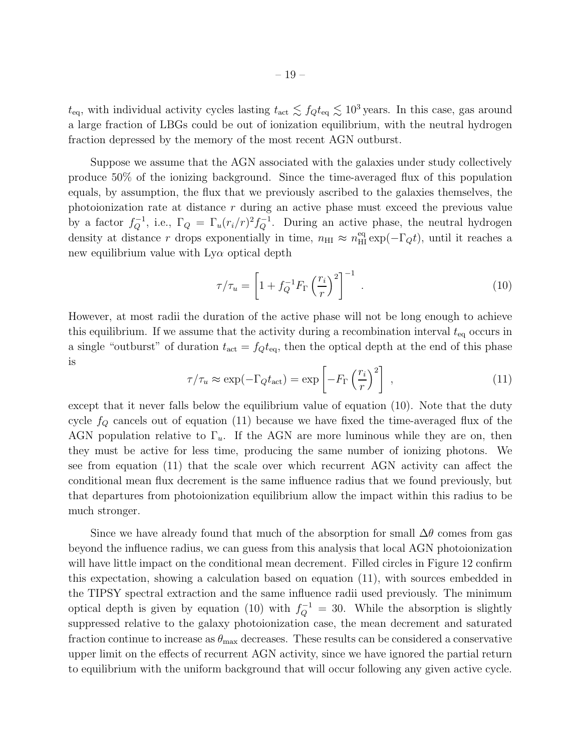$t_{\rm eq}$, with individual activity cycles lasting $t_{\rm act} \lesssim f_Q t_{\rm eq} \lesssim 10^3$ years. In this case, gas around a large fraction of LBGs could be out of ionization equilibrium, with the neutral hydrogen fraction depressed by the memory of the most recent AGN outburst.

Suppose we assume that the AGN associated with the galaxies under study collectively produce 50% of the ionizing background. Since the time-averaged flux of this population equals, by assumption, the flux that we previously ascribed to the galaxies themselves, the photoionization rate at distance $r$ during an active phase must exceed the previous value by a factor $f_Q^{-1}$, i.e., $\Gamma_Q = \Gamma_u (r_i/r)^2 f_Q^{-1}$. During an active phase, the neutral hydrogen density at distance $r$ drops exponentially in time, $n_{\rm HI} \approx n_{\rm HI}^{\rm eq} \exp(-\Gamma_Q t)$, until it reaches a new equilibrium value with Ly$\alpha$ optical depth

$$\tau/\tau_u = \left[1 + f_Q^{-1} F_\Gamma \left(\frac{r_i}{r}\right)^2\right]^{-1} . \tag{10}$$

However, at most radii the duration of the active phase will not be long enough to achieve this equilibrium. If we assume that the activity during a recombination interval $t_{\rm eq}$ occurs in a single "outburst" of duration $t_{\rm act} = f_Q t_{\rm eq}$, then the optical depth at the end of this phase is

$$\tau/\tau_u \approx \exp(-\Gamma_Q t_{\rm act}) = \exp\left[-F_\Gamma \left(\frac{r_i}{r}\right)^2\right] , \tag{11}$$

except that it never falls below the equilibrium value of equation (10). Note that the duty cycle $f_Q$ cancels out of equation (11) because we have fixed the time-averaged flux of the AGN population relative to $\Gamma_u$. If the AGN are more luminous while they are on, then they must be active for less time, producing the same number of ionizing photons. We see from equation (11) that the scale over which recurrent AGN activity can affect the conditional mean flux decrement is the same influence radius that we found previously, but that departures from photoionization equilibrium allow the impact within this radius to be much stronger.

Since we have already found that much of the absorption for small $\Delta\theta$ comes from gas beyond the influence radius, we can guess from this analysis that local AGN photoionization will have little impact on the conditional mean decrement. Filled circles in Figure 12 confirm this expectation, showing a calculation based on equation (11), with sources embedded in the TIPSY spectral extraction and the same influence radii used previously. The minimum optical depth is given by equation (10) with $f_Q^{-1} = 30$. While the absorption is slightly suppressed relative to the galaxy photoionization case, the mean decrement and saturated fraction continue to increase as $\theta_{\rm max}$ decreases. These results can be considered a conservative upper limit on the effects of recurrent AGN activity, since we have ignored the partial return to equilibrium with the uniform background that will occur following any given active cycle.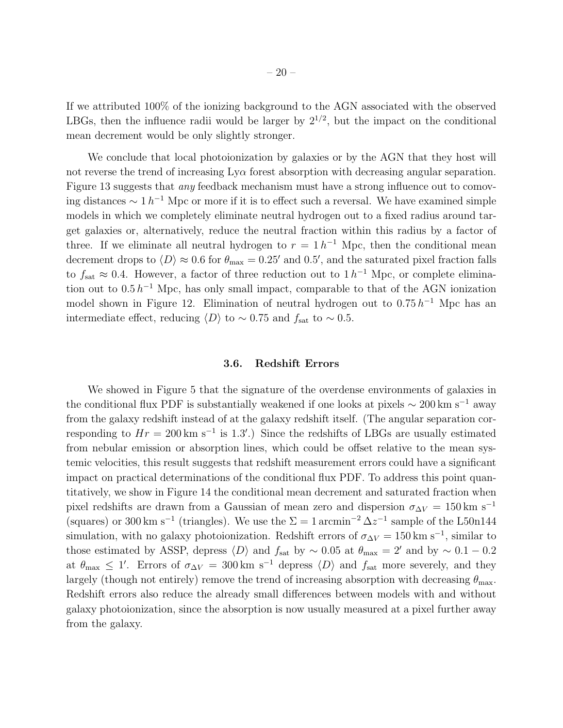If we attributed 100% of the ionizing background to the AGN associated with the observed LBGs, then the influence radii would be larger by $2^{1/2}$, but the impact on the conditional mean decrement would be only slightly stronger.

We conclude that local photoionization by galaxies or by the AGN that they host will not reverse the trend of increasing Ly$\alpha$ forest absorption with decreasing angular separation. Figure 13 suggests that *any* feedback mechanism must have a strong influence out to comoving distances $\sim 1\,h^{-1}$ Mpc or more if it is to effect such a reversal. We have examined simple models in which we completely eliminate neutral hydrogen out to a fixed radius around target galaxies or, alternatively, reduce the neutral fraction within this radius by a factor of three. If we eliminate all neutral hydrogen to $r = 1\,h^{-1}$ Mpc, then the conditional mean decrement drops to $\langle D \rangle \approx 0.6$ for $\theta_{\rm max} = 0.25'$ and $0.5'$, and the saturated pixel fraction falls to $f_{\rm sat} \approx 0.4$. However, a factor of three reduction out to $1\,h^{-1}$ Mpc, or complete elimination out to $0.5\,h^{-1}$ Mpc, has only small impact, comparable to that of the AGN ionization model shown in Figure 12. Elimination of neutral hydrogen out to $0.75\,h^{-1}$ Mpc has an intermediate effect, reducing $\langle D \rangle$ to $\sim 0.75$ and $f_{\rm sat}$ to $\sim 0.5$.

### 3.6. Redshift Errors

We showed in Figure 5 that the signature of the overdense environments of galaxies in the conditional flux PDF is substantially weakened if one looks at pixels $\sim 200\,{\rm km\,s^{-1}}$ away from the galaxy redshift instead of at the galaxy redshift itself. (The angular separation corresponding to $Hr = 200\,{\rm km\,s^{-1}}$ is $1.3'$.) Since the redshifts of LBGs are usually estimated from nebular emission or absorption lines, which could be offset relative to the mean systemic velocities, this result suggests that redshift measurement errors could have a significant impact on practical determinations of the conditional flux PDF. To address this point quantitatively, we show in Figure 14 the conditional mean decrement and saturated fraction when pixel redshifts are drawn from a Gaussian of mean zero and dispersion $\sigma_{\Delta V} = 150\,{\rm km\,s^{-1}}$ (squares) or $300\,{\rm km\,s^{-1}}$ (triangles). We use the $\Sigma = 1\,{\rm arcmin^{-2}}\,\Delta z^{-1}$ sample of the L50n144 simulation, with no galaxy photoionization. Redshift errors of $\sigma_{\Delta V} = 150\,{\rm km\,s^{-1}}$, similar to those estimated by ASSP, depress $\langle D \rangle$ and $f_{\rm sat}$ by $\sim 0.05$ at $\theta_{\rm max} = 2'$ and by $\sim 0.1 - 0.2$ at $\theta_{\rm max} \leq 1'$. Errors of $\sigma_{\Delta V} = 300\,{\rm km\,s^{-1}}$ depress $\langle D \rangle$ and $f_{\rm sat}$ more severely, and they largely (though not entirely) remove the trend of increasing absorption with decreasing $\theta_{\rm max}$. Redshift errors also reduce the already small differences between models with and without galaxy photoionization, since the absorption is now usually measured at a pixel further away from the galaxy.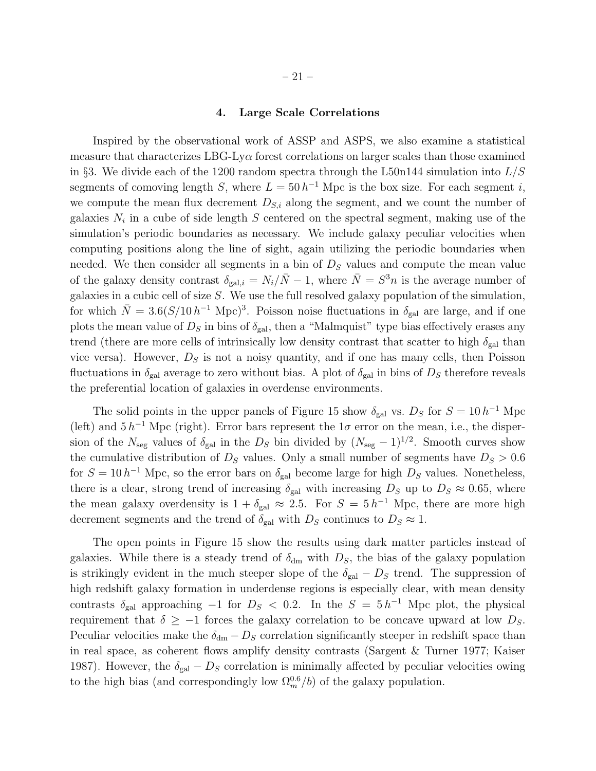## 4. Large Scale Correlations

Inspired by the observational work of ASSP and ASPS, we also examine a statistical measure that characterizes LBG-Ly$\alpha$ forest correlations on larger scales than those examined in §3. We divide each of the 1200 random spectra through the L50n144 simulation into $L/S$ segments of comoving length $S$, where $L = 50\,h^{-1}$ Mpc is the box size. For each segment $i$, we compute the mean flux decrement $D_{S,i}$ along the segment, and we count the number of galaxies $N_i$ in a cube of side length $S$ centered on the spectral segment, making use of the simulation's periodic boundaries as necessary. We include galaxy peculiar velocities when computing positions along the line of sight, again utilizing the periodic boundaries when needed. We then consider all segments in a bin of $D_S$ values and compute the mean value of the galaxy density contrast $\delta_{\mathrm{gal},i} = N_i/\bar{N} - 1$, where $\bar{N} = S^3 n$ is the average number of galaxies in a cubic cell of size $S$. We use the full resolved galaxy population of the simulation, for which $\bar{N} = 3.6(S/10\,h^{-1}\ \mathrm{Mpc})^3$. Poisson noise fluctuations in $\delta_{\mathrm{gal}}$ are large, and if one plots the mean value of $D_S$ in bins of $\delta_{\mathrm{gal}}$, then a "Malmquist" type bias effectively erases any trend (there are more cells of intrinsically low density contrast that scatter to high $\delta_{\mathrm{gal}}$ than vice versa). However, $D_S$ is not a noisy quantity, and if one has many cells, then Poisson fluctuations in $\delta_{\mathrm{gal}}$ average to zero without bias. A plot of $\delta_{\mathrm{gal}}$ in bins of $D_S$ therefore reveals the preferential location of galaxies in overdense environments.

The solid points in the upper panels of Figure 15 show $\delta_{\mathrm{gal}}$ vs. $D_S$ for $S = 10\,h^{-1}$ Mpc (left) and $5\,h^{-1}$ Mpc (right). Error bars represent the $1\sigma$ error on the mean, i.e., the dispersion of the $N_{\mathrm{seg}}$ values of $\delta_{\mathrm{gal}}$ in the $D_S$ bin divided by $(N_{\mathrm{seg}} - 1)^{1/2}$. Smooth curves show the cumulative distribution of $D_S$ values. Only a small number of segments have $D_S > 0.6$ for $S = 10\,h^{-1}$ Mpc, so the error bars on $\delta_{\mathrm{gal}}$ become large for high $D_S$ values. Nonetheless, there is a clear, strong trend of increasing $\delta_{\mathrm{gal}}$ with increasing $D_S$ up to $D_S \approx 0.65$, where the mean galaxy overdensity is $1 + \delta_{\mathrm{gal}} \approx 2.5$. For $S = 5\,h^{-1}$ Mpc, there are more high decrement segments and the trend of $\delta_{\mathrm{gal}}$ with $D_S$ continues to $D_S \approx 1$.

The open points in Figure 15 show the results using dark matter particles instead of galaxies. While there is a steady trend of $\delta_{\mathrm{dm}}$ with $D_S$, the bias of the galaxy population is strikingly evident in the much steeper slope of the $\delta_{\mathrm{gal}} - D_S$ trend. The suppression of high redshift galaxy formation in underdense regions is especially clear, with mean density contrasts $\delta_{\mathrm{gal}}$ approaching $-1$ for $D_S < 0.2$. In the $S = 5\,h^{-1}$ Mpc plot, the physical requirement that $\delta \geq -1$ forces the galaxy correlation to be concave upward at low $D_S$. Peculiar velocities make the $\delta_{\mathrm{dm}} - D_S$ correlation significantly steeper in redshift space than in real space, as coherent flows amplify density contrasts (Sargent & Turner 1977; Kaiser 1987). However, the $\delta_{\mathrm{gal}} - D_S$ correlation is minimally affected by peculiar velocities owing to the high bias (and correspondingly low $\Omega_m^{0.6}/b$) of the galaxy population.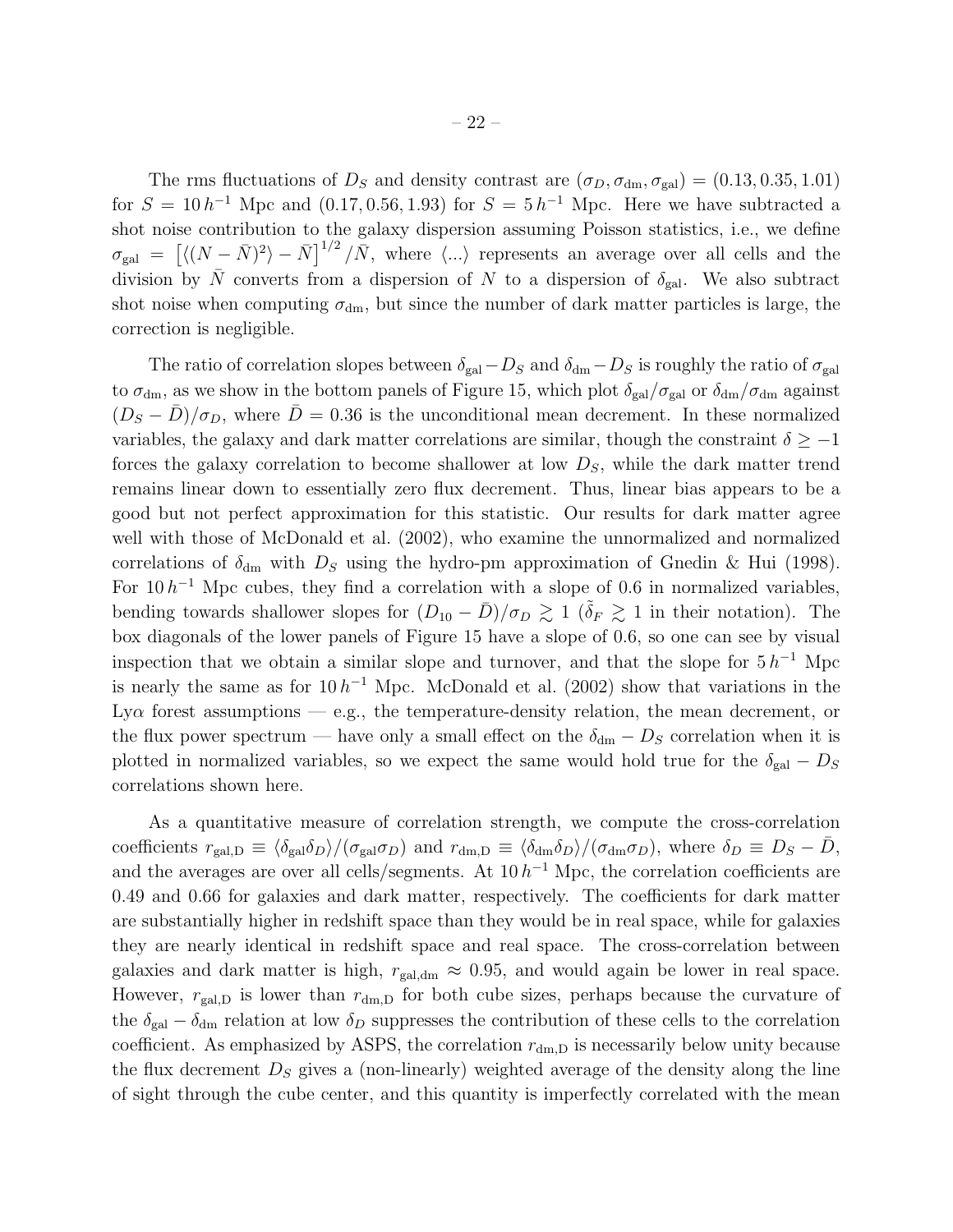The rms fluctuations of $D_S$ and density contrast are $(\sigma_D, \sigma_{\rm dm}, \sigma_{\rm gal}) = (0.13, 0.35, 1.01)$ for $S = 10\,h^{-1}$ Mpc and $(0.17, 0.56, 1.93)$ for $S = 5\,h^{-1}$ Mpc. Here we have subtracted a shot noise contribution to the galaxy dispersion assuming Poisson statistics, i.e., we define $\sigma_{\rm gal} = \left[\langle (N - \bar{N})^2 \rangle - \bar{N}\right]^{1/2} / \bar{N}$, where $\langle ... \rangle$ represents an average over all cells and the division by $\bar{N}$ converts from a dispersion of $N$ to a dispersion of $\delta_{\rm gal}$. We also subtract shot noise when computing $\sigma_{\rm dm}$, but since the number of dark matter particles is large, the correction is negligible.

The ratio of correlation slopes between $\delta_{\rm gal} - D_S$ and $\delta_{\rm dm} - D_S$ is roughly the ratio of $\sigma_{\rm gal}$ to $\sigma_{\rm dm}$, as we show in the bottom panels of Figure 15, which plot $\delta_{\rm gal}/\sigma_{\rm gal}$ or $\delta_{\rm dm}/\sigma_{\rm dm}$ against $(D_S - \bar{D})/\sigma_D$, where $\bar{D} = 0.36$ is the unconditional mean decrement. In these normalized variables, the galaxy and dark matter correlations are similar, though the constraint $\delta \geq -1$ forces the galaxy correlation to become shallower at low $D_S$, while the dark matter trend remains linear down to essentially zero flux decrement. Thus, linear bias appears to be a good but not perfect approximation for this statistic. Our results for dark matter agree well with those of McDonald et al. (2002), who examine the unnormalized and normalized correlations of $\delta_{\rm dm}$ with $D_S$ using the hydro-pm approximation of Gnedin & Hui (1998). For $10\,h^{-1}$ Mpc cubes, they find a correlation with a slope of 0.6 in normalized variables, bending towards shallower slopes for $(D_{10} - \bar{D})/\sigma_D \gtrsim 1$ ($\tilde{\delta}_F \gtrsim 1$ in their notation). The box diagonals of the lower panels of Figure 15 have a slope of 0.6, so one can see by visual inspection that we obtain a similar slope and turnover, and that the slope for $5\,h^{-1}$ Mpc is nearly the same as for $10\,h^{-1}$ Mpc. McDonald et al. (2002) show that variations in the Ly$\alpha$ forest assumptions — e.g., the temperature-density relation, the mean decrement, or the flux power spectrum — have only a small effect on the $\delta_{\rm dm} - D_S$ correlation when it is plotted in normalized variables, so we expect the same would hold true for the $\delta_{\rm gal} - D_S$ correlations shown here.

As a quantitative measure of correlation strength, we compute the cross-correlation coefficients $r_{\rm gal,D} \equiv \langle \delta_{\rm gal} \delta_D \rangle / (\sigma_{\rm gal} \sigma_D)$ and $r_{\rm dm,D} \equiv \langle \delta_{\rm dm} \delta_D \rangle / (\sigma_{\rm dm} \sigma_D)$, where $\delta_D \equiv D_S - \bar{D}$, and the averages are over all cells/segments. At $10\,h^{-1}$ Mpc, the correlation coefficients are 0.49 and 0.66 for galaxies and dark matter, respectively. The coefficients for dark matter are substantially higher in redshift space than they would be in real space, while for galaxies they are nearly identical in redshift space and real space. The cross-correlation between galaxies and dark matter is high, $r_{\rm gal,dm} \approx 0.95$, and would again be lower in real space. However, $r_{\rm gal,D}$ is lower than $r_{\rm dm,D}$ for both cube sizes, perhaps because the curvature of the $\delta_{\rm gal} - \delta_{\rm dm}$ relation at low $\delta_D$ suppresses the contribution of these cells to the correlation coefficient. As emphasized by ASPS, the correlation $r_{\rm dm,D}$ is necessarily below unity because the flux decrement $D_S$ gives a (non-linearly) weighted average of the density along the line of sight through the cube center, and this quantity is imperfectly correlated with the mean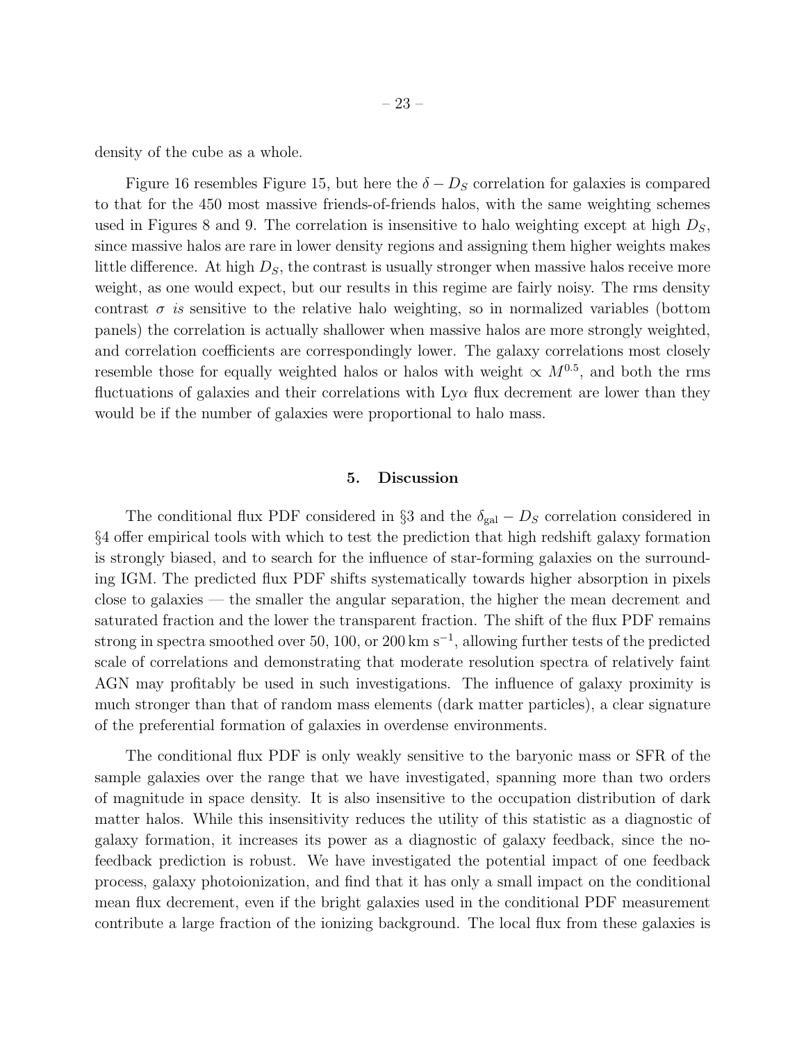density of the cube as a whole.

Figure 16 resembles Figure 15, but here the $\delta - D_S$ correlation for galaxies is compared to that for the 450 most massive friends-of-friends halos, with the same weighting schemes used in Figures 8 and 9. The correlation is insensitive to halo weighting except at high $D_S$, since massive halos are rare in lower density regions and assigning them higher weights makes little difference. At high $D_S$, the contrast is usually stronger when massive halos receive more weight, as one would expect, but our results in this regime are fairly noisy. The rms density contrast $\sigma$ *is* sensitive to the relative halo weighting, so in normalized variables (bottom panels) the correlation is actually shallower when massive halos are more strongly weighted, and correlation coefficients are correspondingly lower. The galaxy correlations most closely resemble those for equally weighted halos or halos with weight $\propto M^{0.5}$, and both the rms fluctuations of galaxies and their correlations with Ly$\alpha$ flux decrement are lower than they would be if the number of galaxies were proportional to halo mass.

## 5. Discussion

The conditional flux PDF considered in §3 and the $\delta_{\rm gal} - D_S$ correlation considered in §4 offer empirical tools with which to test the prediction that high redshift galaxy formation is strongly biased, and to search for the influence of star-forming galaxies on the surrounding IGM. The predicted flux PDF shifts systematically towards higher absorption in pixels close to galaxies — the smaller the angular separation, the higher the mean decrement and saturated fraction and the lower the transparent fraction. The shift of the flux PDF remains strong in spectra smoothed over 50, 100, or 200 km s$^{-1}$, allowing further tests of the predicted scale of correlations and demonstrating that moderate resolution spectra of relatively faint AGN may profitably be used in such investigations. The influence of galaxy proximity is much stronger than that of random mass elements (dark matter particles), a clear signature of the preferential formation of galaxies in overdense environments.

The conditional flux PDF is only weakly sensitive to the baryonic mass or SFR of the sample galaxies over the range that we have investigated, spanning more than two orders of magnitude in space density. It is also insensitive to the occupation distribution of dark matter halos. While this insensitivity reduces the utility of this statistic as a diagnostic of galaxy formation, it increases its power as a diagnostic of galaxy feedback, since the no-feedback prediction is robust. We have investigated the potential impact of one feedback process, galaxy photoionization, and find that it has only a small impact on the conditional mean flux decrement, even if the bright galaxies used in the conditional PDF measurement contribute a large fraction of the ionizing background. The local flux from these galaxies is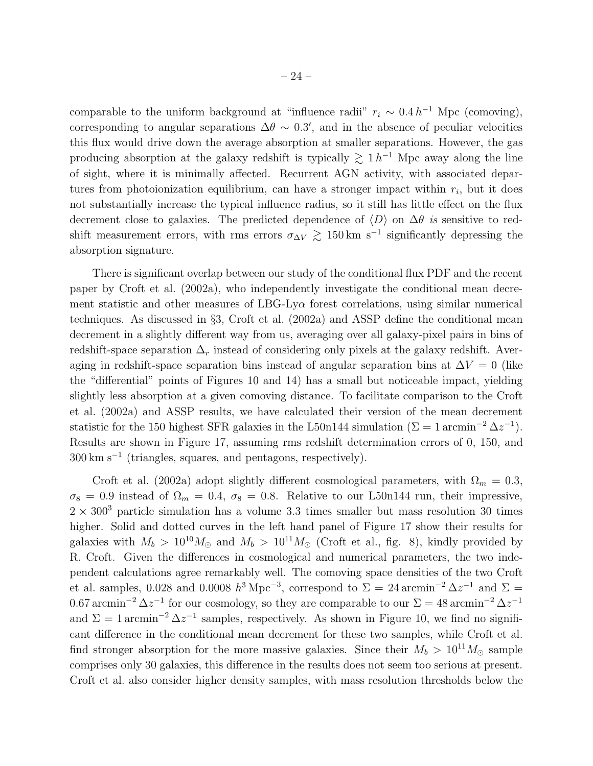comparable to the uniform background at "influence radii" $r_i \sim 0.4\,h^{-1}$ Mpc (comoving), corresponding to angular separations $\Delta\theta \sim 0.3'$, and in the absence of peculiar velocities this flux would drive down the average absorption at smaller separations. However, the gas producing absorption at the galaxy redshift is typically $\gtrsim 1\,h^{-1}$ Mpc away along the line of sight, where it is minimally affected. Recurrent AGN activity, with associated departures from photoionization equilibrium, can have a stronger impact within $r_i$, but it does not substantially increase the typical influence radius, so it still has little effect on the flux decrement close to galaxies. The predicted dependence of $\langle D \rangle$ on $\Delta\theta$ *is* sensitive to redshift measurement errors, with rms errors $\sigma_{\Delta V} \gtrsim 150\,\mathrm{km\ s^{-1}}$ significantly depressing the absorption signature.

There is significant overlap between our study of the conditional flux PDF and the recent paper by Croft et al. (2002a), who independently investigate the conditional mean decrement statistic and other measures of LBG-Ly$\alpha$ forest correlations, using similar numerical techniques. As discussed in §3, Croft et al. (2002a) and ASSP define the conditional mean decrement in a slightly different way from us, averaging over all galaxy-pixel pairs in bins of redshift-space separation $\Delta_r$ instead of considering only pixels at the galaxy redshift. Averaging in redshift-space separation bins instead of angular separation bins at $\Delta V = 0$ (like the "differential" points of Figures 10 and 14) has a small but noticeable impact, yielding slightly less absorption at a given comoving distance. To facilitate comparison to the Croft et al. (2002a) and ASSP results, we have calculated their version of the mean decrement statistic for the 150 highest SFR galaxies in the L50n144 simulation ($\Sigma = 1\,\mathrm{arcmin}^{-2}\,\Delta z^{-1}$). Results are shown in Figure 17, assuming rms redshift determination errors of 0, 150, and $300\,\mathrm{km\ s^{-1}}$ (triangles, squares, and pentagons, respectively).

Croft et al. (2002a) adopt slightly different cosmological parameters, with $\Omega_m = 0.3$, $\sigma_8 = 0.9$ instead of $\Omega_m = 0.4$, $\sigma_8 = 0.8$. Relative to our L50n144 run, their impressive, $2 \times 300^3$ particle simulation has a volume 3.3 times smaller but mass resolution 30 times higher. Solid and dotted curves in the left hand panel of Figure 17 show their results for galaxies with $M_b > 10^{10} M_\odot$ and $M_b > 10^{11} M_\odot$ (Croft et al., fig. 8), kindly provided by R. Croft. Given the differences in cosmological and numerical parameters, the two independent calculations agree remarkably well. The comoving space densities of the two Croft et al. samples, 0.028 and 0.0008 $h^3\,\mathrm{Mpc}^{-3}$, correspond to $\Sigma = 24\,\mathrm{arcmin}^{-2}\,\Delta z^{-1}$ and $\Sigma = 0.67\,\mathrm{arcmin}^{-2}\,\Delta z^{-1}$ for our cosmology, so they are comparable to our $\Sigma = 48\,\mathrm{arcmin}^{-2}\,\Delta z^{-1}$ and $\Sigma = 1\,\mathrm{arcmin}^{-2}\,\Delta z^{-1}$ samples, respectively. As shown in Figure 10, we find no significant difference in the conditional mean decrement for these two samples, while Croft et al. find stronger absorption for the more massive galaxies. Since their $M_b > 10^{11} M_\odot$ sample comprises only 30 galaxies, this difference in the results does not seem too serious at present. Croft et al. also consider higher density samples, with mass resolution thresholds below the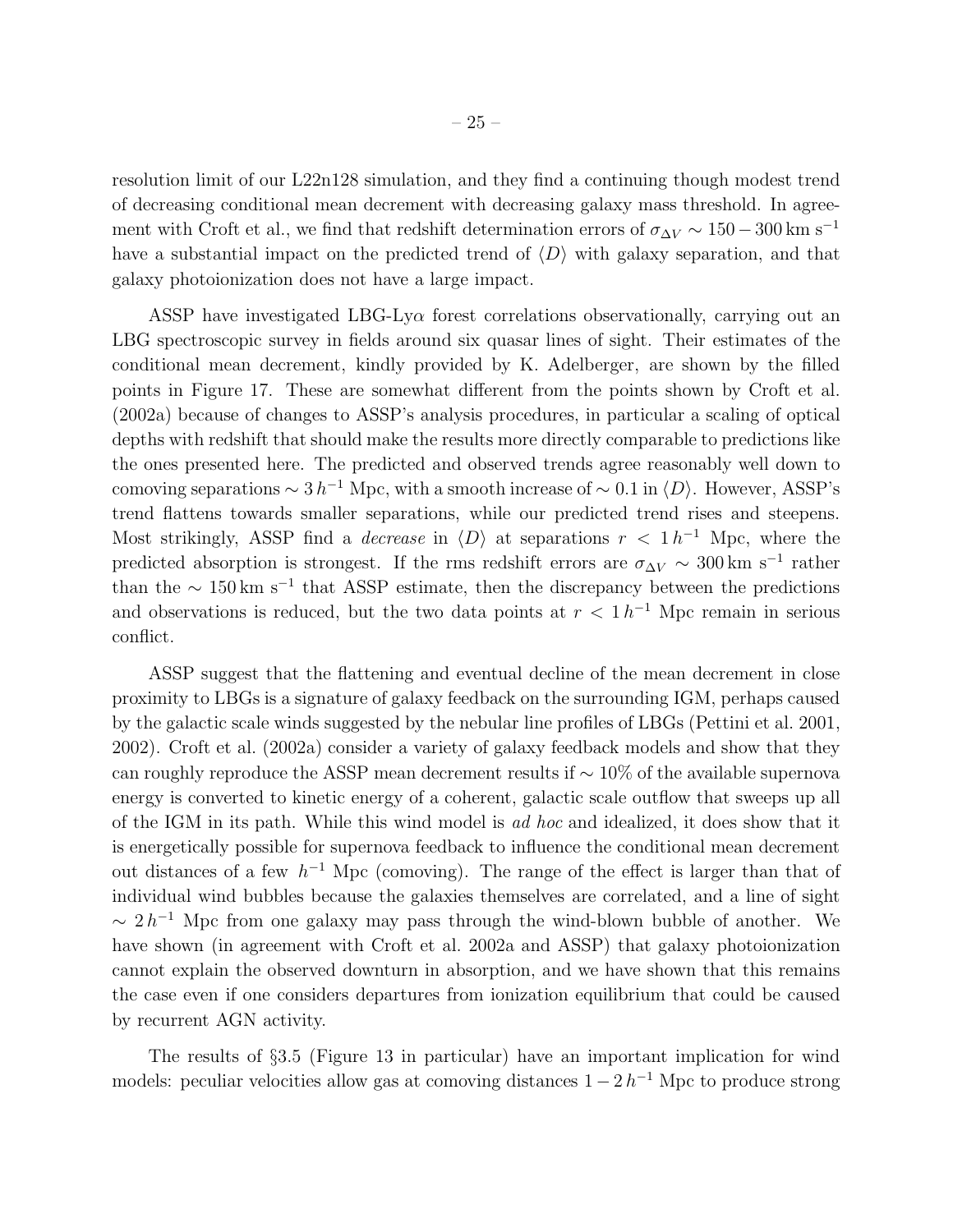resolution limit of our L22n128 simulation, and they find a continuing though modest trend of decreasing conditional mean decrement with decreasing galaxy mass threshold. In agreement with Croft et al., we find that redshift determination errors of $\sigma_{\Delta V} \sim 150 - 300\,\mathrm{km\ s^{-1}}$ have a substantial impact on the predicted trend of $\langle D \rangle$ with galaxy separation, and that galaxy photoionization does not have a large impact.

ASSP have investigated LBG-Ly$\alpha$ forest correlations observationally, carrying out an LBG spectroscopic survey in fields around six quasar lines of sight. Their estimates of the conditional mean decrement, kindly provided by K. Adelberger, are shown by the filled points in Figure 17. These are somewhat different from the points shown by Croft et al. (2002a) because of changes to ASSP's analysis procedures, in particular a scaling of optical depths with redshift that should make the results more directly comparable to predictions like the ones presented here. The predicted and observed trends agree reasonably well down to comoving separations $\sim 3\,h^{-1}$ Mpc, with a smooth increase of $\sim 0.1$ in $\langle D \rangle$. However, ASSP's trend flattens towards smaller separations, while our predicted trend rises and steepens. Most strikingly, ASSP find a *decrease* in $\langle D \rangle$ at separations $r < 1\,h^{-1}$ Mpc, where the predicted absorption is strongest. If the rms redshift errors are $\sigma_{\Delta V} \sim 300\,\mathrm{km\ s^{-1}}$ rather than the $\sim 150\,\mathrm{km\ s^{-1}}$ that ASSP estimate, then the discrepancy between the predictions and observations is reduced, but the two data points at $r < 1\,h^{-1}$ Mpc remain in serious conflict.

ASSP suggest that the flattening and eventual decline of the mean decrement in close proximity to LBGs is a signature of galaxy feedback on the surrounding IGM, perhaps caused by the galactic scale winds suggested by the nebular line profiles of LBGs (Pettini et al. 2001, 2002). Croft et al. (2002a) consider a variety of galaxy feedback models and show that they can roughly reproduce the ASSP mean decrement results if $\sim 10\%$ of the available supernova energy is converted to kinetic energy of a coherent, galactic scale outflow that sweeps up all of the IGM in its path. While this wind model is *ad hoc* and idealized, it does show that it is energetically possible for supernova feedback to influence the conditional mean decrement out distances of a few $h^{-1}$ Mpc (comoving). The range of the effect is larger than that of individual wind bubbles because the galaxies themselves are correlated, and a line of sight $\sim 2\,h^{-1}$ Mpc from one galaxy may pass through the wind-blown bubble of another. We have shown (in agreement with Croft et al. 2002a and ASSP) that galaxy photoionization cannot explain the observed downturn in absorption, and we have shown that this remains the case even if one considers departures from ionization equilibrium that could be caused by recurrent AGN activity.

The results of §3.5 (Figure 13 in particular) have an important implication for wind models: peculiar velocities allow gas at comoving distances $1 - 2\,h^{-1}$ Mpc to produce strong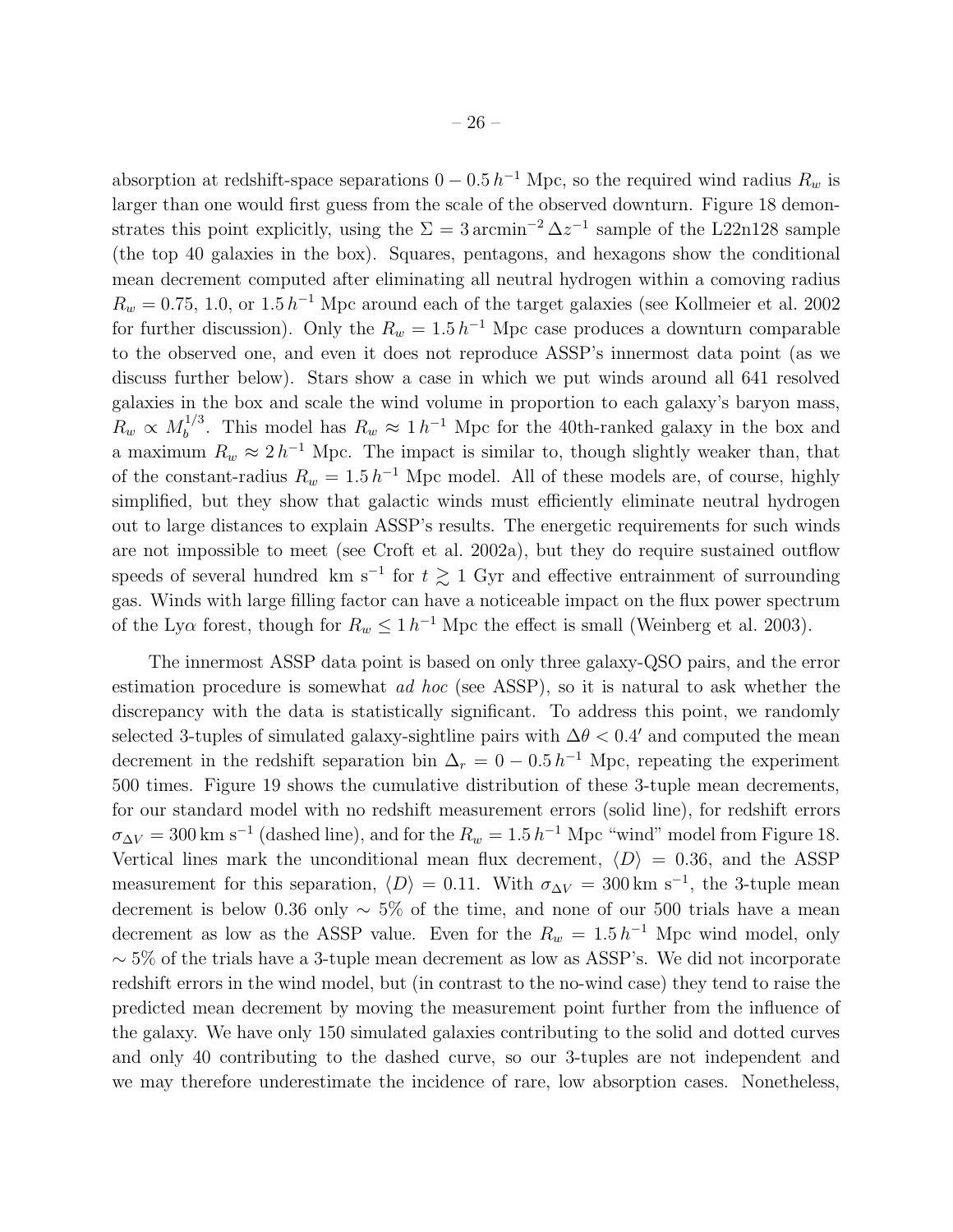absorption at redshift-space separations $0 - 0.5\,h^{-1}$ Mpc, so the required wind radius $R_w$ is larger than one would first guess from the scale of the observed downturn. Figure 18 demonstrates this point explicitly, using the $\Sigma = 3\,\mathrm{arcmin}^{-2}\,\Delta z^{-1}$ sample of the L22n128 sample (the top 40 galaxies in the box). Squares, pentagons, and hexagons show the conditional mean decrement computed after eliminating all neutral hydrogen within a comoving radius $R_w = 0.75$, 1.0, or $1.5\,h^{-1}$ Mpc around each of the target galaxies (see Kollmeier et al. 2002 for further discussion). Only the $R_w = 1.5\,h^{-1}$ Mpc case produces a downturn comparable to the observed one, and even it does not reproduce ASSP's innermost data point (as we discuss further below). Stars show a case in which we put winds around all 641 resolved galaxies in the box and scale the wind volume in proportion to each galaxy's baryon mass, $R_w \propto M_b^{1/3}$. This model has $R_w \approx 1\,h^{-1}$ Mpc for the 40th-ranked galaxy in the box and a maximum $R_w \approx 2\,h^{-1}$ Mpc. The impact is similar to, though slightly weaker than, that of the constant-radius $R_w = 1.5\,h^{-1}$ Mpc model. All of these models are, of course, highly simplified, but they show that galactic winds must efficiently eliminate neutral hydrogen out to large distances to explain ASSP's results. The energetic requirements for such winds are not impossible to meet (see Croft et al. 2002a), but they do require sustained outflow speeds of several hundred km s$^{-1}$ for $t \gtrsim 1$ Gyr and effective entrainment of surrounding gas. Winds with large filling factor can have a noticeable impact on the flux power spectrum of the Ly$\alpha$ forest, though for $R_w \leq 1\,h^{-1}$ Mpc the effect is small (Weinberg et al. 2003).

The innermost ASSP data point is based on only three galaxy-QSO pairs, and the error estimation procedure is somewhat *ad hoc* (see ASSP), so it is natural to ask whether the discrepancy with the data is statistically significant. To address this point, we randomly selected 3-tuples of simulated galaxy-sightline pairs with $\Delta\theta < 0.4'$ and computed the mean decrement in the redshift separation bin $\Delta_r = 0 - 0.5\,h^{-1}$ Mpc, repeating the experiment 500 times. Figure 19 shows the cumulative distribution of these 3-tuple mean decrements, for our standard model with no redshift measurement errors (solid line), for redshift errors $\sigma_{\Delta V} = 300\,\mathrm{km\ s}^{-1}$ (dashed line), and for the $R_w = 1.5\,h^{-1}$ Mpc "wind" model from Figure 18. Vertical lines mark the unconditional mean flux decrement, $\langle D \rangle = 0.36$, and the ASSP measurement for this separation, $\langle D \rangle = 0.11$. With $\sigma_{\Delta V} = 300\,\mathrm{km\ s}^{-1}$, the 3-tuple mean decrement is below 0.36 only $\sim 5\%$ of the time, and none of our 500 trials have a mean decrement as low as the ASSP value. Even for the $R_w = 1.5\,h^{-1}$ Mpc wind model, only $\sim 5\%$ of the trials have a 3-tuple mean decrement as low as ASSP's. We did not incorporate redshift errors in the wind model, but (in contrast to the no-wind case) they tend to raise the predicted mean decrement by moving the measurement point further from the influence of the galaxy. We have only 150 simulated galaxies contributing to the solid and dotted curves and only 40 contributing to the dashed curve, so our 3-tuples are not independent and we may therefore underestimate the incidence of rare, low absorption cases. Nonetheless,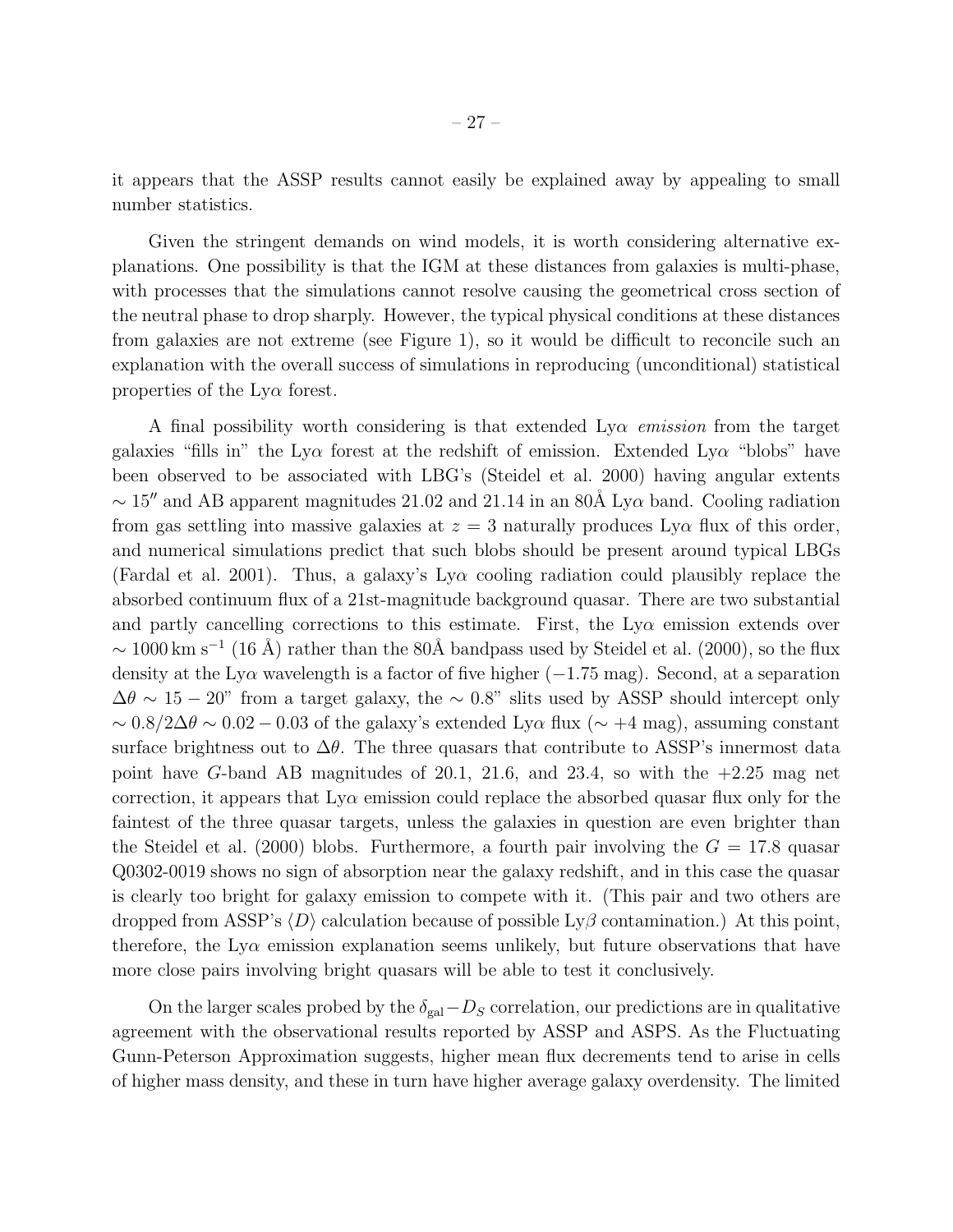it appears that the ASSP results cannot easily be explained away by appealing to small number statistics.

Given the stringent demands on wind models, it is worth considering alternative explanations. One possibility is that the IGM at these distances from galaxies is multi-phase, with processes that the simulations cannot resolve causing the geometrical cross section of the neutral phase to drop sharply. However, the typical physical conditions at these distances from galaxies are not extreme (see Figure 1), so it would be difficult to reconcile such an explanation with the overall success of simulations in reproducing (unconditional) statistical properties of the Ly$\alpha$ forest.

A final possibility worth considering is that extended Ly$\alpha$ *emission* from the target galaxies "fills in" the Ly$\alpha$ forest at the redshift of emission. Extended Ly$\alpha$ "blobs" have been observed to be associated with LBG's (Steidel et al. 2000) having angular extents $\sim 15''$ and AB apparent magnitudes 21.02 and 21.14 in an 80Å Ly$\alpha$ band. Cooling radiation from gas settling into massive galaxies at $z = 3$ naturally produces Ly$\alpha$ flux of this order, and numerical simulations predict that such blobs should be present around typical LBGs (Fardal et al. 2001). Thus, a galaxy's Ly$\alpha$ cooling radiation could plausibly replace the absorbed continuum flux of a 21st-magnitude background quasar. There are two substantial and partly cancelling corrections to this estimate. First, the Ly$\alpha$ emission extends over $\sim 1000\,\mathrm{km\,s^{-1}}$ (16 Å) rather than the 80Å bandpass used by Steidel et al. (2000), so the flux density at the Ly$\alpha$ wavelength is a factor of five higher ($-1.75$ mag). Second, at a separation $\Delta\theta \sim 15 - 20$" from a target galaxy, the $\sim 0.8$" slits used by ASSP should intercept only $\sim 0.8/2\Delta\theta \sim 0.02 - 0.03$ of the galaxy's extended Ly$\alpha$ flux ($\sim +4$ mag), assuming constant surface brightness out to $\Delta\theta$. The three quasars that contribute to ASSP's innermost data point have $G$-band AB magnitudes of 20.1, 21.6, and 23.4, so with the $+2.25$ mag net correction, it appears that Ly$\alpha$ emission could replace the absorbed quasar flux only for the faintest of the three quasar targets, unless the galaxies in question are even brighter than the Steidel et al. (2000) blobs. Furthermore, a fourth pair involving the $G = 17.8$ quasar Q0302-0019 shows no sign of absorption near the galaxy redshift, and in this case the quasar is clearly too bright for galaxy emission to compete with it. (This pair and two others are dropped from ASSP's $\langle D \rangle$ calculation because of possible Ly$\beta$ contamination.) At this point, therefore, the Ly$\alpha$ emission explanation seems unlikely, but future observations that have more close pairs involving bright quasars will be able to test it conclusively.

On the larger scales probed by the $\delta_{\rm gal} - D_S$ correlation, our predictions are in qualitative agreement with the observational results reported by ASSP and ASPS. As the Fluctuating Gunn-Peterson Approximation suggests, higher mean flux decrements tend to arise in cells of higher mass density, and these in turn have higher average galaxy overdensity. The limited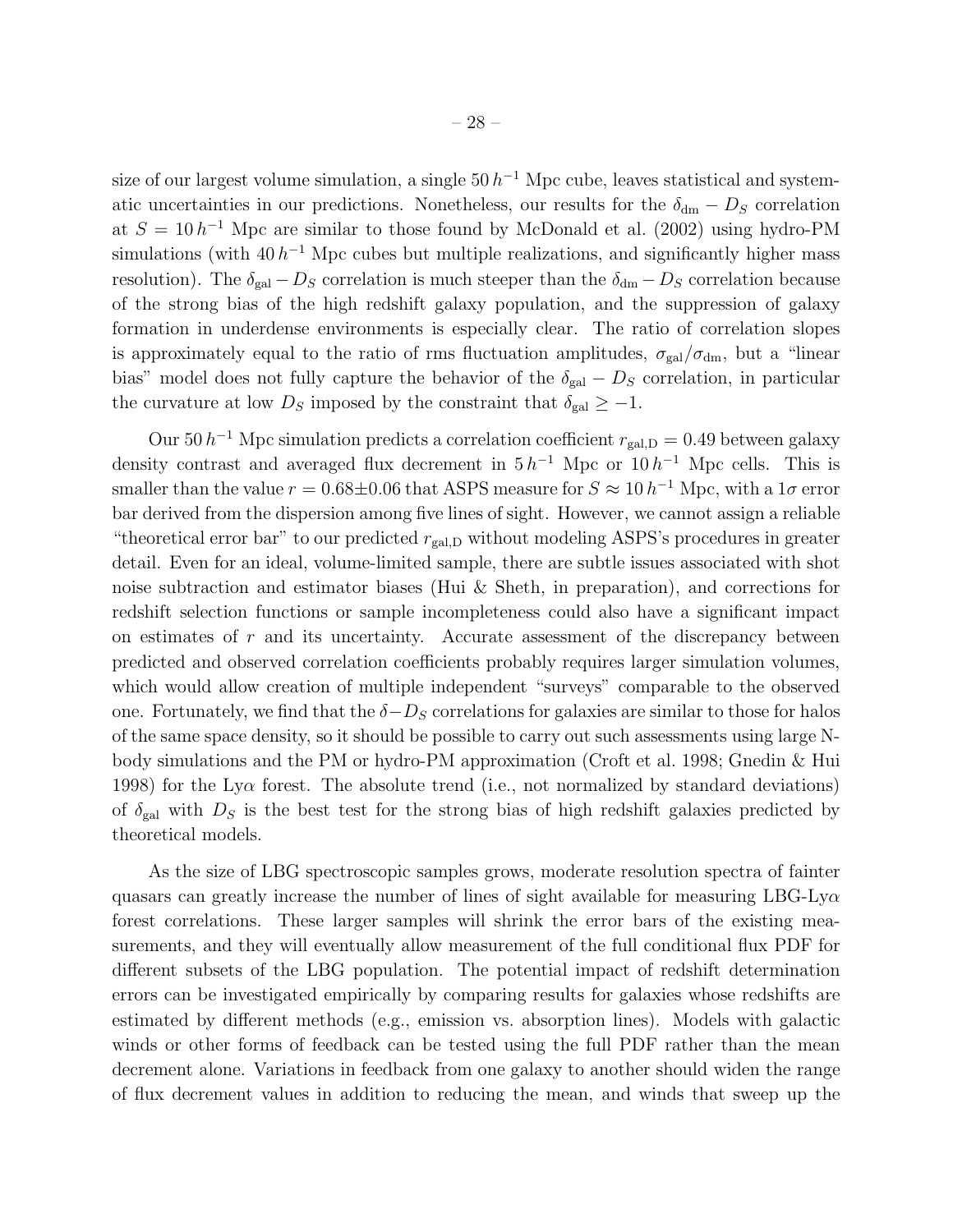size of our largest volume simulation, a single $50\,h^{-1}$ Mpc cube, leaves statistical and systematic uncertainties in our predictions. Nonetheless, our results for the $\delta_{\rm dm} - D_S$ correlation at $S = 10\,h^{-1}$ Mpc are similar to those found by McDonald et al. (2002) using hydro-PM simulations (with $40\,h^{-1}$ Mpc cubes but multiple realizations, and significantly higher mass resolution). The $\delta_{\rm gal} - D_S$ correlation is much steeper than the $\delta_{\rm dm} - D_S$ correlation because of the strong bias of the high redshift galaxy population, and the suppression of galaxy formation in underdense environments is especially clear. The ratio of correlation slopes is approximately equal to the ratio of rms fluctuation amplitudes, $\sigma_{\rm gal}/\sigma_{\rm dm}$, but a "linear bias" model does not fully capture the behavior of the $\delta_{\rm gal} - D_S$ correlation, in particular the curvature at low $D_S$ imposed by the constraint that $\delta_{\rm gal} \geq -1$.

Our $50\,h^{-1}$ Mpc simulation predicts a correlation coefficient $r_{\rm gal,D} = 0.49$ between galaxy density contrast and averaged flux decrement in $5\,h^{-1}$ Mpc or $10\,h^{-1}$ Mpc cells. This is smaller than the value $r = 0.68 \pm 0.06$ that ASPS measure for $S \approx 10\,h^{-1}$ Mpc, with a $1\sigma$ error bar derived from the dispersion among five lines of sight. However, we cannot assign a reliable "theoretical error bar" to our predicted $r_{\rm gal,D}$ without modeling ASPS's procedures in greater detail. Even for an ideal, volume-limited sample, there are subtle issues associated with shot noise subtraction and estimator biases (Hui & Sheth, in preparation), and corrections for redshift selection functions or sample incompleteness could also have a significant impact on estimates of $r$ and its uncertainty. Accurate assessment of the discrepancy between predicted and observed correlation coefficients probably requires larger simulation volumes, which would allow creation of multiple independent "surveys" comparable to the observed one. Fortunately, we find that the $\delta - D_S$ correlations for galaxies are similar to those for halos of the same space density, so it should be possible to carry out such assessments using large N-body simulations and the PM or hydro-PM approximation (Croft et al. 1998; Gnedin & Hui 1998) for the Ly$\alpha$ forest. The absolute trend (i.e., not normalized by standard deviations) of $\delta_{\rm gal}$ with $D_S$ is the best test for the strong bias of high redshift galaxies predicted by theoretical models.

As the size of LBG spectroscopic samples grows, moderate resolution spectra of fainter quasars can greatly increase the number of lines of sight available for measuring LBG-Ly$\alpha$ forest correlations. These larger samples will shrink the error bars of the existing measurements, and they will eventually allow measurement of the full conditional flux PDF for different subsets of the LBG population. The potential impact of redshift determination errors can be investigated empirically by comparing results for galaxies whose redshifts are estimated by different methods (e.g., emission vs. absorption lines). Models with galactic winds or other forms of feedback can be tested using the full PDF rather than the mean decrement alone. Variations in feedback from one galaxy to another should widen the range of flux decrement values in addition to reducing the mean, and winds that sweep up the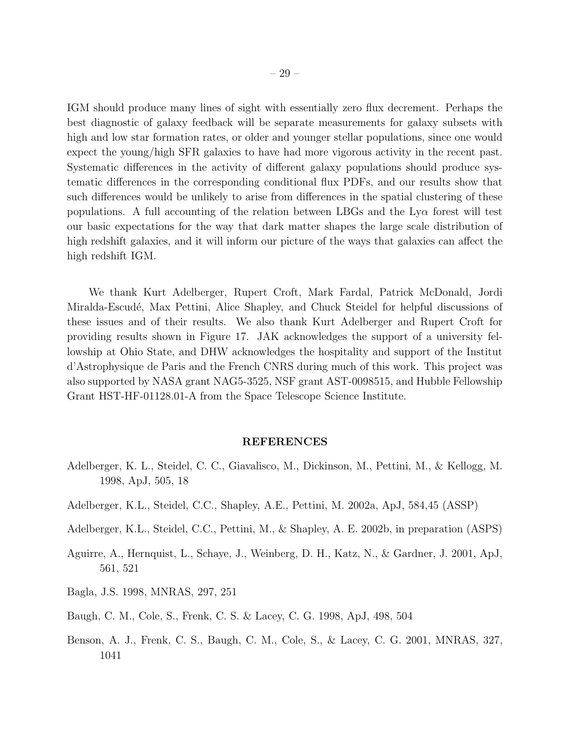IGM should produce many lines of sight with essentially zero flux decrement. Perhaps the best diagnostic of galaxy feedback will be separate measurements for galaxy subsets with high and low star formation rates, or older and younger stellar populations, since one would expect the young/high SFR galaxies to have had more vigorous activity in the recent past. Systematic differences in the activity of different galaxy populations should produce systematic differences in the corresponding conditional flux PDFs, and our results show that such differences would be unlikely to arise from differences in the spatial clustering of these populations. A full accounting of the relation between LBGs and the Ly$\alpha$ forest will test our basic expectations for the way that dark matter shapes the large scale distribution of high redshift galaxies, and it will inform our picture of the ways that galaxies can affect the high redshift IGM.

We thank Kurt Adelberger, Rupert Croft, Mark Fardal, Patrick McDonald, Jordi Miralda-Escudé, Max Pettini, Alice Shapley, and Chuck Steidel for helpful discussions of these issues and of their results. We also thank Kurt Adelberger and Rupert Croft for providing results shown in Figure 17. JAK acknowledges the support of a university fellowship at Ohio State, and DHW acknowledges the hospitality and support of the Institut d'Astrophysique de Paris and the French CNRS during much of this work. This project was also supported by NASA grant NAG5-3525, NSF grant AST-0098515, and Hubble Fellowship Grant HST-HF-01128.01-A from the Space Telescope Science Institute.

## REFERENCES

Adelberger, K. L., Steidel, C. C., Giavalisco, M., Dickinson, M., Pettini, M., & Kellogg, M. 1998, ApJ, 505, 18

Adelberger, K.L., Steidel, C.C., Shapley, A.E., Pettini, M. 2002a, ApJ, 584,45 (ASSP)

Adelberger, K.L., Steidel, C.C., Pettini, M., & Shapley, A. E. 2002b, in preparation (ASPS)

Aguirre, A., Hernquist, L., Schaye, J., Weinberg, D. H., Katz, N., & Gardner, J. 2001, ApJ, 561, 521

Bagla, J.S. 1998, MNRAS, 297, 251

Baugh, C. M., Cole, S., Frenk, C. S. & Lacey, C. G. 1998, ApJ, 498, 504

Benson, A. J., Frenk, C. S., Baugh, C. M., Cole, S., & Lacey, C. G. 2001, MNRAS, 327, 1041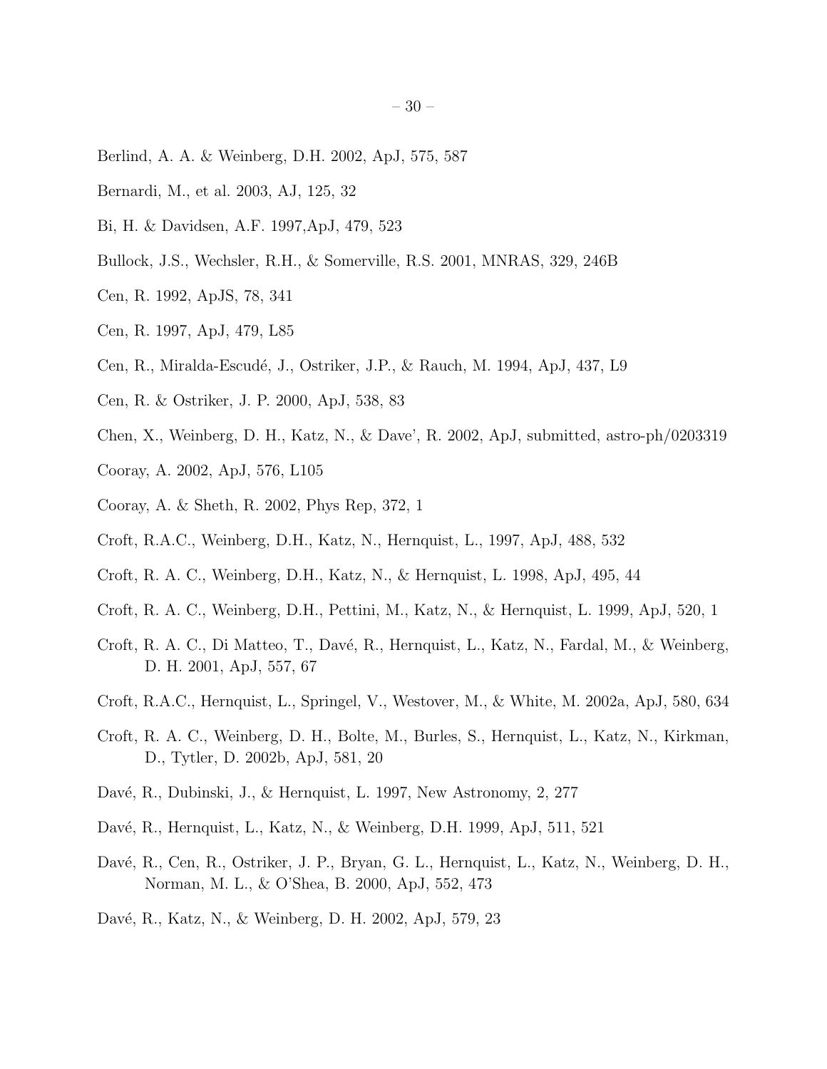Berlind, A. A. & Weinberg, D.H. 2002, ApJ, 575, 587

Bernardi, M., et al. 2003, AJ, 125, 32

Bi, H. & Davidsen, A.F. 1997,ApJ, 479, 523

Bullock, J.S., Wechsler, R.H., & Somerville, R.S. 2001, MNRAS, 329, 246B

Cen, R. 1992, ApJS, 78, 341

Cen, R. 1997, ApJ, 479, L85

Cen, R., Miralda-Escudé, J., Ostriker, J.P., & Rauch, M. 1994, ApJ, 437, L9

Cen, R. & Ostriker, J. P. 2000, ApJ, 538, 83

Chen, X., Weinberg, D. H., Katz, N., & Dave', R. 2002, ApJ, submitted, astro-ph/0203319

Cooray, A. 2002, ApJ, 576, L105

Cooray, A. & Sheth, R. 2002, Phys Rep, 372, 1

Croft, R.A.C., Weinberg, D.H., Katz, N., Hernquist, L., 1997, ApJ, 488, 532

Croft, R. A. C., Weinberg, D.H., Katz, N., & Hernquist, L. 1998, ApJ, 495, 44

Croft, R. A. C., Weinberg, D.H., Pettini, M., Katz, N., & Hernquist, L. 1999, ApJ, 520, 1

Croft, R. A. C., Di Matteo, T., Davé, R., Hernquist, L., Katz, N., Fardal, M., & Weinberg, D. H. 2001, ApJ, 557, 67

Croft, R.A.C., Hernquist, L., Springel, V., Westover, M., & White, M. 2002a, ApJ, 580, 634

Croft, R. A. C., Weinberg, D. H., Bolte, M., Burles, S., Hernquist, L., Katz, N., Kirkman, D., Tytler, D. 2002b, ApJ, 581, 20

Davé, R., Dubinski, J., & Hernquist, L. 1997, New Astronomy, 2, 277

Davé, R., Hernquist, L., Katz, N., & Weinberg, D.H. 1999, ApJ, 511, 521

Davé, R., Cen, R., Ostriker, J. P., Bryan, G. L., Hernquist, L., Katz, N., Weinberg, D. H., Norman, M. L., & O'Shea, B. 2000, ApJ, 552, 473

Davé, R., Katz, N., & Weinberg, D. H. 2002, ApJ, 579, 23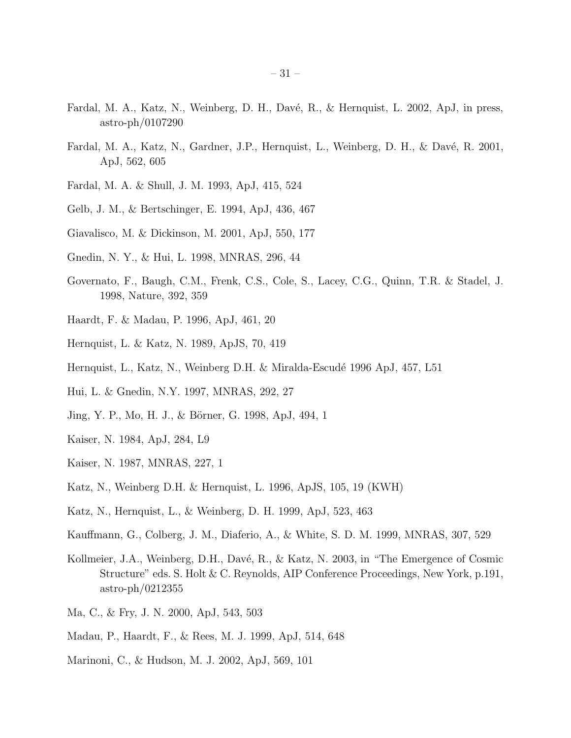Fardal, M. A., Katz, N., Weinberg, D. H., Davé, R., & Hernquist, L. 2002, ApJ, in press, astro-ph/0107290

Fardal, M. A., Katz, N., Gardner, J.P., Hernquist, L., Weinberg, D. H., & Davé, R. 2001, ApJ, 562, 605

Fardal, M. A. & Shull, J. M. 1993, ApJ, 415, 524

Gelb, J. M., & Bertschinger, E. 1994, ApJ, 436, 467

Giavalisco, M. & Dickinson, M. 2001, ApJ, 550, 177

Gnedin, N. Y., & Hui, L. 1998, MNRAS, 296, 44

Governato, F., Baugh, C.M., Frenk, C.S., Cole, S., Lacey, C.G., Quinn, T.R. & Stadel, J. 1998, Nature, 392, 359

Haardt, F. & Madau, P. 1996, ApJ, 461, 20

Hernquist, L. & Katz, N. 1989, ApJS, 70, 419

Hernquist, L., Katz, N., Weinberg D.H. & Miralda-Escudé 1996 ApJ, 457, L51

Hui, L. & Gnedin, N.Y. 1997, MNRAS, 292, 27

Jing, Y. P., Mo, H. J., & Börner, G. 1998, ApJ, 494, 1

Kaiser, N. 1984, ApJ, 284, L9

Kaiser, N. 1987, MNRAS, 227, 1

Katz, N., Weinberg D.H. & Hernquist, L. 1996, ApJS, 105, 19 (KWH)

Katz, N., Hernquist, L., & Weinberg, D. H. 1999, ApJ, 523, 463

Kauffmann, G., Colberg, J. M., Diaferio, A., & White, S. D. M. 1999, MNRAS, 307, 529

Kollmeier, J.A., Weinberg, D.H., Davé, R., & Katz, N. 2003, in "The Emergence of Cosmic Structure" eds. S. Holt & C. Reynolds, AIP Conference Proceedings, New York, p.191, astro-ph/0212355

Ma, C., & Fry, J. N. 2000, ApJ, 543, 503

Madau, P., Haardt, F., & Rees, M. J. 1999, ApJ, 514, 648

Marinoni, C., & Hudson, M. J. 2002, ApJ, 569, 101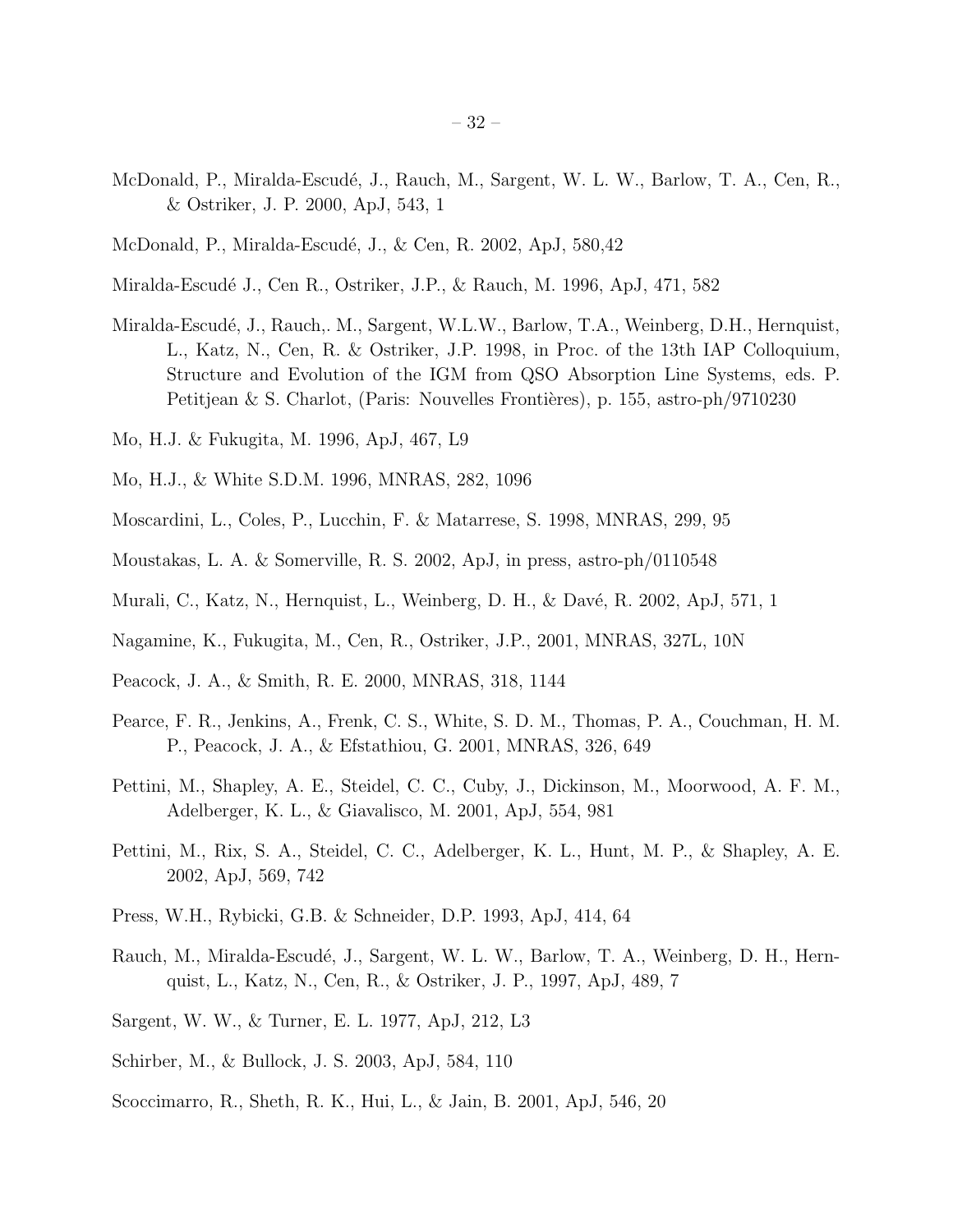McDonald, P., Miralda-Escudé, J., Rauch, M., Sargent, W. L. W., Barlow, T. A., Cen, R., & Ostriker, J. P. 2000, ApJ, 543, 1

McDonald, P., Miralda-Escudé, J., & Cen, R. 2002, ApJ, 580,42

Miralda-Escudé J., Cen R., Ostriker, J.P., & Rauch, M. 1996, ApJ, 471, 582

Miralda-Escudé, J., Rauch,. M., Sargent, W.L.W., Barlow, T.A., Weinberg, D.H., Hernquist, L., Katz, N., Cen, R. & Ostriker, J.P. 1998, in Proc. of the 13th IAP Colloquium, Structure and Evolution of the IGM from QSO Absorption Line Systems, eds. P. Petitjean & S. Charlot, (Paris: Nouvelles Frontières), p. 155, astro-ph/9710230

Mo, H.J. & Fukugita, M. 1996, ApJ, 467, L9

Mo, H.J., & White S.D.M. 1996, MNRAS, 282, 1096

Moscardini, L., Coles, P., Lucchin, F. & Matarrese, S. 1998, MNRAS, 299, 95

Moustakas, L. A. & Somerville, R. S. 2002, ApJ, in press, astro-ph/0110548

Murali, C., Katz, N., Hernquist, L., Weinberg, D. H., & Davé, R. 2002, ApJ, 571, 1

Nagamine, K., Fukugita, M., Cen, R., Ostriker, J.P., 2001, MNRAS, 327L, 10N

Peacock, J. A., & Smith, R. E. 2000, MNRAS, 318, 1144

Pearce, F. R., Jenkins, A., Frenk, C. S., White, S. D. M., Thomas, P. A., Couchman, H. M. P., Peacock, J. A., & Efstathiou, G. 2001, MNRAS, 326, 649

Pettini, M., Shapley, A. E., Steidel, C. C., Cuby, J., Dickinson, M., Moorwood, A. F. M., Adelberger, K. L., & Giavalisco, M. 2001, ApJ, 554, 981

Pettini, M., Rix, S. A., Steidel, C. C., Adelberger, K. L., Hunt, M. P., & Shapley, A. E. 2002, ApJ, 569, 742

Press, W.H., Rybicki, G.B. & Schneider, D.P. 1993, ApJ, 414, 64

Rauch, M., Miralda-Escudé, J., Sargent, W. L. W., Barlow, T. A., Weinberg, D. H., Hernquist, L., Katz, N., Cen, R., & Ostriker, J. P., 1997, ApJ, 489, 7

Sargent, W. W., & Turner, E. L. 1977, ApJ, 212, L3

Schirber, M., & Bullock, J. S. 2003, ApJ, 584, 110

Scoccimarro, R., Sheth, R. K., Hui, L., & Jain, B. 2001, ApJ, 546, 20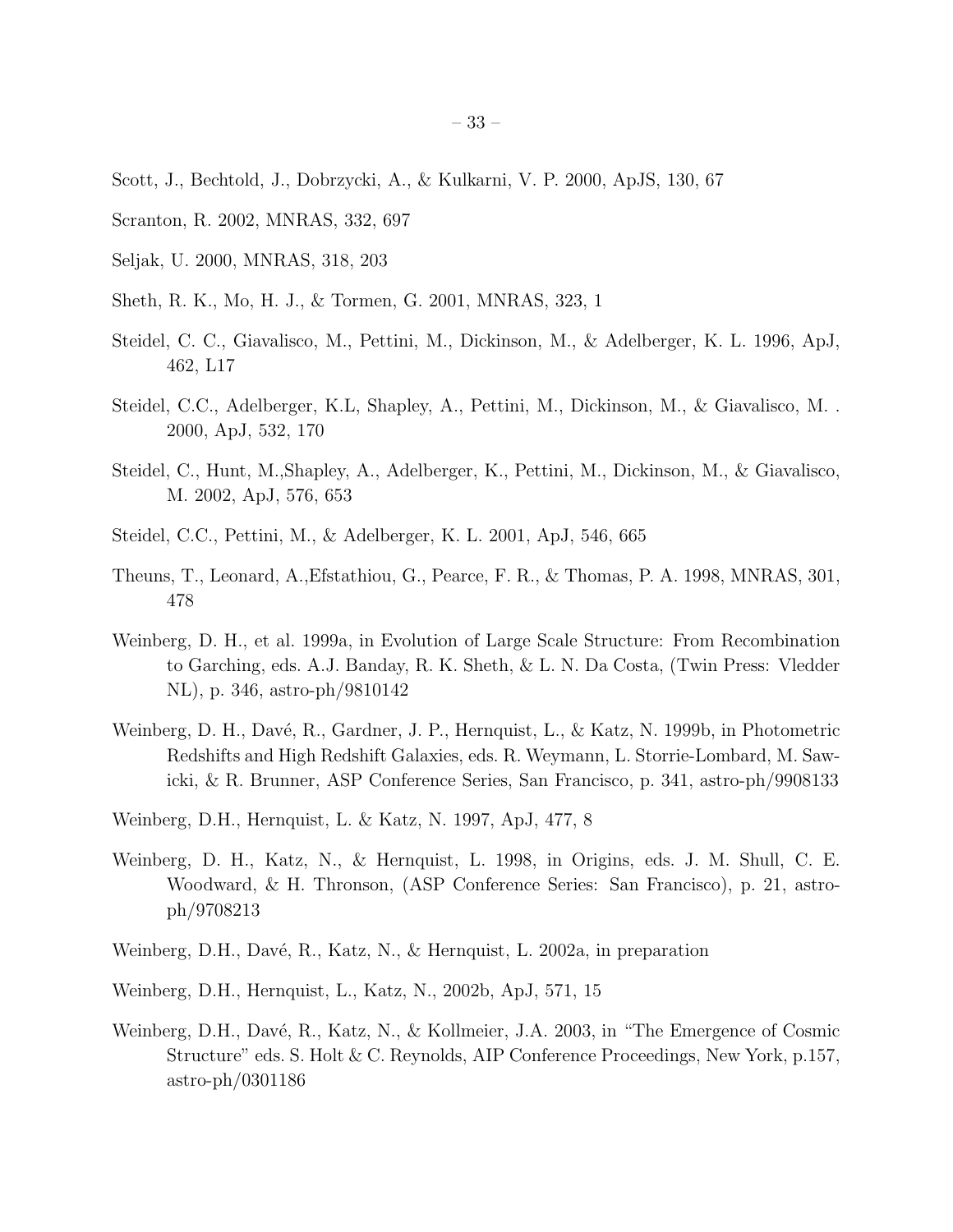Scott, J., Bechtold, J., Dobrzycki, A., & Kulkarni, V. P. 2000, ApJS, 130, 67

Scranton, R. 2002, MNRAS, 332, 697

Seljak, U. 2000, MNRAS, 318, 203

Sheth, R. K., Mo, H. J., & Tormen, G. 2001, MNRAS, 323, 1

Steidel, C. C., Giavalisco, M., Pettini, M., Dickinson, M., & Adelberger, K. L. 1996, ApJ, 462, L17

Steidel, C.C., Adelberger, K.L, Shapley, A., Pettini, M., Dickinson, M., & Giavalisco, M. . 2000, ApJ, 532, 170

Steidel, C., Hunt, M.,Shapley, A., Adelberger, K., Pettini, M., Dickinson, M., & Giavalisco, M. 2002, ApJ, 576, 653

Steidel, C.C., Pettini, M., & Adelberger, K. L. 2001, ApJ, 546, 665

Theuns, T., Leonard, A.,Efstathiou, G., Pearce, F. R., & Thomas, P. A. 1998, MNRAS, 301, 478

Weinberg, D. H., et al. 1999a, in Evolution of Large Scale Structure: From Recombination to Garching, eds. A.J. Banday, R. K. Sheth, & L. N. Da Costa, (Twin Press: Vledder NL), p. 346, astro-ph/9810142

Weinberg, D. H., Davé, R., Gardner, J. P., Hernquist, L., & Katz, N. 1999b, in Photometric Redshifts and High Redshift Galaxies, eds. R. Weymann, L. Storrie-Lombard, M. Sawicki, & R. Brunner, ASP Conference Series, San Francisco, p. 341, astro-ph/9908133

Weinberg, D.H., Hernquist, L. & Katz, N. 1997, ApJ, 477, 8

Weinberg, D. H., Katz, N., & Hernquist, L. 1998, in Origins, eds. J. M. Shull, C. E. Woodward, & H. Thronson, (ASP Conference Series: San Francisco), p. 21, astro-ph/9708213

Weinberg, D.H., Davé, R., Katz, N., & Hernquist, L. 2002a, in preparation

Weinberg, D.H., Hernquist, L., Katz, N., 2002b, ApJ, 571, 15

Weinberg, D.H., Davé, R., Katz, N., & Kollmeier, J.A. 2003, in "The Emergence of Cosmic Structure" eds. S. Holt & C. Reynolds, AIP Conference Proceedings, New York, p.157, astro-ph/0301186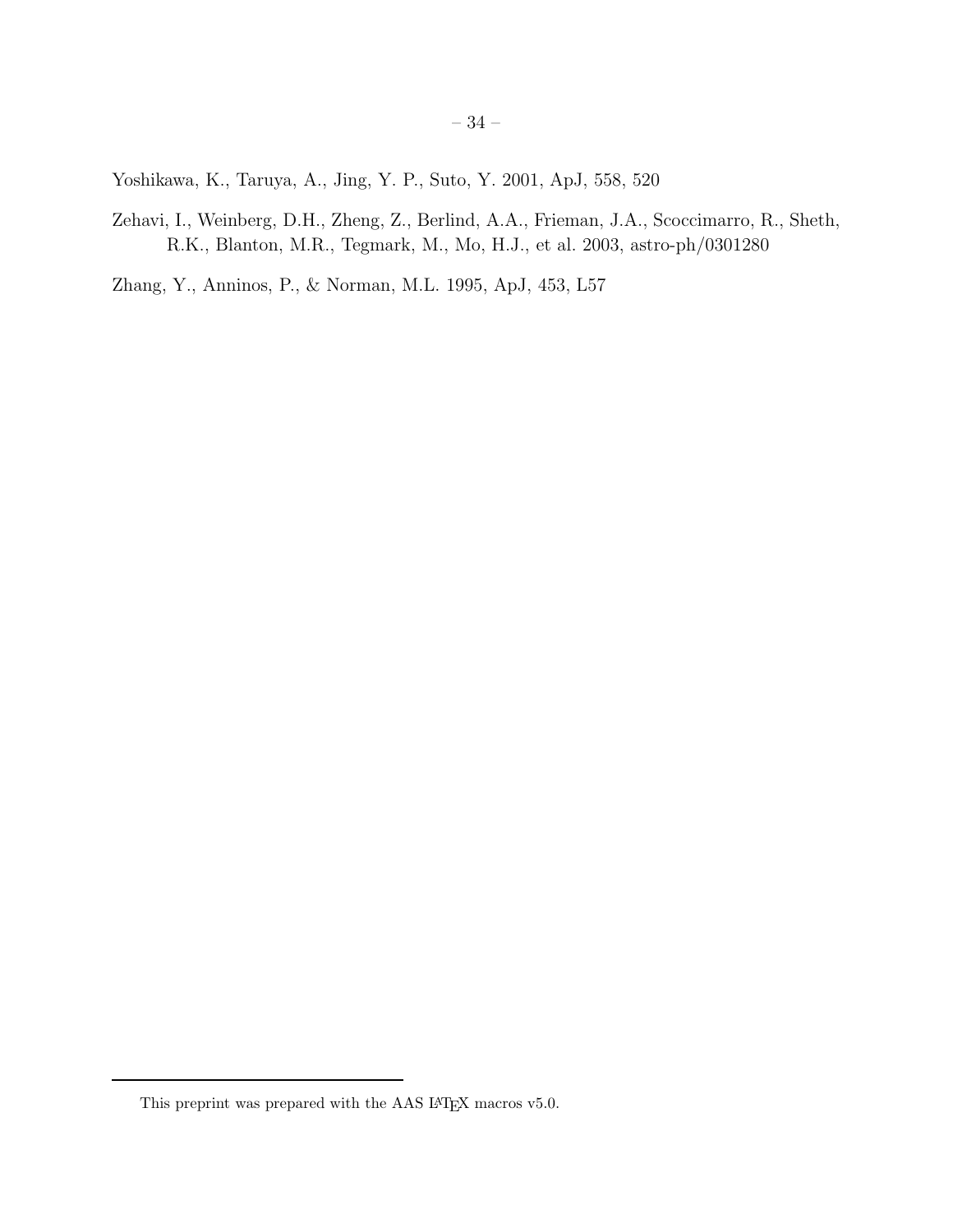Yoshikawa, K., Taruya, A., Jing, Y. P., Suto, Y. 2001, ApJ, 558, 520

Zehavi, I., Weinberg, D.H., Zheng, Z., Berlind, A.A., Frieman, J.A., Scoccimarro, R., Sheth, R.K., Blanton, M.R., Tegmark, M., Mo, H.J., et al. 2003, astro-ph/0301280

Zhang, Y., Anninos, P., & Norman, M.L. 1995, ApJ, 453, L57

This preprint was prepared with the AAS LATEX macros v5.0.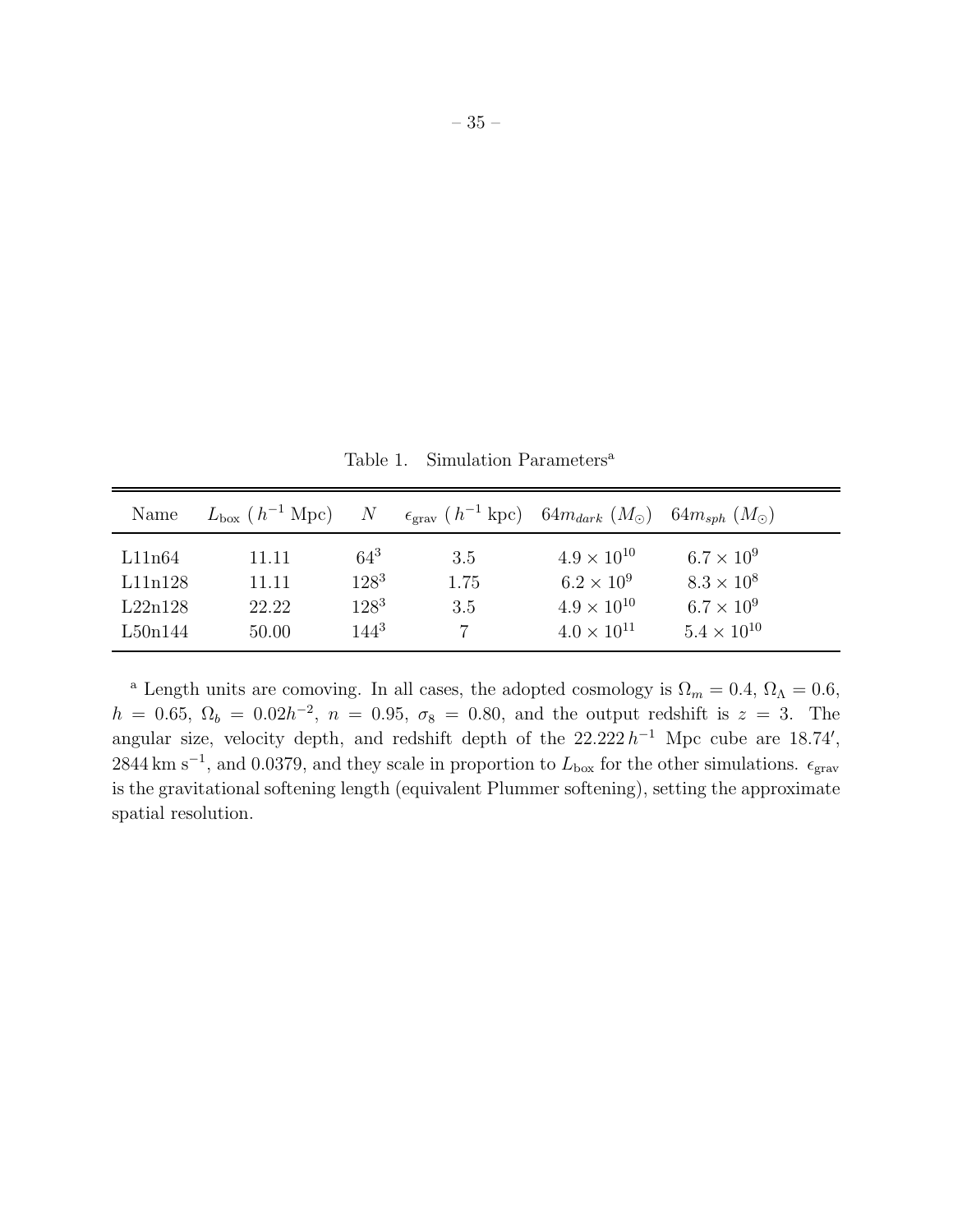Table 1. Simulation Parameters[a]

| Name | $L_{\rm box}$ ( $h^{-1}$ Mpc) | $N$ | $\epsilon_{\rm grav}$ ( $h^{-1}$ kpc) | $64m_{dark}$ ($M_\odot$) | $64m_{sph}$ ($M_\odot$) |
|---|---|---|---|---|---|
| L11n64 | 11.11 | $64^3$ | 3.5 | $4.9 \times 10^{10}$ | $6.7 \times 10^9$ |
| L11n128 | 11.11 | $128^3$ | 1.75 | $6.2 \times 10^9$ | $8.3 \times 10^8$ |
| L22n128 | 22.22 | $128^3$ | 3.5 | $4.9 \times 10^{10}$ | $6.7 \times 10^9$ |
| L50n144 | 50.00 | $144^3$ | 7 | $4.0 \times 10^{11}$ | $5.4 \times 10^{10}$ |

[a] Length units are comoving. In all cases, the adopted cosmology is $\Omega_m = 0.4$, $\Omega_\Lambda = 0.6$, $h = 0.65$, $\Omega_b = 0.02h^{-2}$, $n = 0.95$, $\sigma_8 = 0.80$, and the output redshift is $z = 3$. The angular size, velocity depth, and redshift depth of the $22.222\,h^{-1}$ Mpc cube are $18.74'$, $2844\,\mathrm{km\,s^{-1}}$, and 0.0379, and they scale in proportion to $L_{\rm box}$ for the other simulations. $\epsilon_{\rm grav}$ is the gravitational softening length (equivalent Plummer softening), setting the approximate spatial resolution.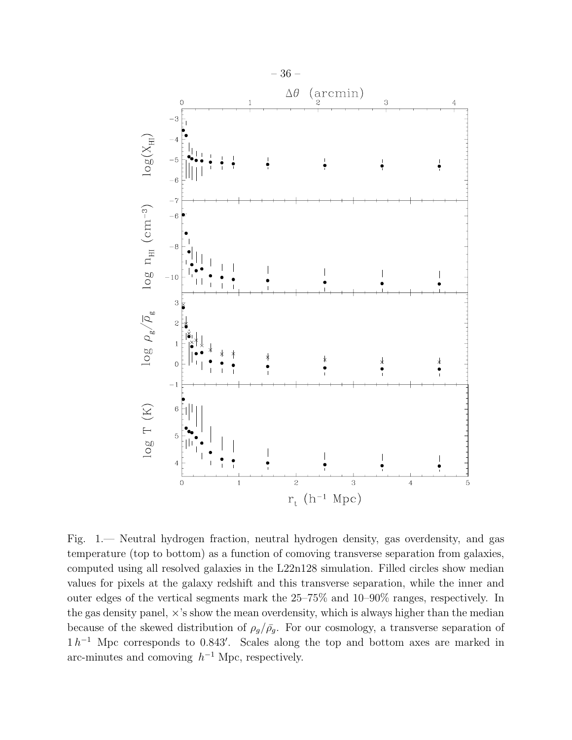Fig. 1.— Neutral hydrogen fraction, neutral hydrogen density, gas overdensity, and gas temperature (top to bottom) as a function of comoving transverse separation from galaxies, computed using all resolved galaxies in the L22n128 simulation. Filled circles show median values for pixels at the galaxy redshift and this transverse separation, while the inner and outer edges of the vertical segments mark the 25–75% and 10–90% ranges, respectively. In the gas density panel, $\times$'s show the mean overdensity, which is always higher than the median because of the skewed distribution of $\rho_g/\bar{\rho}_g$. For our cosmology, a transverse separation of $1\,h^{-1}$ Mpc corresponds to $0.843'$. Scales along the top and bottom axes are marked in arc-minutes and comoving $h^{-1}$ Mpc, respectively.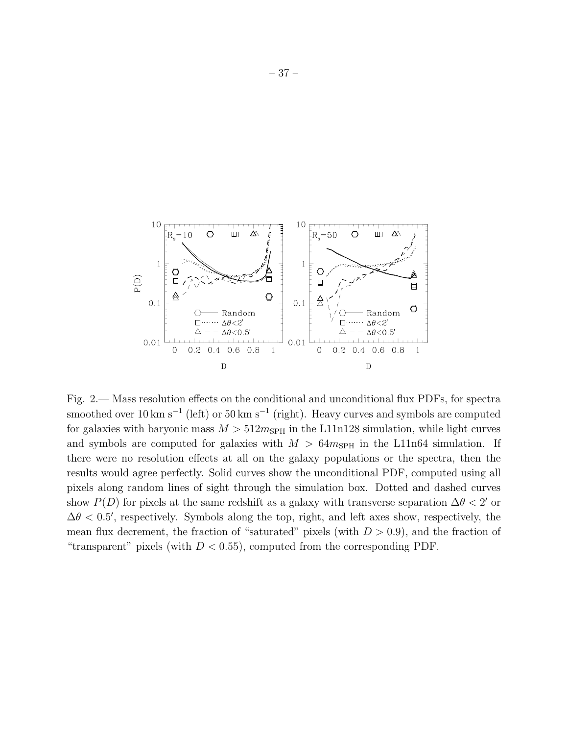Fig. 2.— Mass resolution effects on the conditional and unconditional flux PDFs, for spectra smoothed over $10\,\mathrm{km\,s^{-1}}$ (left) or $50\,\mathrm{km\,s^{-1}}$ (right). Heavy curves and symbols are computed for galaxies with baryonic mass $M > 512m_{\mathrm{SPH}}$ in the L11n128 simulation, while light curves and symbols are computed for galaxies with $M > 64m_{\mathrm{SPH}}$ in the L11n64 simulation. If there were no resolution effects at all on the galaxy populations or the spectra, then the results would agree perfectly. Solid curves show the unconditional PDF, computed using all pixels along random lines of sight through the simulation box. Dotted and dashed curves show $P(D)$ for pixels at the same redshift as a galaxy with transverse separation $\Delta\theta < 2'$ or $\Delta\theta < 0.5'$, respectively. Symbols along the top, right, and left axes show, respectively, the mean flux decrement, the fraction of "saturated" pixels (with $D > 0.9$), and the fraction of "transparent" pixels (with $D < 0.55$), computed from the corresponding PDF.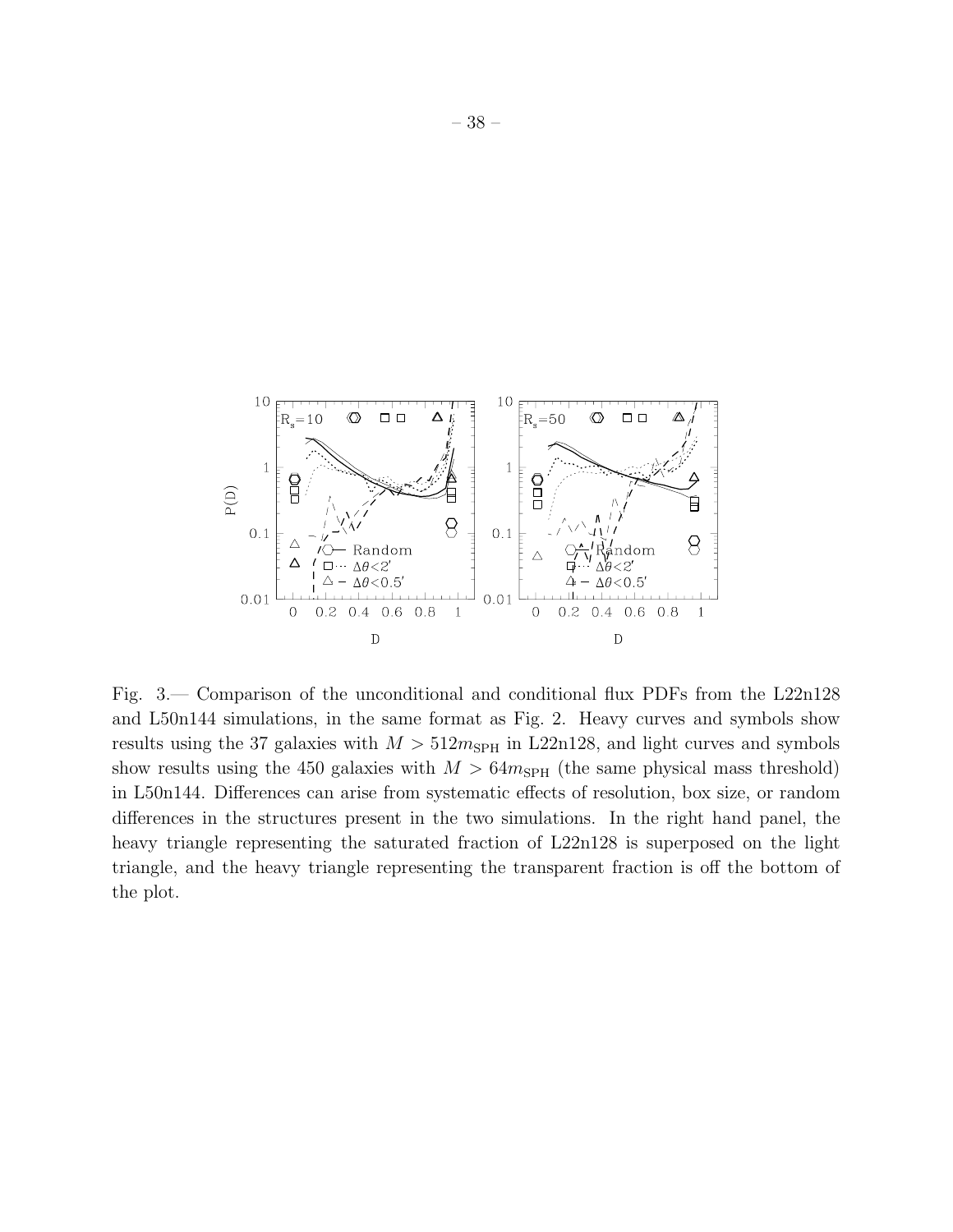Fig. 3.— Comparison of the unconditional and conditional flux PDFs from the L22n128 and L50n144 simulations, in the same format as Fig. 2. Heavy curves and symbols show results using the 37 galaxies with $M > 512m_{\rm SPH}$ in L22n128, and light curves and symbols show results using the 450 galaxies with $M > 64m_{\rm SPH}$ (the same physical mass threshold) in L50n144. Differences can arise from systematic effects of resolution, box size, or random differences in the structures present in the two simulations. In the right hand panel, the heavy triangle representing the saturated fraction of L22n128 is superposed on the light triangle, and the heavy triangle representing the transparent fraction is off the bottom of the plot.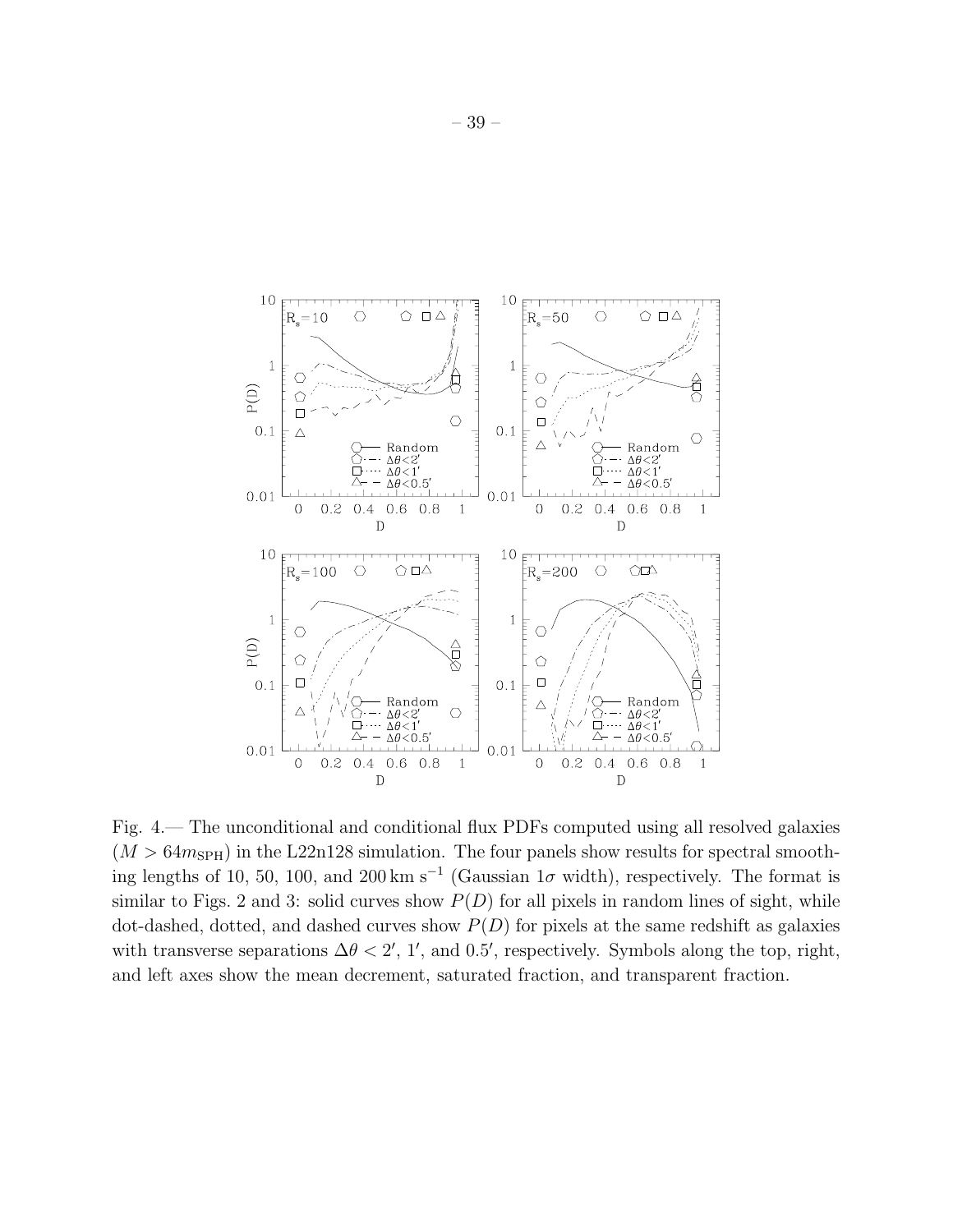Fig. 4.— The unconditional and conditional flux PDFs computed using all resolved galaxies ($M > 64m_{\rm SPH}$) in the L22n128 simulation. The four panels show results for spectral smoothing lengths of 10, 50, 100, and $200\,{\rm km\,s^{-1}}$ (Gaussian $1\sigma$ width), respectively. The format is similar to Figs. 2 and 3: solid curves show $P(D)$ for all pixels in random lines of sight, while dot-dashed, dotted, and dashed curves show $P(D)$ for pixels at the same redshift as galaxies with transverse separations $\Delta\theta < 2'$, $1'$, and $0.5'$, respectively. Symbols along the top, right, and left axes show the mean decrement, saturated fraction, and transparent fraction.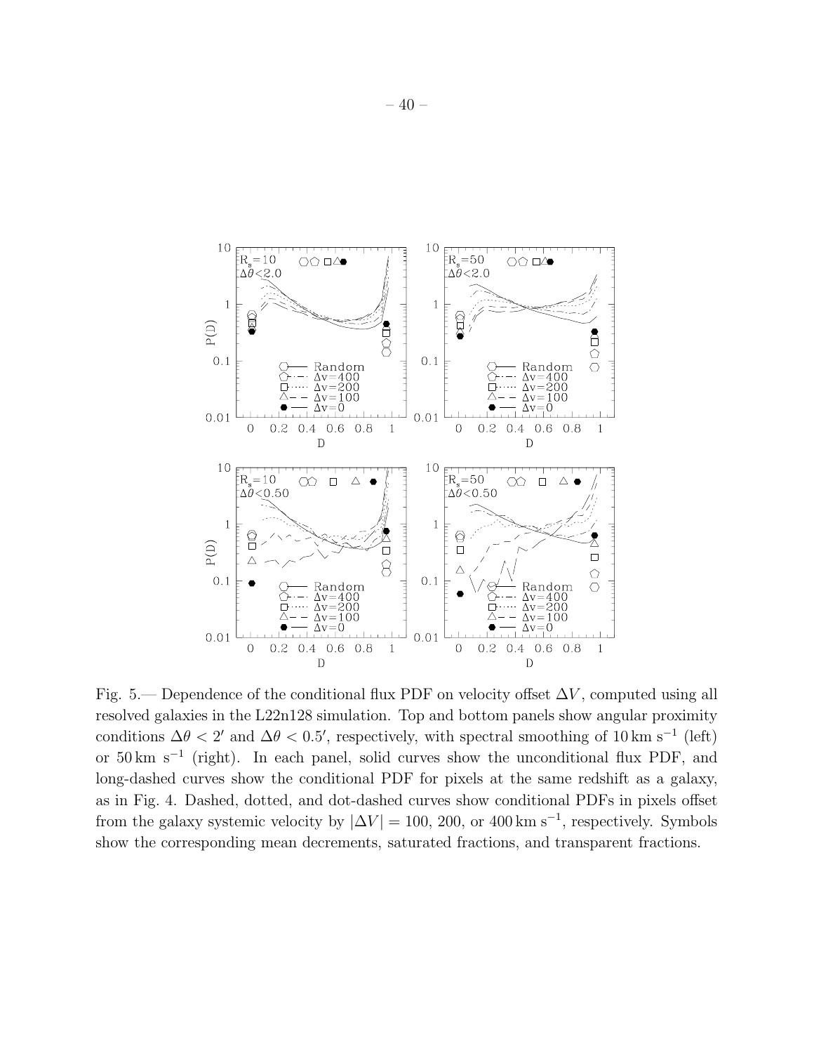Fig. 5.— Dependence of the conditional flux PDF on velocity offset $\Delta V$, computed using all resolved galaxies in the L22n128 simulation. Top and bottom panels show angular proximity conditions $\Delta\theta < 2'$ and $\Delta\theta < 0.5'$, respectively, with spectral smoothing of $10\,\mathrm{km\ s^{-1}}$ (left) or $50\,\mathrm{km\ s^{-1}}$ (right). In each panel, solid curves show the unconditional flux PDF, and long-dashed curves show the conditional PDF for pixels at the same redshift as a galaxy, as in Fig. 4. Dashed, dotted, and dot-dashed curves show conditional PDFs in pixels offset from the galaxy systemic velocity by $|\Delta V| = 100$, 200, or $400\,\mathrm{km\ s^{-1}}$, respectively. Symbols show the corresponding mean decrements, saturated fractions, and transparent fractions.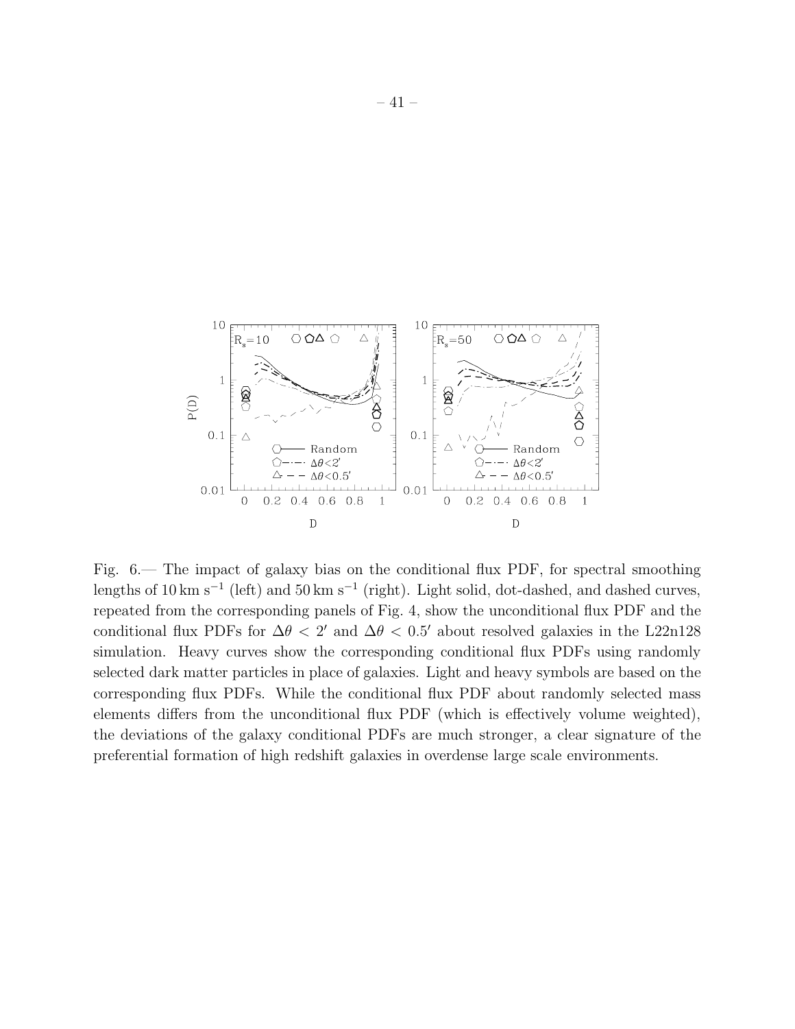Fig. 6.— The impact of galaxy bias on the conditional flux PDF, for spectral smoothing lengths of $10\,\mathrm{km\,s^{-1}}$ (left) and $50\,\mathrm{km\,s^{-1}}$ (right). Light solid, dot-dashed, and dashed curves, repeated from the corresponding panels of Fig. 4, show the unconditional flux PDF and the conditional flux PDFs for $\Delta\theta < 2'$ and $\Delta\theta < 0.5'$ about resolved galaxies in the L22n128 simulation. Heavy curves show the corresponding conditional flux PDFs using randomly selected dark matter particles in place of galaxies. Light and heavy symbols are based on the corresponding flux PDFs. While the conditional flux PDF about randomly selected mass elements differs from the unconditional flux PDF (which is effectively volume weighted), the deviations of the galaxy conditional PDFs are much stronger, a clear signature of the preferential formation of high redshift galaxies in overdense large scale environments.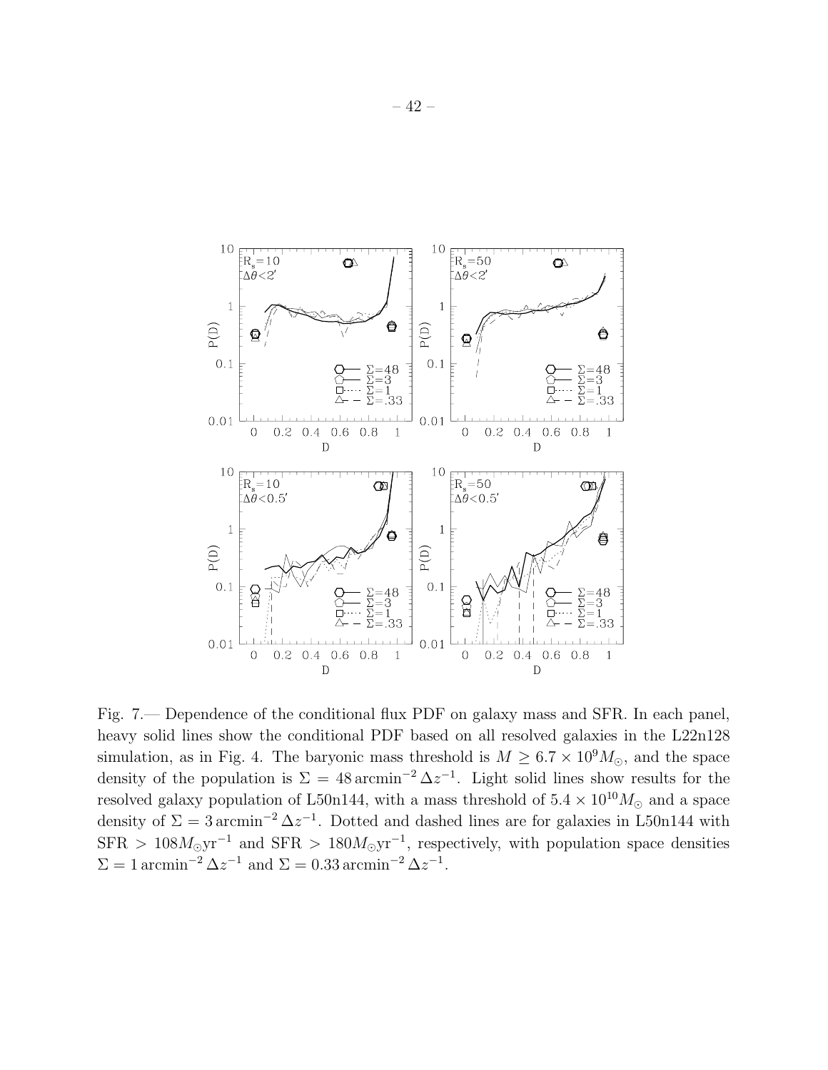Fig. 7.— Dependence of the conditional flux PDF on galaxy mass and SFR. In each panel, heavy solid lines show the conditional PDF based on all resolved galaxies in the L22n128 simulation, as in Fig. 4. The baryonic mass threshold is $M \geq 6.7 \times 10^9 M_\odot$, and the space density of the population is $\Sigma = 48\,\mathrm{arcmin}^{-2}\,\Delta z^{-1}$. Light solid lines show results for the resolved galaxy population of L50n144, with a mass threshold of $5.4 \times 10^{10} M_\odot$ and a space density of $\Sigma = 3\,\mathrm{arcmin}^{-2}\,\Delta z^{-1}$. Dotted and dashed lines are for galaxies in L50n144 with SFR $> 108 M_\odot \mathrm{yr}^{-1}$ and SFR $> 180 M_\odot \mathrm{yr}^{-1}$, respectively, with population space densities $\Sigma = 1\,\mathrm{arcmin}^{-2}\,\Delta z^{-1}$ and $\Sigma = 0.33\,\mathrm{arcmin}^{-2}\,\Delta z^{-1}$.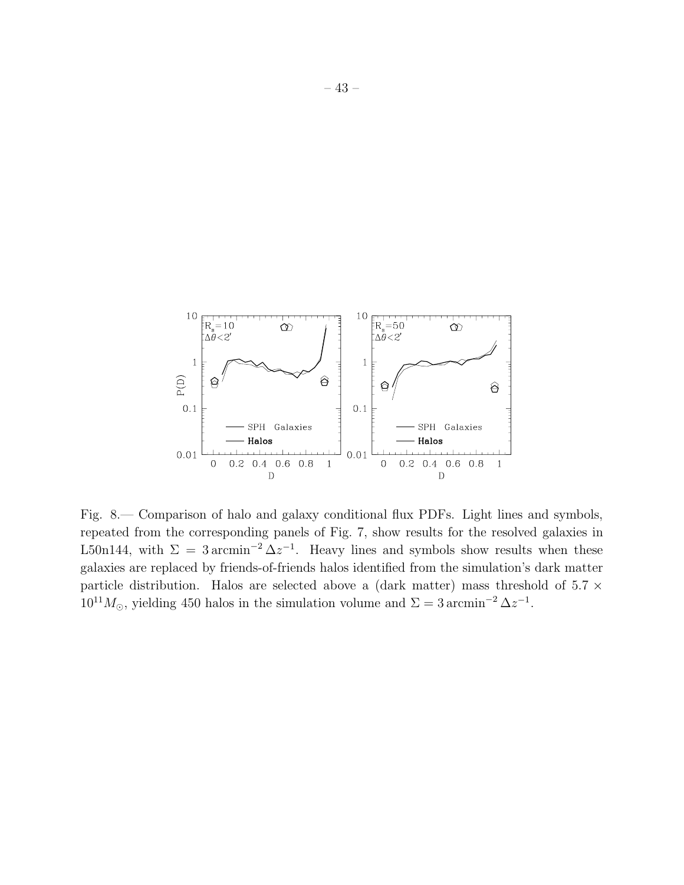Fig. 8.— Comparison of halo and galaxy conditional flux PDFs. Light lines and symbols, repeated from the corresponding panels of Fig. 7, show results for the resolved galaxies in L50n144, with $\Sigma = 3\,\mathrm{arcmin}^{-2}\,\Delta z^{-1}$. Heavy lines and symbols show results when these galaxies are replaced by friends-of-friends halos identified from the simulation's dark matter particle distribution. Halos are selected above a (dark matter) mass threshold of $5.7 \times 10^{11} M_{\odot}$, yielding 450 halos in the simulation volume and $\Sigma = 3\,\mathrm{arcmin}^{-2}\,\Delta z^{-1}$.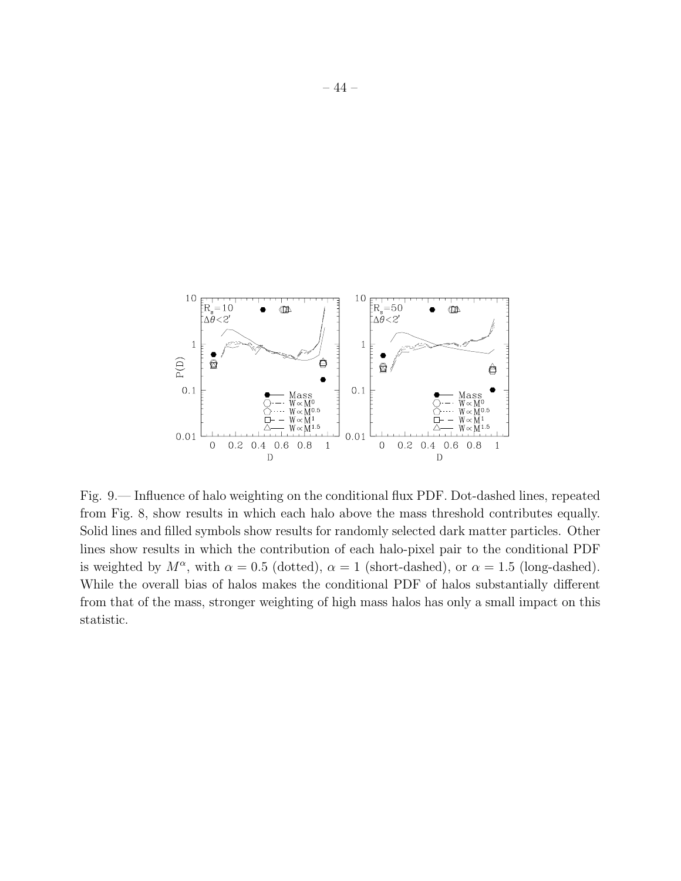Fig. 9.— Influence of halo weighting on the conditional flux PDF. Dot-dashed lines, repeated from Fig. 8, show results in which each halo above the mass threshold contributes equally. Solid lines and filled symbols show results for randomly selected dark matter particles. Other lines show results in which the contribution of each halo-pixel pair to the conditional PDF is weighted by $M^{\alpha}$, with $\alpha = 0.5$ (dotted), $\alpha = 1$ (short-dashed), or $\alpha = 1.5$ (long-dashed). While the overall bias of halos makes the conditional PDF of halos substantially different from that of the mass, stronger weighting of high mass halos has only a small impact on this statistic.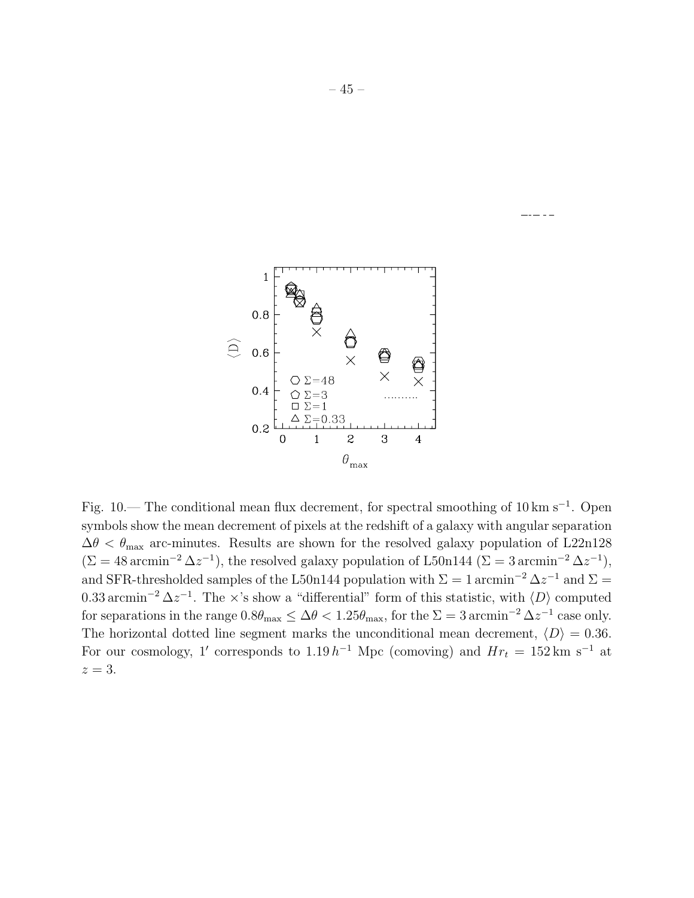Fig. 10.— The conditional mean flux decrement, for spectral smoothing of $10\,\mathrm{km\ s^{-1}}$. Open symbols show the mean decrement of pixels at the redshift of a galaxy with angular separation $\Delta\theta < \theta_{\max}$ arc-minutes. Results are shown for the resolved galaxy population of L22n128 ($\Sigma = 48\,\mathrm{arcmin}^{-2}\,\Delta z^{-1}$), the resolved galaxy population of L50n144 ($\Sigma = 3\,\mathrm{arcmin}^{-2}\,\Delta z^{-1}$), and SFR-thresholded samples of the L50n144 population with $\Sigma = 1\,\mathrm{arcmin}^{-2}\,\Delta z^{-1}$ and $\Sigma = 0.33\,\mathrm{arcmin}^{-2}\,\Delta z^{-1}$. The $\times$'s show a "differential" form of this statistic, with $\langle D\rangle$ computed for separations in the range $0.8\theta_{\max} \leq \Delta\theta < 1.25\theta_{\max}$, for the $\Sigma = 3\,\mathrm{arcmin}^{-2}\,\Delta z^{-1}$ case only. The horizontal dotted line segment marks the unconditional mean decrement, $\langle D\rangle = 0.36$. For our cosmology, $1'$ corresponds to $1.19\,h^{-1}$ Mpc (comoving) and $Hr_t = 152\,\mathrm{km\ s^{-1}}$ at $z = 3$.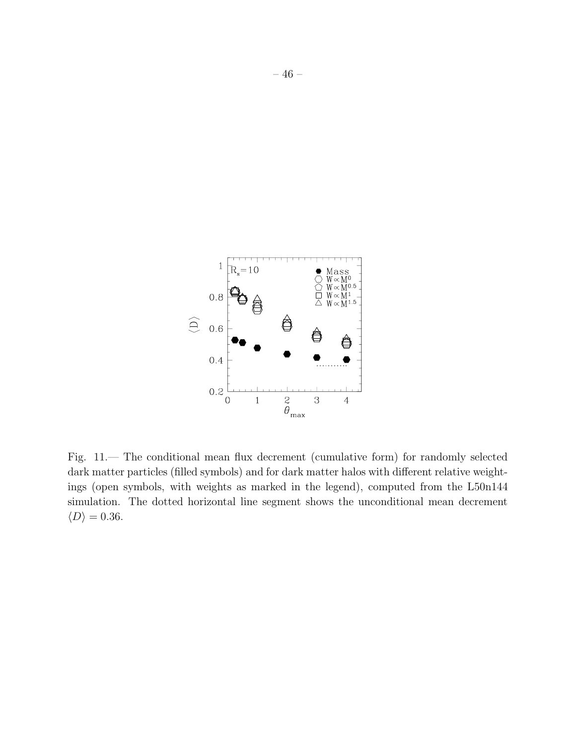Fig. 11.— The conditional mean flux decrement (cumulative form) for randomly selected dark matter particles (filled symbols) and for dark matter halos with different relative weightings (open symbols, with weights as marked in the legend), computed from the L50n144 simulation. The dotted horizontal line segment shows the unconditional mean decrement $\langle D \rangle = 0.36$.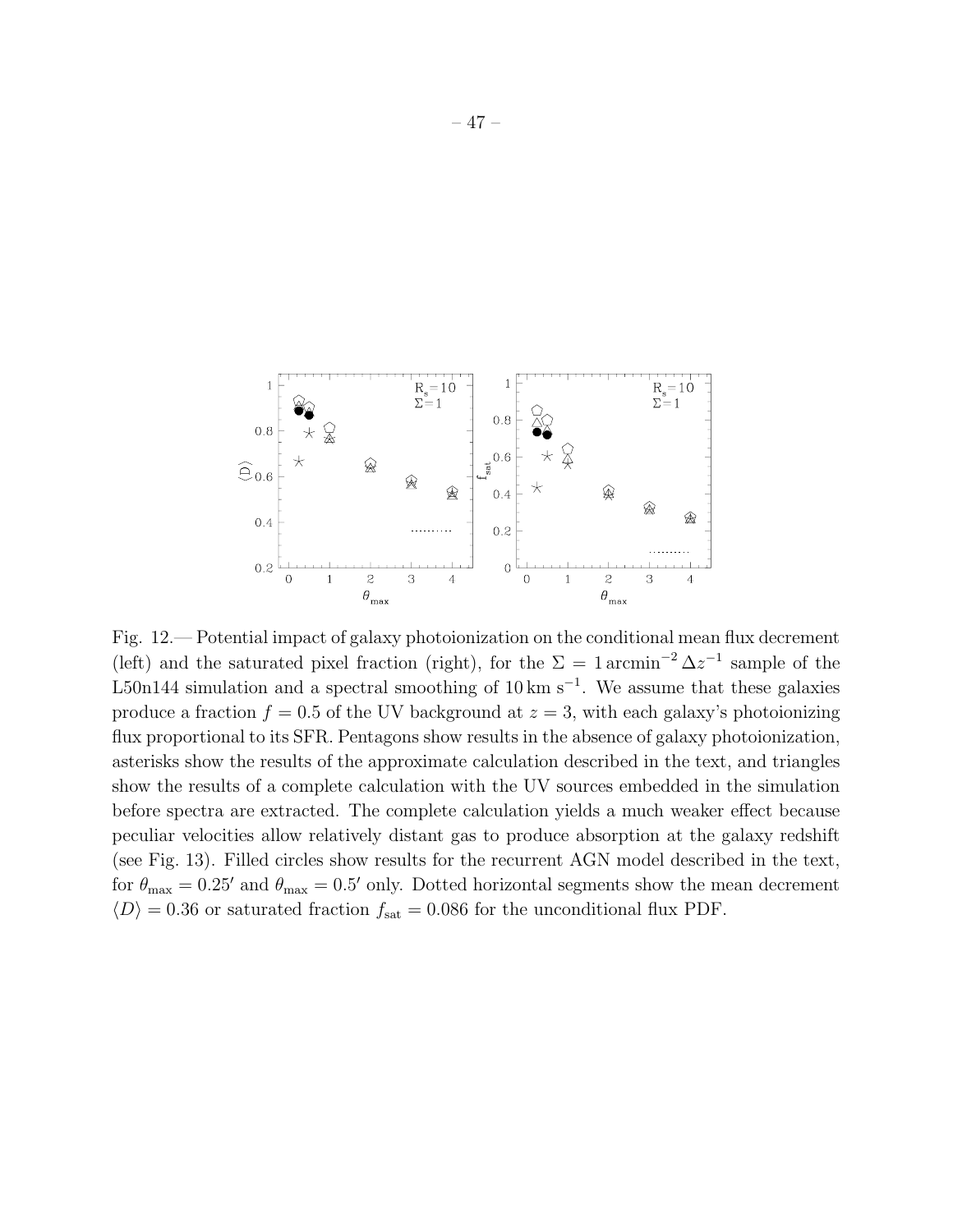Fig. 12.— Potential impact of galaxy photoionization on the conditional mean flux decrement (left) and the saturated pixel fraction (right), for the $\Sigma = 1\,\mathrm{arcmin}^{-2}\,\Delta z^{-1}$ sample of the L50n144 simulation and a spectral smoothing of $10\,\mathrm{km\ s}^{-1}$. We assume that these galaxies produce a fraction $f = 0.5$ of the UV background at $z = 3$, with each galaxy's photoionizing flux proportional to its SFR. Pentagons show results in the absence of galaxy photoionization, asterisks show the results of the approximate calculation described in the text, and triangles show the results of a complete calculation with the UV sources embedded in the simulation before spectra are extracted. The complete calculation yields a much weaker effect because peculiar velocities allow relatively distant gas to produce absorption at the galaxy redshift (see Fig. 13). Filled circles show results for the recurrent AGN model described in the text, for $\theta_{\rm max} = 0.25'$ and $\theta_{\rm max} = 0.5'$ only. Dotted horizontal segments show the mean decrement $\langle D \rangle = 0.36$ or saturated fraction $f_{\rm sat} = 0.086$ for the unconditional flux PDF.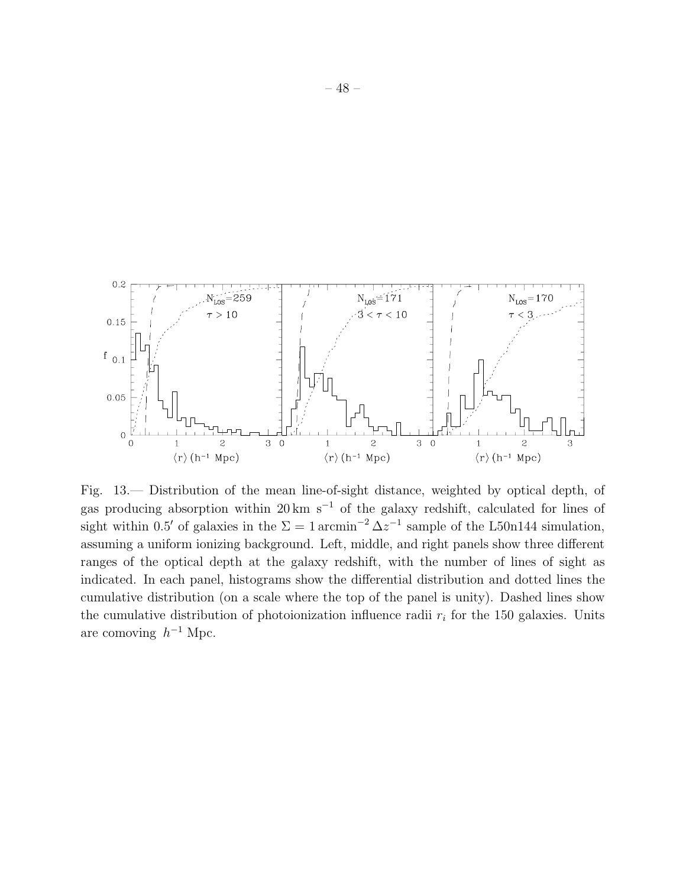Fig. 13.— Distribution of the mean line-of-sight distance, weighted by optical depth, of gas producing absorption within $20\,\mathrm{km\ s^{-1}}$ of the galaxy redshift, calculated for lines of sight within $0.5'$ of galaxies in the $\Sigma = 1\,\mathrm{arcmin}^{-2}\,\Delta z^{-1}$ sample of the L50n144 simulation, assuming a uniform ionizing background. Left, middle, and right panels show three different ranges of the optical depth at the galaxy redshift, with the number of lines of sight as indicated. In each panel, histograms show the differential distribution and dotted lines the cumulative distribution (on a scale where the top of the panel is unity). Dashed lines show the cumulative distribution of photoionization influence radii $r_i$ for the 150 galaxies. Units are comoving $h^{-1}$ Mpc.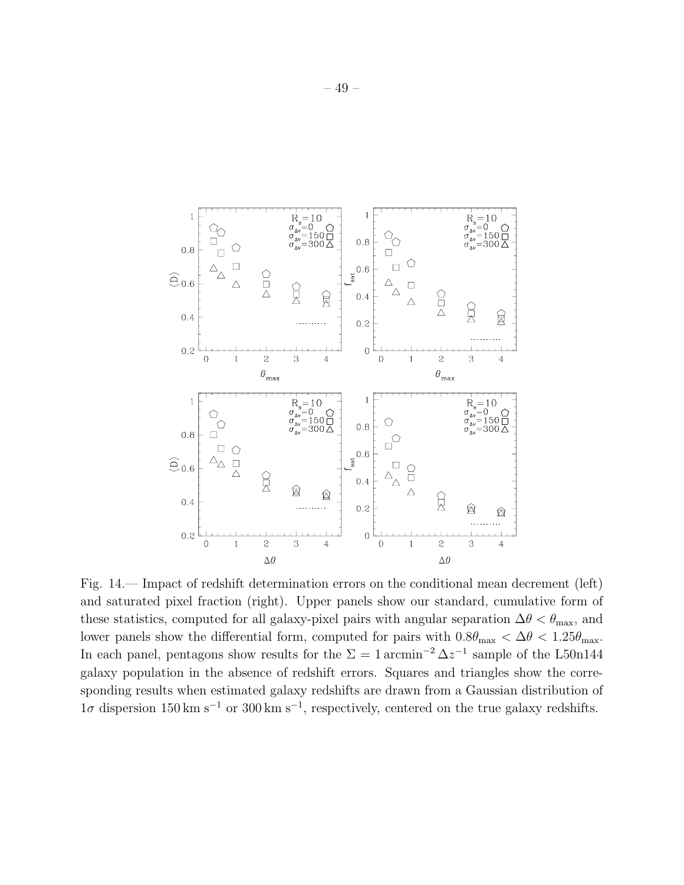Fig. 14.— Impact of redshift determination errors on the conditional mean decrement (left) and saturated pixel fraction (right). Upper panels show our standard, cumulative form of these statistics, computed for all galaxy-pixel pairs with angular separation $\Delta\theta < \theta_{\rm max}$, and lower panels show the differential form, computed for pairs with $0.8\theta_{\rm max} < \Delta\theta < 1.25\theta_{\rm max}$. In each panel, pentagons show results for the $\Sigma = 1\,{\rm arcmin}^{-2}\,\Delta z^{-1}$ sample of the L50n144 galaxy population in the absence of redshift errors. Squares and triangles show the corresponding results when estimated galaxy redshifts are drawn from a Gaussian distribution of $1\sigma$ dispersion $150\,{\rm km\,s^{-1}}$ or $300\,{\rm km\,s^{-1}}$, respectively, centered on the true galaxy redshifts.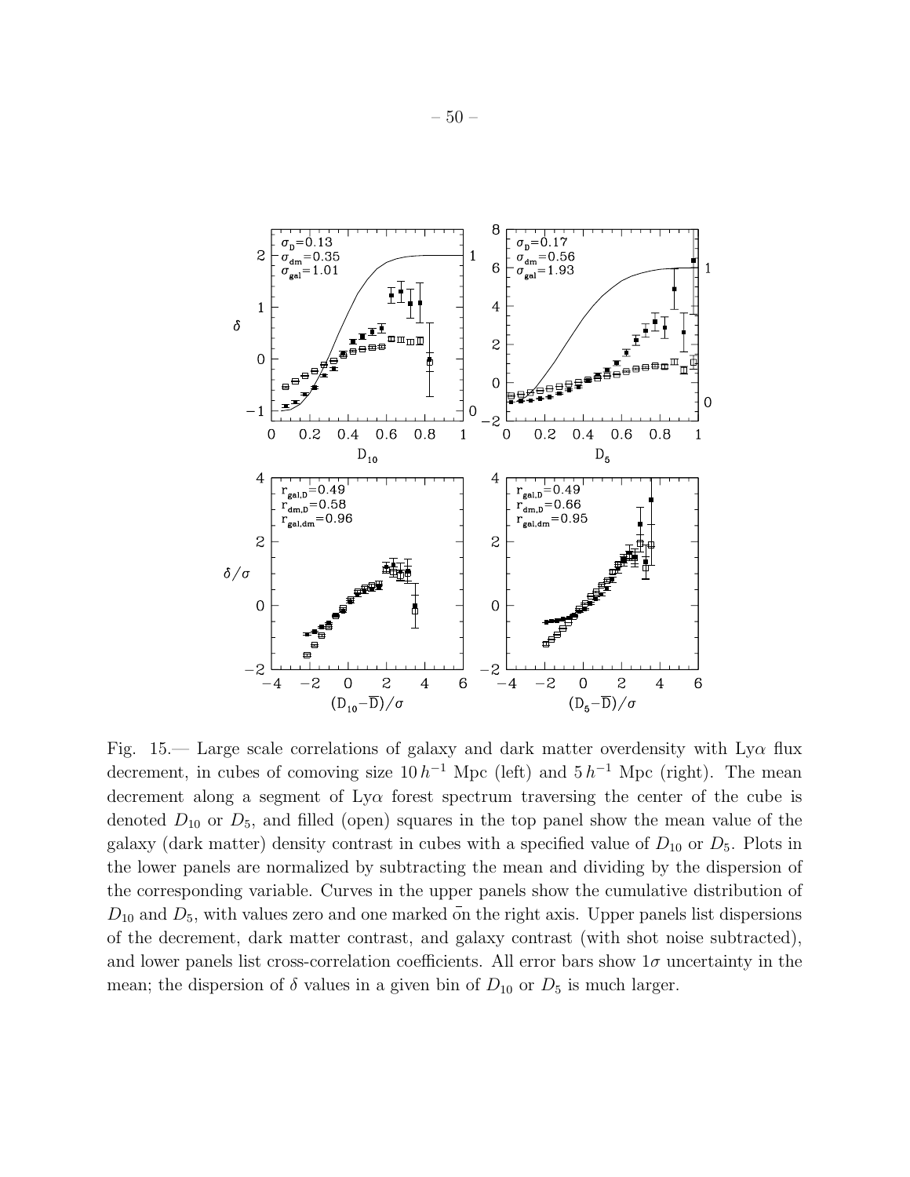Fig. 15.— Large scale correlations of galaxy and dark matter overdensity with Ly$\alpha$ flux decrement, in cubes of comoving size $10\,h^{-1}$ Mpc (left) and $5\,h^{-1}$ Mpc (right). The mean decrement along a segment of Ly$\alpha$ forest spectrum traversing the center of the cube is denoted $D_{10}$ or $D_5$, and filled (open) squares in the top panel show the mean value of the galaxy (dark matter) density contrast in cubes with a specified value of $D_{10}$ or $D_5$. Plots in the lower panels are normalized by subtracting the mean and dividing by the dispersion of the corresponding variable. Curves in the upper panels show the cumulative distribution of $D_{10}$ and $D_5$, with values zero and one marked on the right axis. Upper panels list dispersions of the decrement, dark matter contrast, and galaxy contrast (with shot noise subtracted), and lower panels list cross-correlation coefficients. All error bars show $1\sigma$ uncertainty in the mean; the dispersion of $\delta$ values in a given bin of $D_{10}$ or $D_5$ is much larger.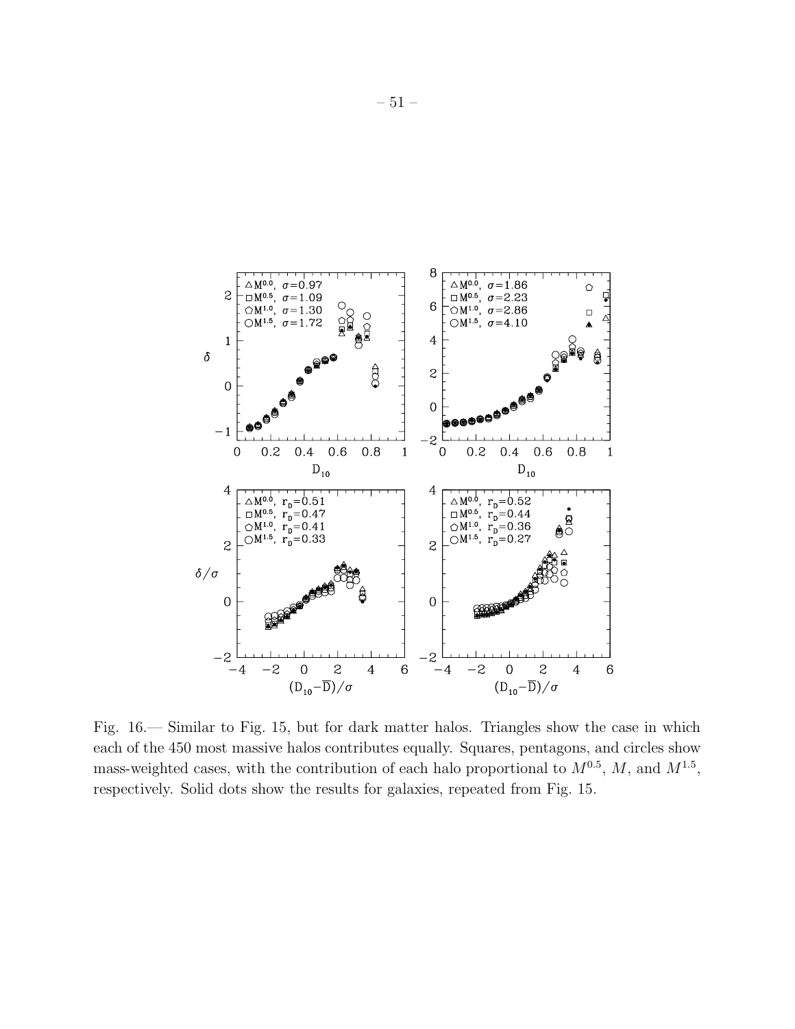Fig. 16.— Similar to Fig. 15, but for dark matter halos. Triangles show the case in which each of the 450 most massive halos contributes equally. Squares, pentagons, and circles show mass-weighted cases, with the contribution of each halo proportional to $M^{0.5}$, $M$, and $M^{1.5}$, respectively. Solid dots show the results for galaxies, repeated from Fig. 15.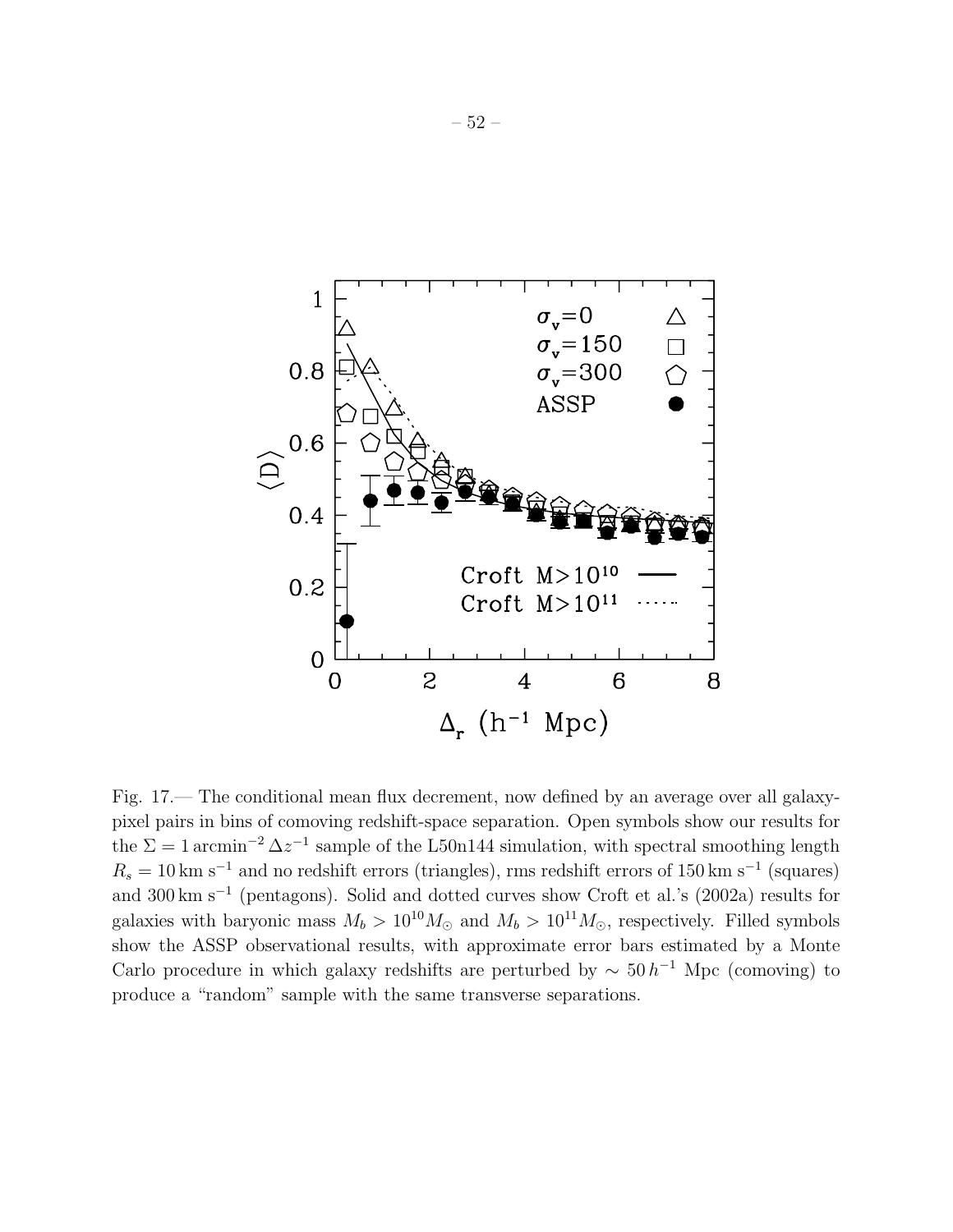Fig. 17.— The conditional mean flux decrement, now defined by an average over all galaxy-pixel pairs in bins of comoving redshift-space separation. Open symbols show our results for the $\Sigma = 1\,\mathrm{arcmin}^{-2}\,\Delta z^{-1}$ sample of the L50n144 simulation, with spectral smoothing length $R_s = 10\,\mathrm{km\ s}^{-1}$ and no redshift errors (triangles), rms redshift errors of $150\,\mathrm{km\ s}^{-1}$ (squares) and $300\,\mathrm{km\ s}^{-1}$ (pentagons). Solid and dotted curves show Croft et al.'s (2002a) results for galaxies with baryonic mass $M_b > 10^{10} M_\odot$ and $M_b > 10^{11} M_\odot$, respectively. Filled symbols show the ASSP observational results, with approximate error bars estimated by a Monte Carlo procedure in which galaxy redshifts are perturbed by $\sim 50\,h^{-1}$ Mpc (comoving) to produce a "random" sample with the same transverse separations.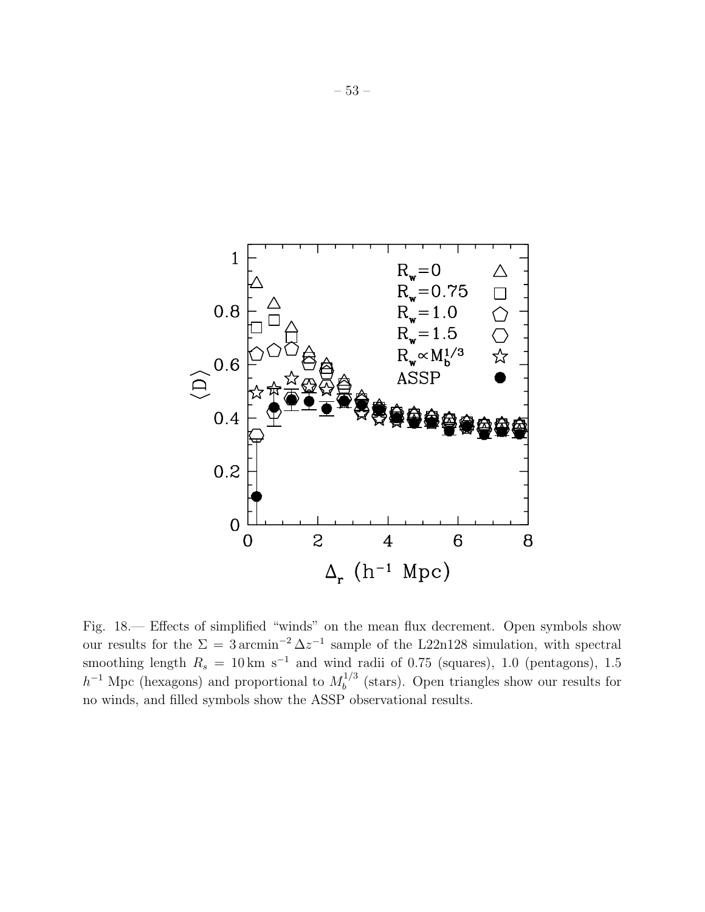Fig. 18.— Effects of simplified "winds" on the mean flux decrement. Open symbols show our results for the $\Sigma = 3\,\mathrm{arcmin}^{-2}\,\Delta z^{-1}$ sample of the L22n128 simulation, with spectral smoothing length $R_s = 10\,\mathrm{km\ s}^{-1}$ and wind radii of 0.75 (squares), 1.0 (pentagons), 1.5 $h^{-1}$ Mpc (hexagons) and proportional to $M_b^{1/3}$ (stars). Open triangles show our results for no winds, and filled symbols show the ASSP observational results.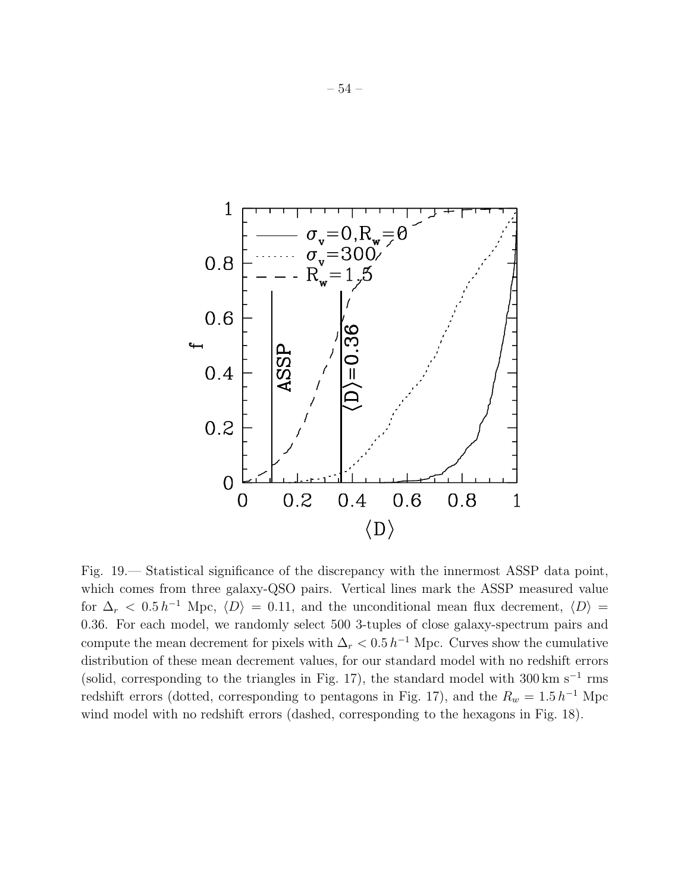f

1

0.8

0.6

0.4

0.2

0

0

0.2

0.4

0.6

0.8

1

⟨D⟩

$\sigma_v$=0,$R_w$=0

$\sigma_v$=300

$R_w$=1.5

ASSP

⟨D⟩=0.36

Fig. 19.— Statistical significance of the discrepancy with the innermost ASSP data point, which comes from three galaxy-QSO pairs. Vertical lines mark the ASSP measured value for $\Delta_r < 0.5\,h^{-1}$ Mpc, $\langle D \rangle = 0.11$, and the unconditional mean flux decrement, $\langle D \rangle = 0.36$. For each model, we randomly select 500 3-tuples of close galaxy-spectrum pairs and compute the mean decrement for pixels with $\Delta_r < 0.5\,h^{-1}$ Mpc. Curves show the cumulative distribution of these mean decrement values, for our standard model with no redshift errors (solid, corresponding to the triangles in Fig. 17), the standard model with $300\,\mathrm{km\,s^{-1}}$ rms redshift errors (dotted, corresponding to pentagons in Fig. 17), and the $R_w = 1.5\,h^{-1}$ Mpc wind model with no redshift errors (dashed, corresponding to the hexagons in Fig. 18).